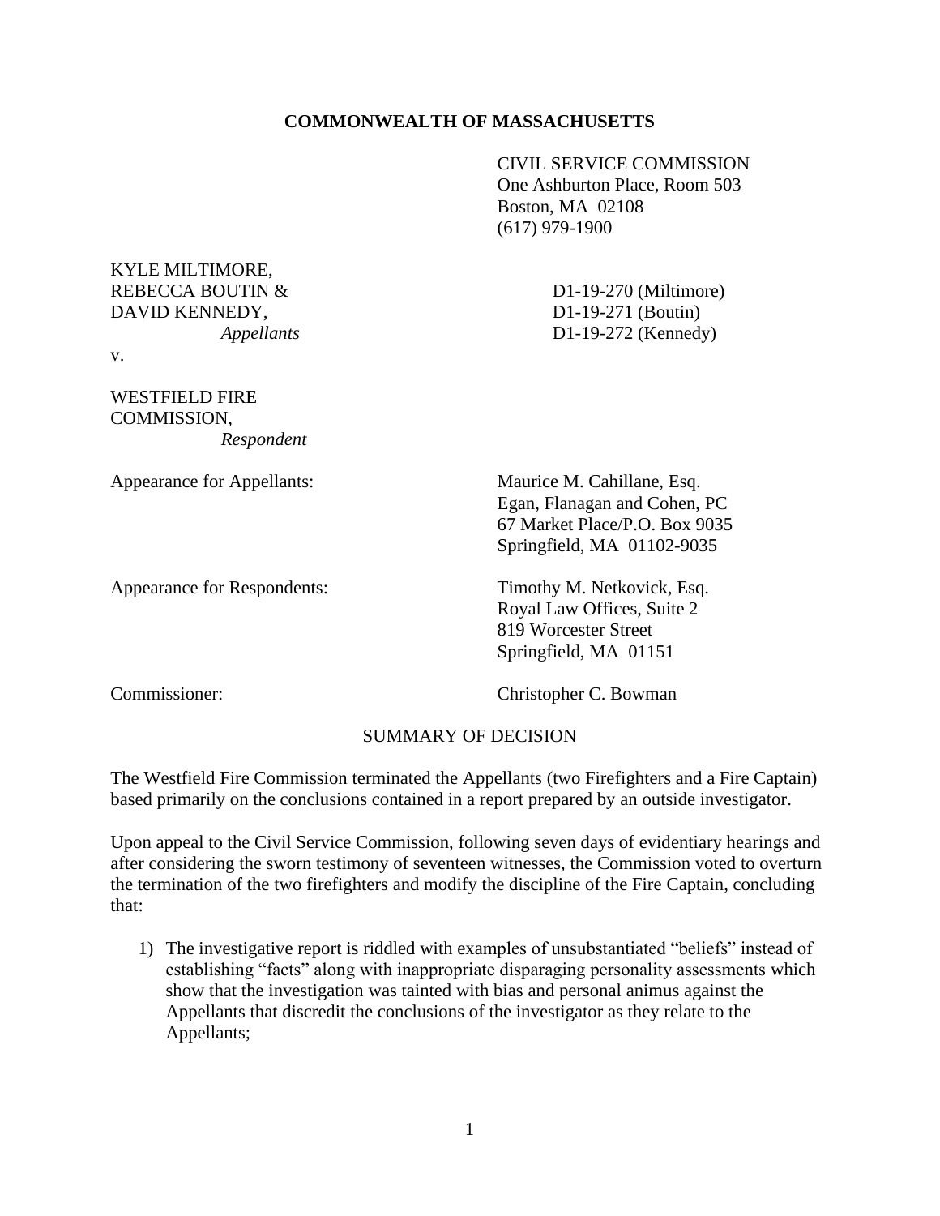**COMMONWEALTH OF MASSACHUSETTS**

CIVIL SERVICE COMMISSION
One Ashburton Place, Room 503
Boston, MA 02108
(617) 979-1900

KYLE MILTIMORE,
REBECCA BOUTIN &
DAVID KENNEDY,
*Appellants*

D1-19-270 (Miltimore)
D1-19-271 (Boutin)
D1-19-272 (Kennedy)

v.

WESTFIELD FIRE
COMMISSION,
*Respondent*

Appearance for Appellants: Maurice M. Cahillane, Esq.
Egan, Flanagan and Cohen, PC
67 Market Place/P.O. Box 9035
Springfield, MA 01102-9035

Appearance for Respondents: Timothy M. Netkovick, Esq.
Royal Law Offices, Suite 2
819 Worcester Street
Springfield, MA 01151

Commissioner: Christopher C. Bowman

SUMMARY OF DECISION

The Westfield Fire Commission terminated the Appellants (two Firefighters and a Fire Captain) based primarily on the conclusions contained in a report prepared by an outside investigator.

Upon appeal to the Civil Service Commission, following seven days of evidentiary hearings and after considering the sworn testimony of seventeen witnesses, the Commission voted to overturn the termination of the two firefighters and modify the discipline of the Fire Captain, concluding that:

1) The investigative report is riddled with examples of unsubstantiated "beliefs" instead of establishing "facts" along with inappropriate disparaging personality assessments which show that the investigation was tainted with bias and personal animus against the Appellants that discredit the conclusions of the investigator as they relate to the Appellants;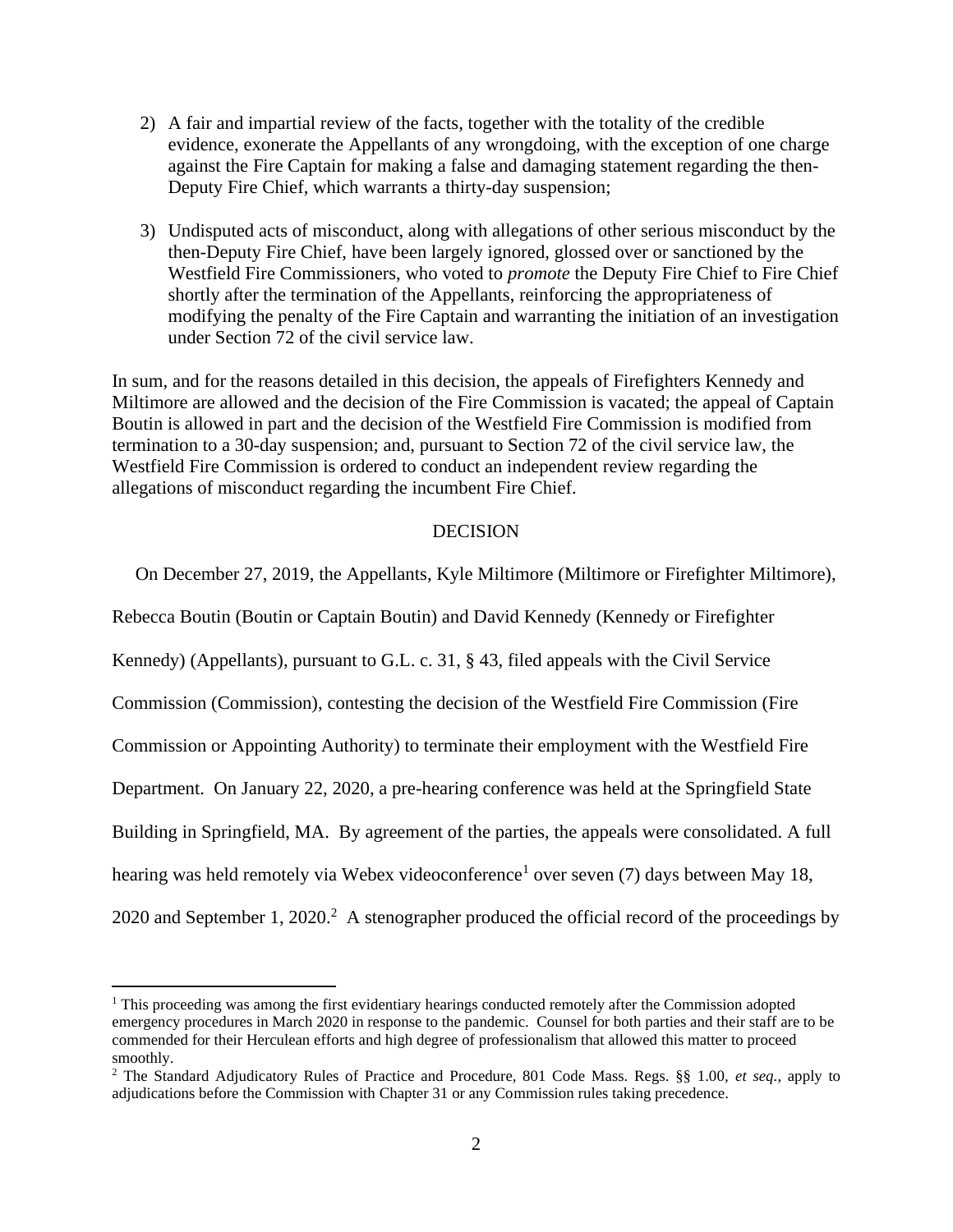2) A fair and impartial review of the facts, together with the totality of the credible evidence, exonerate the Appellants of any wrongdoing, with the exception of one charge against the Fire Captain for making a false and damaging statement regarding the then-Deputy Fire Chief, which warrants a thirty-day suspension;

3) Undisputed acts of misconduct, along with allegations of other serious misconduct by the then-Deputy Fire Chief, have been largely ignored, glossed over or sanctioned by the Westfield Fire Commissioners, who voted to *promote* the Deputy Fire Chief to Fire Chief shortly after the termination of the Appellants, reinforcing the appropriateness of modifying the penalty of the Fire Captain and warranting the initiation of an investigation under Section 72 of the civil service law.

In sum, and for the reasons detailed in this decision, the appeals of Firefighters Kennedy and Miltimore are allowed and the decision of the Fire Commission is vacated; the appeal of Captain Boutin is allowed in part and the decision of the Westfield Fire Commission is modified from termination to a 30-day suspension; and, pursuant to Section 72 of the civil service law, the Westfield Fire Commission is ordered to conduct an independent review regarding the allegations of misconduct regarding the incumbent Fire Chief.

## DECISION

On December 27, 2019, the Appellants, Kyle Miltimore (Miltimore or Firefighter Miltimore), Rebecca Boutin (Boutin or Captain Boutin) and David Kennedy (Kennedy or Firefighter Kennedy) (Appellants), pursuant to G.L. c. 31, § 43, filed appeals with the Civil Service Commission (Commission), contesting the decision of the Westfield Fire Commission (Fire Commission or Appointing Authority) to terminate their employment with the Westfield Fire Department. On January 22, 2020, a pre-hearing conference was held at the Springfield State Building in Springfield, MA. By agreement of the parties, the appeals were consolidated. A full hearing was held remotely via Webex videoconference[1] over seven (7) days between May 18, 2020 and September 1, 2020.[2] A stenographer produced the official record of the proceedings by

---

[1] This proceeding was among the first evidentiary hearings conducted remotely after the Commission adopted emergency procedures in March 2020 in response to the pandemic. Counsel for both parties and their staff are to be commended for their Herculean efforts and high degree of professionalism that allowed this matter to proceed smoothly.

[2] The Standard Adjudicatory Rules of Practice and Procedure, 801 Code Mass. Regs. §§ 1.00, *et seq.*, apply to adjudications before the Commission with Chapter 31 or any Commission rules taking precedence.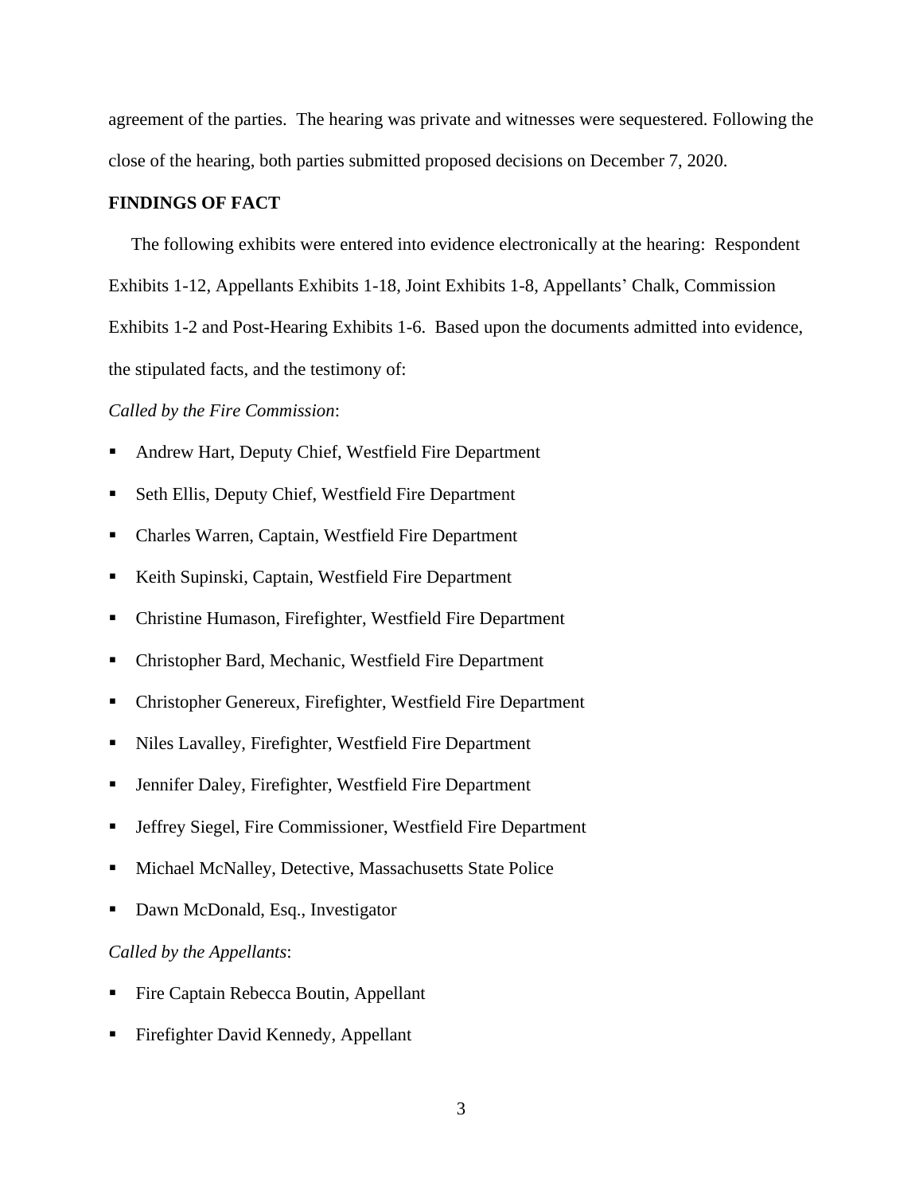agreement of the parties. The hearing was private and witnesses were sequestered. Following the close of the hearing, both parties submitted proposed decisions on December 7, 2020.

**FINDINGS OF FACT**

The following exhibits were entered into evidence electronically at the hearing: Respondent Exhibits 1-12, Appellants Exhibits 1-18, Joint Exhibits 1-8, Appellants' Chalk, Commission Exhibits 1-2 and Post-Hearing Exhibits 1-6. Based upon the documents admitted into evidence, the stipulated facts, and the testimony of:

*Called by the Fire Commission*:

- Andrew Hart, Deputy Chief, Westfield Fire Department
- Seth Ellis, Deputy Chief, Westfield Fire Department
- Charles Warren, Captain, Westfield Fire Department
- Keith Supinski, Captain, Westfield Fire Department
- Christine Humason, Firefighter, Westfield Fire Department
- Christopher Bard, Mechanic, Westfield Fire Department
- Christopher Genereux, Firefighter, Westfield Fire Department
- Niles Lavalley, Firefighter, Westfield Fire Department
- Jennifer Daley, Firefighter, Westfield Fire Department
- Jeffrey Siegel, Fire Commissioner, Westfield Fire Department
- Michael McNalley, Detective, Massachusetts State Police
- Dawn McDonald, Esq., Investigator

*Called by the Appellants*:

- Fire Captain Rebecca Boutin, Appellant
- Firefighter David Kennedy, Appellant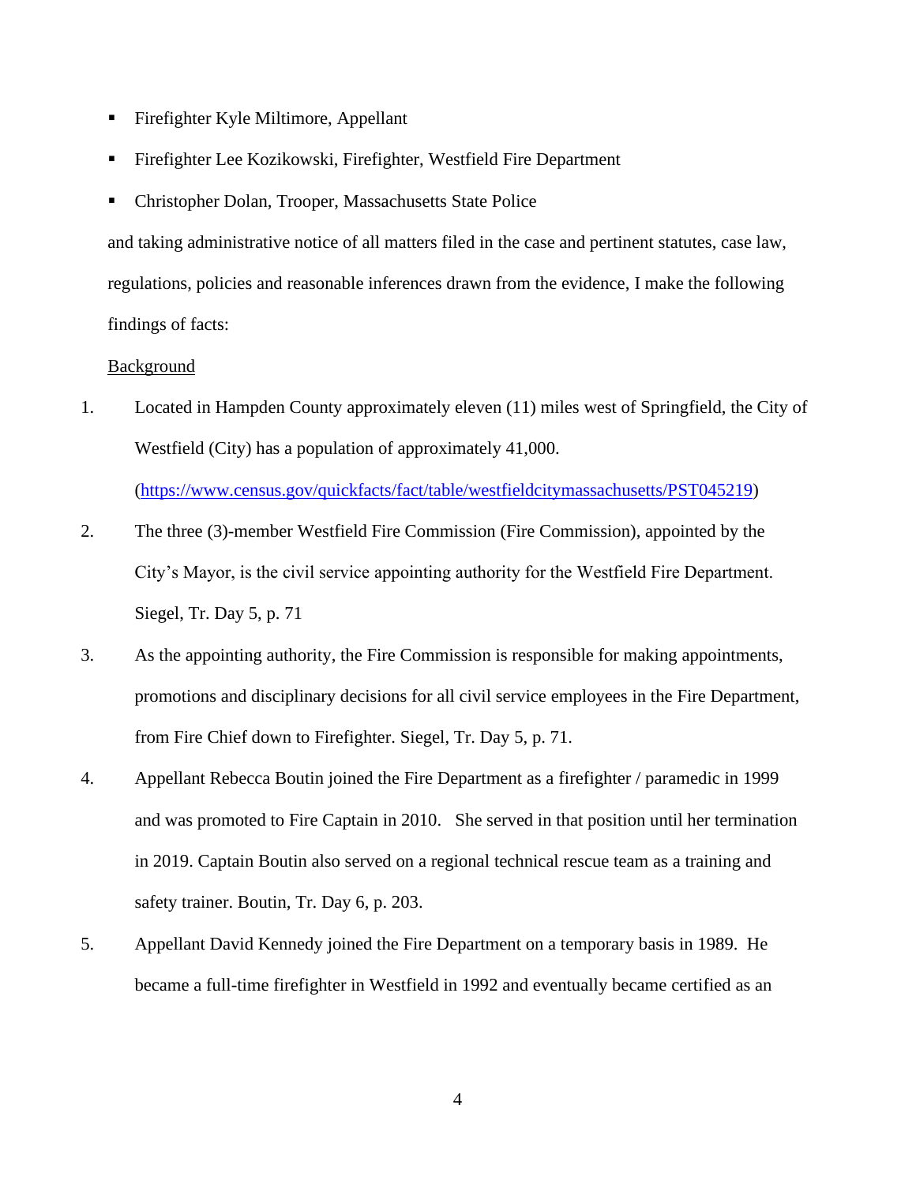- Firefighter Kyle Miltimore, Appellant
- Firefighter Lee Kozikowski, Firefighter, Westfield Fire Department
- Christopher Dolan, Trooper, Massachusetts State Police

and taking administrative notice of all matters filed in the case and pertinent statutes, case law, regulations, policies and reasonable inferences drawn from the evidence, I make the following findings of facts:

Background

1. Located in Hampden County approximately eleven (11) miles west of Springfield, the City of Westfield (City) has a population of approximately 41,000. (https://www.census.gov/quickfacts/fact/table/westfieldcitymassachusetts/PST045219)

2. The three (3)-member Westfield Fire Commission (Fire Commission), appointed by the City's Mayor, is the civil service appointing authority for the Westfield Fire Department. Siegel, Tr. Day 5, p. 71

3. As the appointing authority, the Fire Commission is responsible for making appointments, promotions and disciplinary decisions for all civil service employees in the Fire Department, from Fire Chief down to Firefighter. Siegel, Tr. Day 5, p. 71.

4. Appellant Rebecca Boutin joined the Fire Department as a firefighter / paramedic in 1999 and was promoted to Fire Captain in 2010. She served in that position until her termination in 2019. Captain Boutin also served on a regional technical rescue team as a training and safety trainer. Boutin, Tr. Day 6, p. 203.

5. Appellant David Kennedy joined the Fire Department on a temporary basis in 1989. He became a full-time firefighter in Westfield in 1992 and eventually became certified as an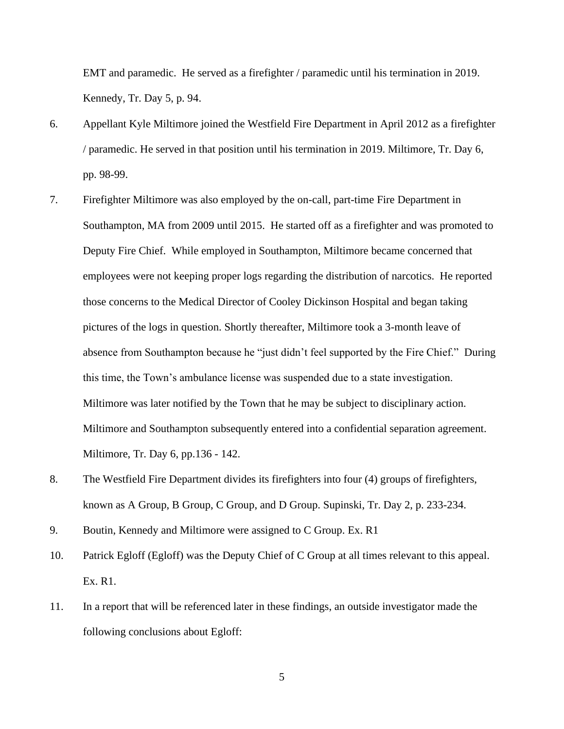EMT and paramedic. He served as a firefighter / paramedic until his termination in 2019. Kennedy, Tr. Day 5, p. 94.

6. Appellant Kyle Miltimore joined the Westfield Fire Department in April 2012 as a firefighter / paramedic. He served in that position until his termination in 2019. Miltimore, Tr. Day 6, pp. 98-99.

7. Firefighter Miltimore was also employed by the on-call, part-time Fire Department in Southampton, MA from 2009 until 2015. He started off as a firefighter and was promoted to Deputy Fire Chief. While employed in Southampton, Miltimore became concerned that employees were not keeping proper logs regarding the distribution of narcotics. He reported those concerns to the Medical Director of Cooley Dickinson Hospital and began taking pictures of the logs in question. Shortly thereafter, Miltimore took a 3-month leave of absence from Southampton because he "just didn't feel supported by the Fire Chief." During this time, the Town's ambulance license was suspended due to a state investigation. Miltimore was later notified by the Town that he may be subject to disciplinary action. Miltimore and Southampton subsequently entered into a confidential separation agreement. Miltimore, Tr. Day 6, pp.136 - 142.

8. The Westfield Fire Department divides its firefighters into four (4) groups of firefighters, known as A Group, B Group, C Group, and D Group. Supinski, Tr. Day 2, p. 233-234.

9. Boutin, Kennedy and Miltimore were assigned to C Group. Ex. R1

10. Patrick Egloff (Egloff) was the Deputy Chief of C Group at all times relevant to this appeal. Ex. R1.

11. In a report that will be referenced later in these findings, an outside investigator made the following conclusions about Egloff: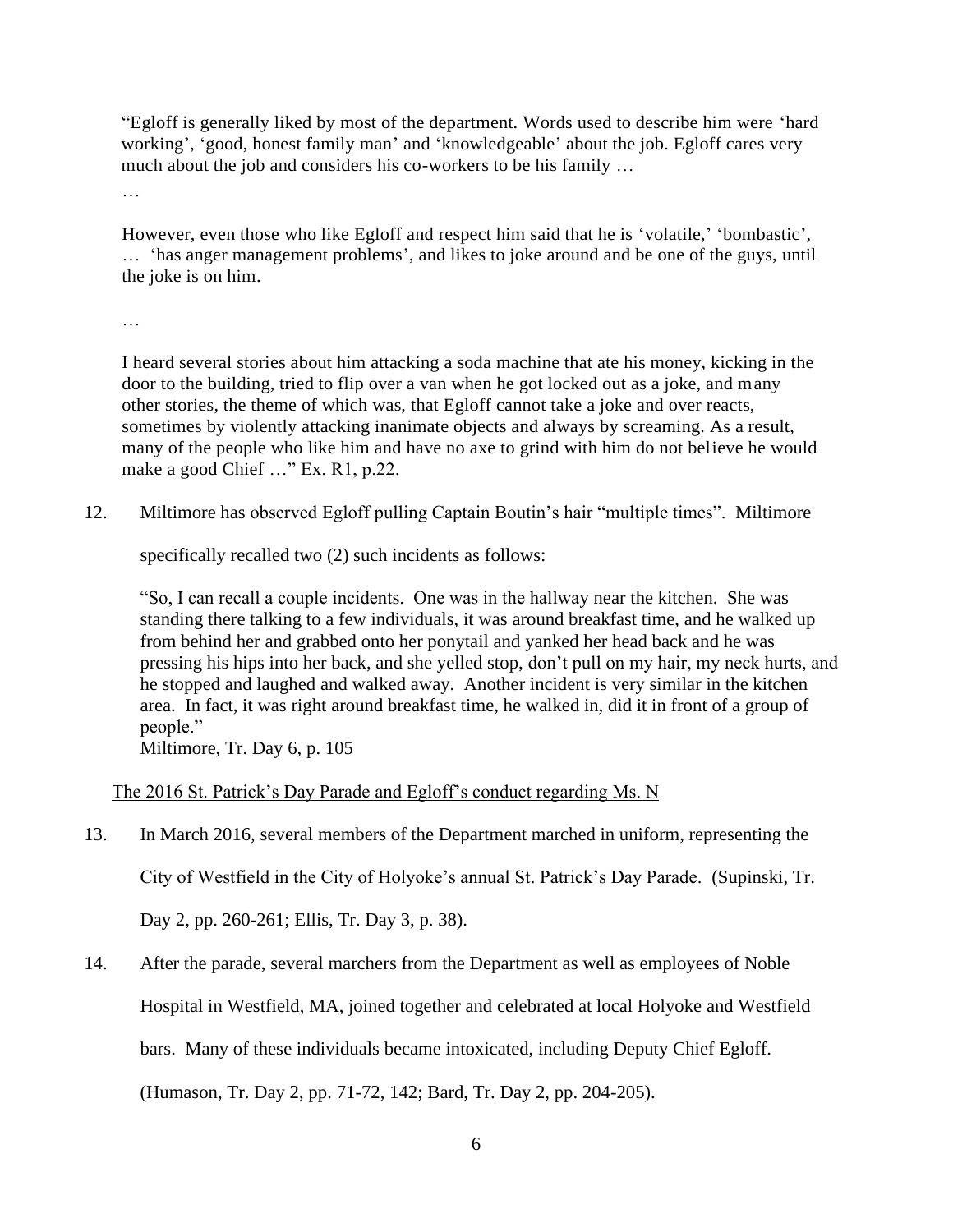> "Egloff is generally liked by most of the department. Words used to describe him were 'hard working', 'good, honest family man' and 'knowledgeable' about the job. Egloff cares very much about the job and considers his co-workers to be his family …
>
> …
>
> However, even those who like Egloff and respect him said that he is 'volatile,' 'bombastic', … 'has anger management problems', and likes to joke around and be one of the guys, until the joke is on him.
>
> …
>
> I heard several stories about him attacking a soda machine that ate his money, kicking in the door to the building, tried to flip over a van when he got locked out as a joke, and many other stories, the theme of which was, that Egloff cannot take a joke and over reacts, sometimes by violently attacking inanimate objects and always by screaming. As a result, many of the people who like him and have no axe to grind with him do not believe he would make a good Chief …" Ex. R1, p.22.

12. Miltimore has observed Egloff pulling Captain Boutin's hair "multiple times". Miltimore specifically recalled two (2) such incidents as follows:

> "So, I can recall a couple incidents. One was in the hallway near the kitchen. She was standing there talking to a few individuals, it was around breakfast time, and he walked up from behind her and grabbed onto her ponytail and yanked her head back and he was pressing his hips into her back, and she yelled stop, don't pull on my hair, my neck hurts, and he stopped and laughed and walked away. Another incident is very similar in the kitchen area. In fact, it was right around breakfast time, he walked in, did it in front of a group of people."
> Miltimore, Tr. Day 6, p. 105

<u>The 2016 St. Patrick's Day Parade and Egloff's conduct regarding Ms. N</u>

13. In March 2016, several members of the Department marched in uniform, representing the City of Westfield in the City of Holyoke's annual St. Patrick's Day Parade. (Supinski, Tr. Day 2, pp. 260-261; Ellis, Tr. Day 3, p. 38).

14. After the parade, several marchers from the Department as well as employees of Noble Hospital in Westfield, MA, joined together and celebrated at local Holyoke and Westfield bars. Many of these individuals became intoxicated, including Deputy Chief Egloff. (Humason, Tr. Day 2, pp. 71-72, 142; Bard, Tr. Day 2, pp. 204-205).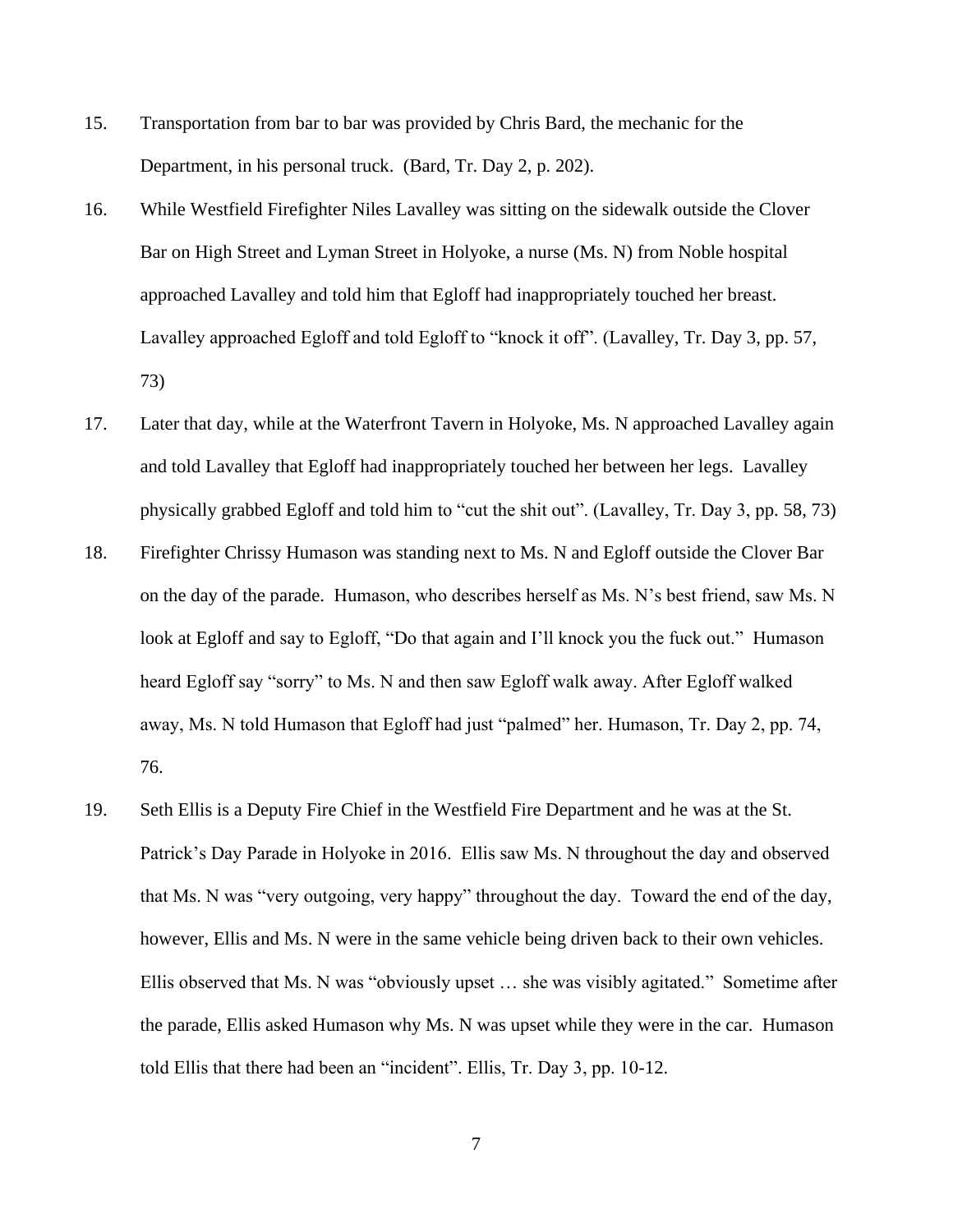15. Transportation from bar to bar was provided by Chris Bard, the mechanic for the Department, in his personal truck. (Bard, Tr. Day 2, p. 202).

16. While Westfield Firefighter Niles Lavalley was sitting on the sidewalk outside the Clover Bar on High Street and Lyman Street in Holyoke, a nurse (Ms. N) from Noble hospital approached Lavalley and told him that Egloff had inappropriately touched her breast. Lavalley approached Egloff and told Egloff to "knock it off". (Lavalley, Tr. Day 3, pp. 57, 73)

17. Later that day, while at the Waterfront Tavern in Holyoke, Ms. N approached Lavalley again and told Lavalley that Egloff had inappropriately touched her between her legs. Lavalley physically grabbed Egloff and told him to "cut the shit out". (Lavalley, Tr. Day 3, pp. 58, 73)

18. Firefighter Chrissy Humason was standing next to Ms. N and Egloff outside the Clover Bar on the day of the parade. Humason, who describes herself as Ms. N's best friend, saw Ms. N look at Egloff and say to Egloff, "Do that again and I'll knock you the fuck out." Humason heard Egloff say "sorry" to Ms. N and then saw Egloff walk away. After Egloff walked away, Ms. N told Humason that Egloff had just "palmed" her. Humason, Tr. Day 2, pp. 74, 76.

19. Seth Ellis is a Deputy Fire Chief in the Westfield Fire Department and he was at the St. Patrick's Day Parade in Holyoke in 2016. Ellis saw Ms. N throughout the day and observed that Ms. N was "very outgoing, very happy" throughout the day. Toward the end of the day, however, Ellis and Ms. N were in the same vehicle being driven back to their own vehicles. Ellis observed that Ms. N was "obviously upset … she was visibly agitated." Sometime after the parade, Ellis asked Humason why Ms. N was upset while they were in the car. Humason told Ellis that there had been an "incident". Ellis, Tr. Day 3, pp. 10-12.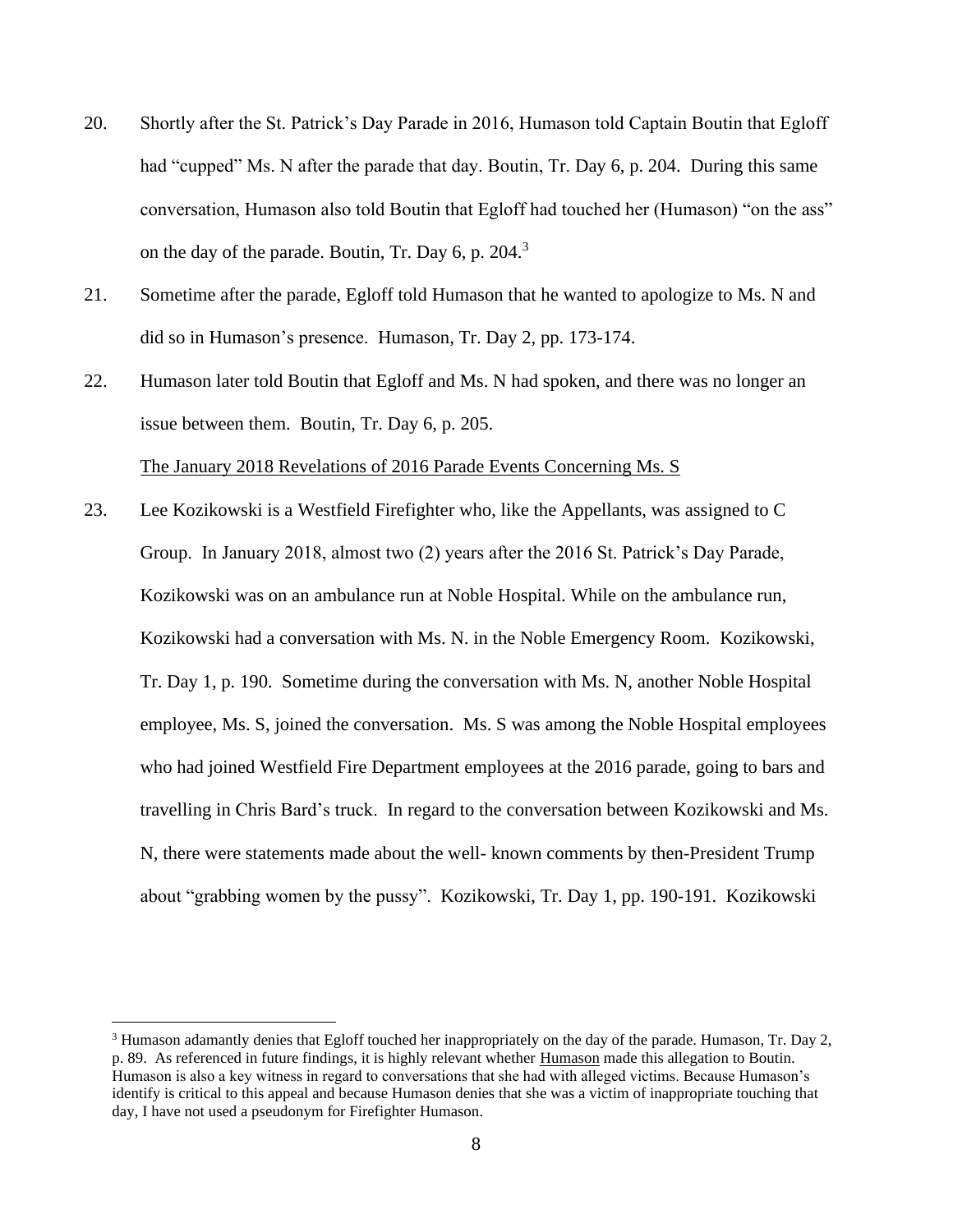20. Shortly after the St. Patrick's Day Parade in 2016, Humason told Captain Boutin that Egloff had "cupped" Ms. N after the parade that day. Boutin, Tr. Day 6, p. 204. During this same conversation, Humason also told Boutin that Egloff had touched her (Humason) "on the ass" on the day of the parade. Boutin, Tr. Day 6, p. 204.[3]

21. Sometime after the parade, Egloff told Humason that he wanted to apologize to Ms. N and did so in Humason's presence. Humason, Tr. Day 2, pp. 173-174.

22. Humason later told Boutin that Egloff and Ms. N had spoken, and there was no longer an issue between them. Boutin, Tr. Day 6, p. 205.

<u>The January 2018 Revelations of 2016 Parade Events Concerning Ms. S</u>

23. Lee Kozikowski is a Westfield Firefighter who, like the Appellants, was assigned to C Group. In January 2018, almost two (2) years after the 2016 St. Patrick's Day Parade, Kozikowski was on an ambulance run at Noble Hospital. While on the ambulance run, Kozikowski had a conversation with Ms. N. in the Noble Emergency Room. Kozikowski, Tr. Day 1, p. 190. Sometime during the conversation with Ms. N, another Noble Hospital employee, Ms. S, joined the conversation. Ms. S was among the Noble Hospital employees who had joined Westfield Fire Department employees at the 2016 parade, going to bars and travelling in Chris Bard's truck. In regard to the conversation between Kozikowski and Ms. N, there were statements made about the well- known comments by then-President Trump about "grabbing women by the pussy". Kozikowski, Tr. Day 1, pp. 190-191. Kozikowski

[3] Humason adamantly denies that Egloff touched her inappropriately on the day of the parade. Humason, Tr. Day 2, p. 89. As referenced in future findings, it is highly relevant whether <u>Humason</u> made this allegation to Boutin. Humason is also a key witness in regard to conversations that she had with alleged victims. Because Humason's identify is critical to this appeal and because Humason denies that she was a victim of inappropriate touching that day, I have not used a pseudonym for Firefighter Humason.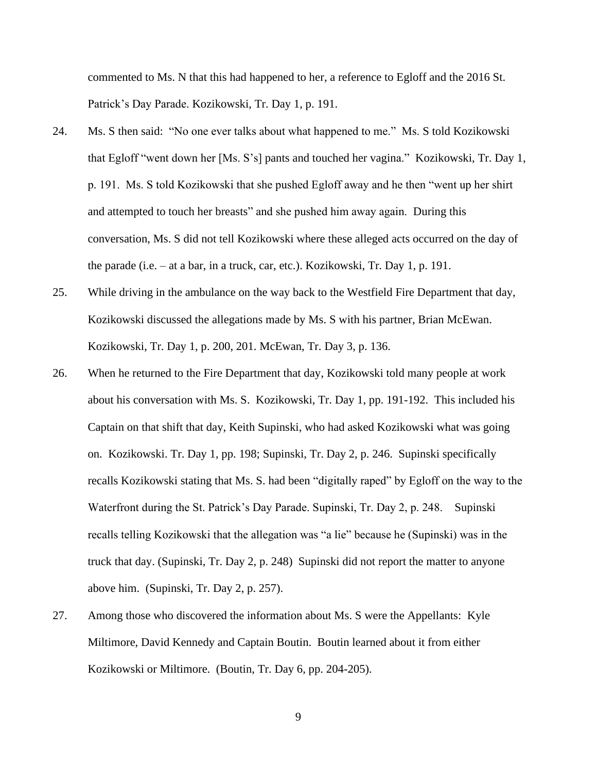commented to Ms. N that this had happened to her, a reference to Egloff and the 2016 St. Patrick's Day Parade. Kozikowski, Tr. Day 1, p. 191.

24. Ms. S then said: "No one ever talks about what happened to me." Ms. S told Kozikowski that Egloff "went down her [Ms. S's] pants and touched her vagina." Kozikowski, Tr. Day 1, p. 191. Ms. S told Kozikowski that she pushed Egloff away and he then "went up her shirt and attempted to touch her breasts" and she pushed him away again. During this conversation, Ms. S did not tell Kozikowski where these alleged acts occurred on the day of the parade (i.e. – at a bar, in a truck, car, etc.). Kozikowski, Tr. Day 1, p. 191.

25. While driving in the ambulance on the way back to the Westfield Fire Department that day, Kozikowski discussed the allegations made by Ms. S with his partner, Brian McEwan. Kozikowski, Tr. Day 1, p. 200, 201. McEwan, Tr. Day 3, p. 136.

26. When he returned to the Fire Department that day, Kozikowski told many people at work about his conversation with Ms. S. Kozikowski, Tr. Day 1, pp. 191-192. This included his Captain on that shift that day, Keith Supinski, who had asked Kozikowski what was going on. Kozikowski. Tr. Day 1, pp. 198; Supinski, Tr. Day 2, p. 246. Supinski specifically recalls Kozikowski stating that Ms. S. had been "digitally raped" by Egloff on the way to the Waterfront during the St. Patrick's Day Parade. Supinski, Tr. Day 2, p. 248. Supinski recalls telling Kozikowski that the allegation was "a lie" because he (Supinski) was in the truck that day. (Supinski, Tr. Day 2, p. 248) Supinski did not report the matter to anyone above him. (Supinski, Tr. Day 2, p. 257).

27. Among those who discovered the information about Ms. S were the Appellants: Kyle Miltimore, David Kennedy and Captain Boutin. Boutin learned about it from either Kozikowski or Miltimore. (Boutin, Tr. Day 6, pp. 204-205).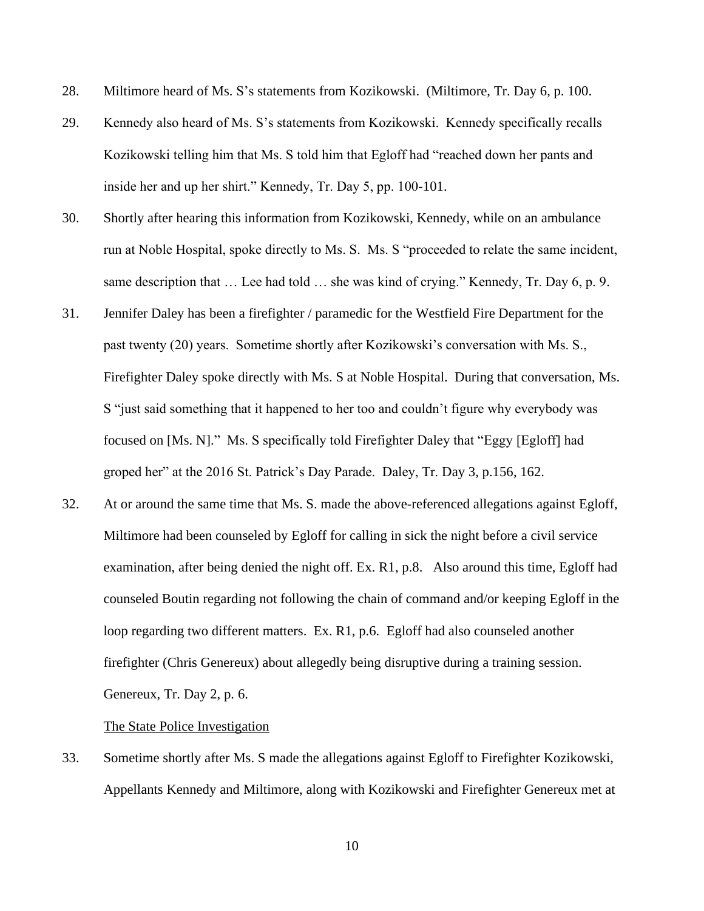28. Miltimore heard of Ms. S's statements from Kozikowski. (Miltimore, Tr. Day 6, p. 100.

29. Kennedy also heard of Ms. S's statements from Kozikowski. Kennedy specifically recalls Kozikowski telling him that Ms. S told him that Egloff had "reached down her pants and inside her and up her shirt." Kennedy, Tr. Day 5, pp. 100-101.

30. Shortly after hearing this information from Kozikowski, Kennedy, while on an ambulance run at Noble Hospital, spoke directly to Ms. S. Ms. S "proceeded to relate the same incident, same description that … Lee had told … she was kind of crying." Kennedy, Tr. Day 6, p. 9.

31. Jennifer Daley has been a firefighter / paramedic for the Westfield Fire Department for the past twenty (20) years. Sometime shortly after Kozikowski's conversation with Ms. S., Firefighter Daley spoke directly with Ms. S at Noble Hospital. During that conversation, Ms. S "just said something that it happened to her too and couldn't figure why everybody was focused on [Ms. N]." Ms. S specifically told Firefighter Daley that "Eggy [Egloff] had groped her" at the 2016 St. Patrick's Day Parade. Daley, Tr. Day 3, p.156, 162.

32. At or around the same time that Ms. S. made the above-referenced allegations against Egloff, Miltimore had been counseled by Egloff for calling in sick the night before a civil service examination, after being denied the night off. Ex. R1, p.8. Also around this time, Egloff had counseled Boutin regarding not following the chain of command and/or keeping Egloff in the loop regarding two different matters. Ex. R1, p.6. Egloff had also counseled another firefighter (Chris Genereux) about allegedly being disruptive during a training session. Genereux, Tr. Day 2, p. 6.

<u>The State Police Investigation</u>

33. Sometime shortly after Ms. S made the allegations against Egloff to Firefighter Kozikowski, Appellants Kennedy and Miltimore, along with Kozikowski and Firefighter Genereux met at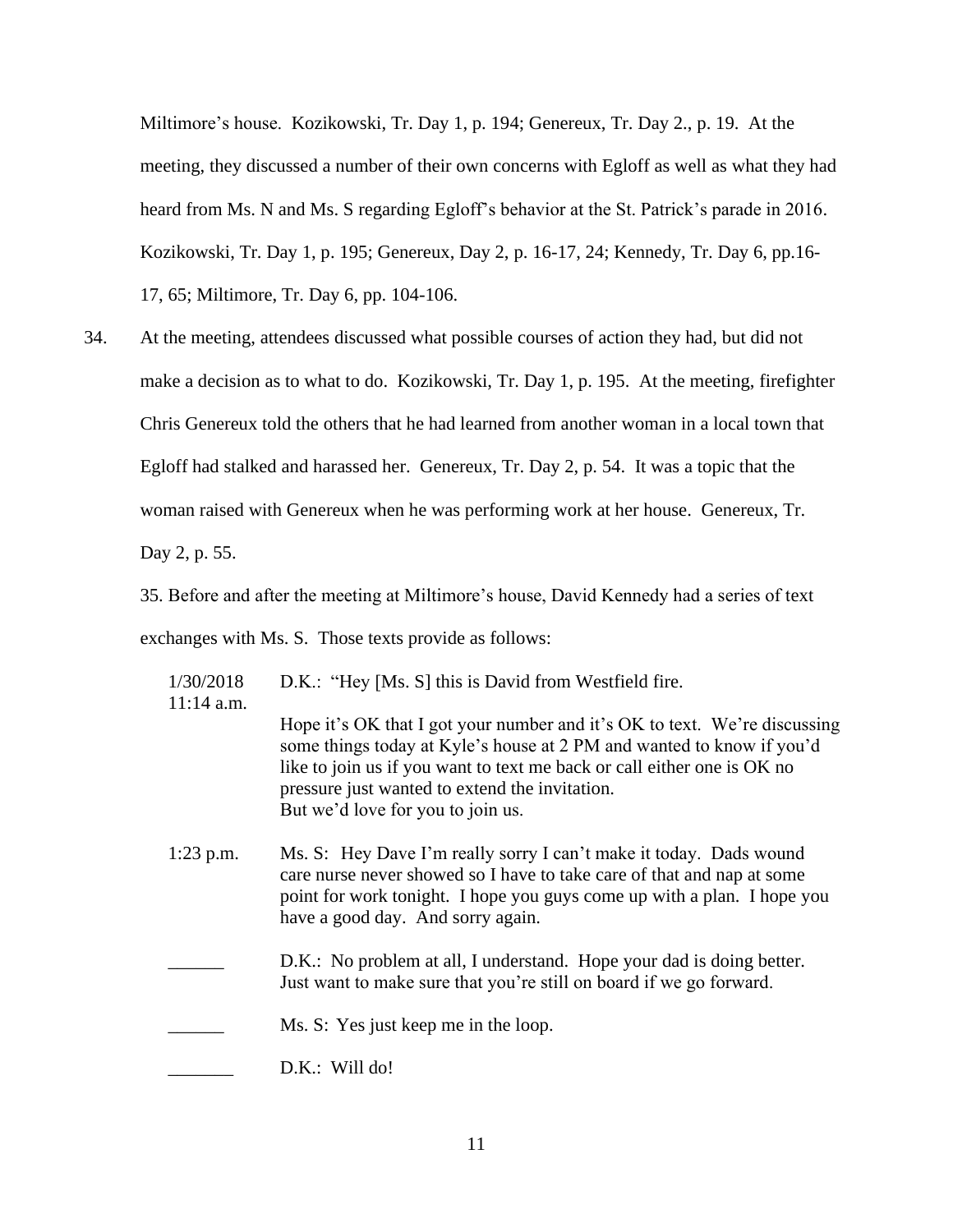Miltimore's house. Kozikowski, Tr. Day 1, p. 194; Genereux, Tr. Day 2., p. 19. At the meeting, they discussed a number of their own concerns with Egloff as well as what they had heard from Ms. N and Ms. S regarding Egloff's behavior at the St. Patrick's parade in 2016. Kozikowski, Tr. Day 1, p. 195; Genereux, Day 2, p. 16-17, 24; Kennedy, Tr. Day 6, pp.16-17, 65; Miltimore, Tr. Day 6, pp. 104-106.

34. At the meeting, attendees discussed what possible courses of action they had, but did not make a decision as to what to do. Kozikowski, Tr. Day 1, p. 195. At the meeting, firefighter Chris Genereux told the others that he had learned from another woman in a local town that Egloff had stalked and harassed her. Genereux, Tr. Day 2, p. 54. It was a topic that the woman raised with Genereux when he was performing work at her house. Genereux, Tr. Day 2, p. 55.

35. Before and after the meeting at Miltimore's house, David Kennedy had a series of text exchanges with Ms. S. Those texts provide as follows:

| | |
|---|---|
| 1/30/2018 11:14 a.m. | D.K.: "Hey [Ms. S] this is David from Westfield fire.<br><br>Hope it's OK that I got your number and it's OK to text. We're discussing some things today at Kyle's house at 2 PM and wanted to know if you'd like to join us if you want to text me back or call either one is OK no pressure just wanted to extend the invitation.<br>But we'd love for you to join us. |
| 1:23 p.m. | Ms. S: Hey Dave I'm really sorry I can't make it today. Dads wound care nurse never showed so I have to take care of that and nap at some point for work tonight. I hope you guys come up with a plan. I hope you have a good day. And sorry again. |
| ______ | D.K.: No problem at all, I understand. Hope your dad is doing better. Just want to make sure that you're still on board if we go forward. |
| ______ | Ms. S: Yes just keep me in the loop. |
| _______ | D.K.: Will do! |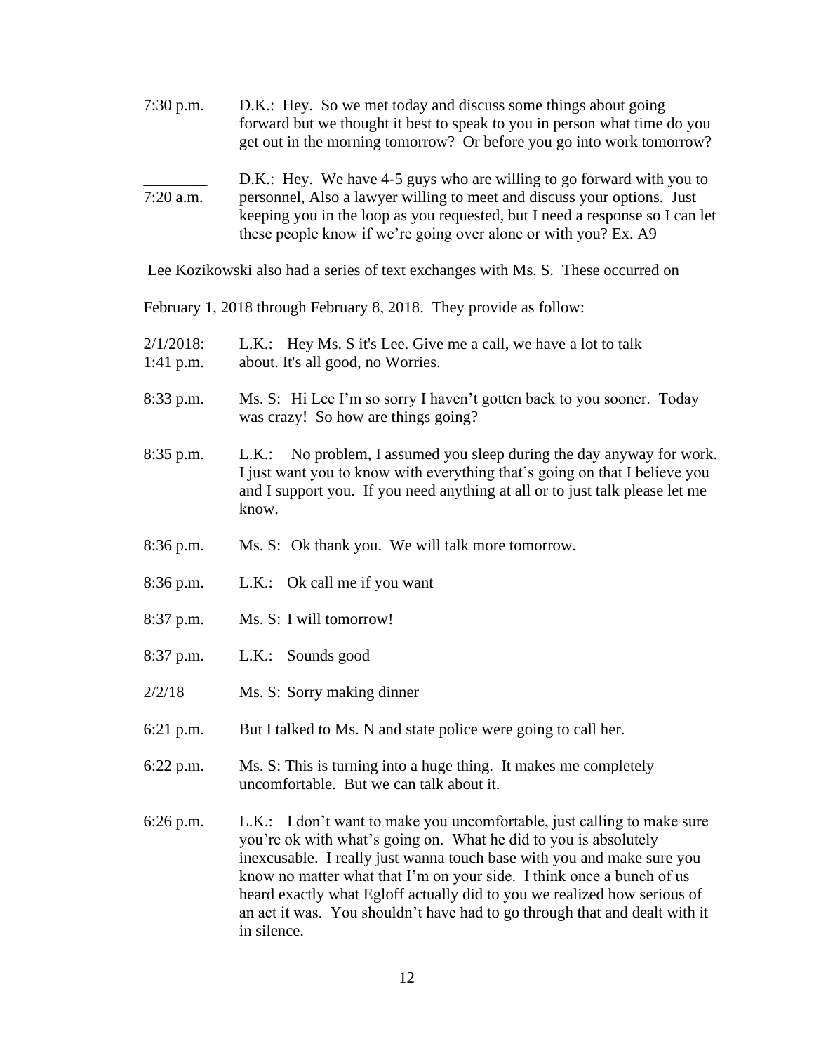7:30 p.m. D.K.: Hey. So we met today and discuss some things about going forward but we thought it best to speak to you in person what time do you get out in the morning tomorrow? Or before you go into work tomorrow?

________ 
7:20 a.m. D.K.: Hey. We have 4-5 guys who are willing to go forward with you to personnel, Also a lawyer willing to meet and discuss your options. Just keeping you in the loop as you requested, but I need a response so I can let these people know if we're going over alone or with you? Ex. A9

Lee Kozikowski also had a series of text exchanges with Ms. S. These occurred on February 1, 2018 through February 8, 2018. They provide as follow:

2/1/2018: 
1:41 p.m. L.K.: Hey Ms. S it's Lee. Give me a call, we have a lot to talk about. It's all good, no Worries.

8:33 p.m. Ms. S: Hi Lee I'm so sorry I haven't gotten back to you sooner. Today was crazy! So how are things going?

8:35 p.m. L.K.: No problem, I assumed you sleep during the day anyway for work. I just want you to know with everything that's going on that I believe you and I support you. If you need anything at all or to just talk please let me know.

8:36 p.m. Ms. S: Ok thank you. We will talk more tomorrow.

8:36 p.m. L.K.: Ok call me if you want

8:37 p.m. Ms. S: I will tomorrow!

8:37 p.m. L.K.: Sounds good

2/2/18 Ms. S: Sorry making dinner

6:21 p.m. But I talked to Ms. N and state police were going to call her.

6:22 p.m. Ms. S: This is turning into a huge thing. It makes me completely uncomfortable. But we can talk about it.

6:26 p.m. L.K.: I don't want to make you uncomfortable, just calling to make sure you're ok with what's going on. What he did to you is absolutely inexcusable. I really just wanna touch base with you and make sure you know no matter what that I'm on your side. I think once a bunch of us heard exactly what Egloff actually did to you we realized how serious of an act it was. You shouldn't have had to go through that and dealt with it in silence.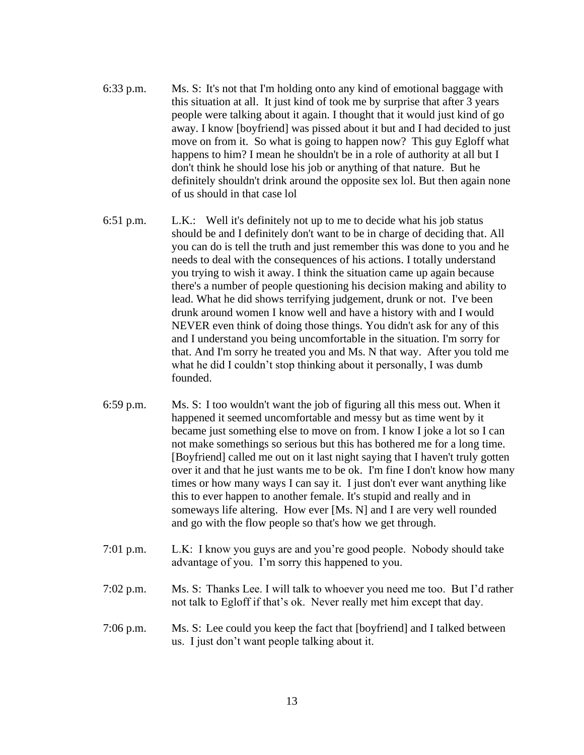6:33 p.m. Ms. S: It's not that I'm holding onto any kind of emotional baggage with this situation at all. It just kind of took me by surprise that after 3 years people were talking about it again. I thought that it would just kind of go away. I know [boyfriend] was pissed about it but and I had decided to just move on from it. So what is going to happen now? This guy Egloff what happens to him? I mean he shouldn't be in a role of authority at all but I don't think he should lose his job or anything of that nature. But he definitely shouldn't drink around the opposite sex lol. But then again none of us should in that case lol

6:51 p.m. L.K.: Well it's definitely not up to me to decide what his job status should be and I definitely don't want to be in charge of deciding that. All you can do is tell the truth and just remember this was done to you and he needs to deal with the consequences of his actions. I totally understand you trying to wish it away. I think the situation came up again because there's a number of people questioning his decision making and ability to lead. What he did shows terrifying judgement, drunk or not. I've been drunk around women I know well and have a history with and I would NEVER even think of doing those things. You didn't ask for any of this and I understand you being uncomfortable in the situation. I'm sorry for that. And I'm sorry he treated you and Ms. N that way. After you told me what he did I couldn't stop thinking about it personally, I was dumb founded.

6:59 p.m. Ms. S: I too wouldn't want the job of figuring all this mess out. When it happened it seemed uncomfortable and messy but as time went by it became just something else to move on from. I know I joke a lot so I can not make somethings so serious but this has bothered me for a long time. [Boyfriend] called me out on it last night saying that I haven't truly gotten over it and that he just wants me to be ok. I'm fine I don't know how many times or how many ways I can say it. I just don't ever want anything like this to ever happen to another female. It's stupid and really and in someways life altering. How ever [Ms. N] and I are very well rounded and go with the flow people so that's how we get through.

7:01 p.m. L.K: I know you guys are and you're good people. Nobody should take advantage of you. I'm sorry this happened to you.

7:02 p.m. Ms. S: Thanks Lee. I will talk to whoever you need me too. But I'd rather not talk to Egloff if that's ok. Never really met him except that day.

7:06 p.m. Ms. S: Lee could you keep the fact that [boyfriend] and I talked between us. I just don't want people talking about it.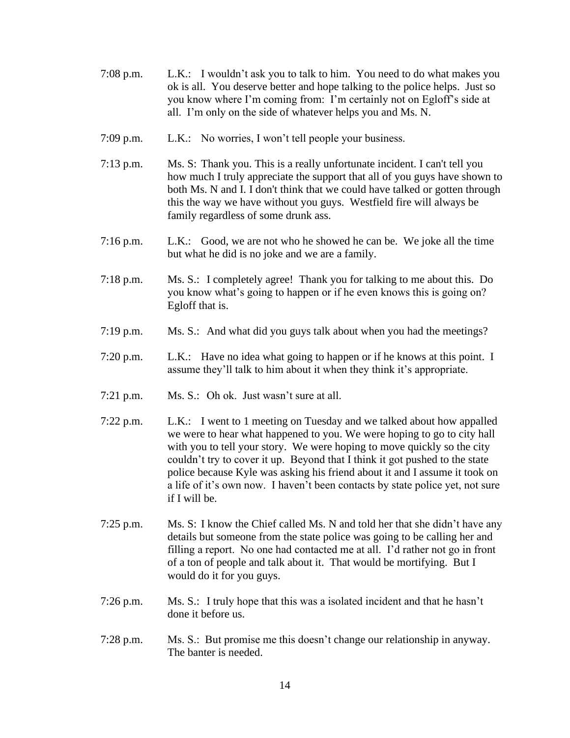7:08 p.m. L.K.: I wouldn't ask you to talk to him. You need to do what makes you ok is all. You deserve better and hope talking to the police helps. Just so you know where I'm coming from: I'm certainly not on Egloff's side at all. I'm only on the side of whatever helps you and Ms. N.

7:09 p.m. L.K.: No worries, I won't tell people your business.

7:13 p.m. Ms. S: Thank you. This is a really unfortunate incident. I can't tell you how much I truly appreciate the support that all of you guys have shown to both Ms. N and I. I don't think that we could have talked or gotten through this the way we have without you guys. Westfield fire will always be family regardless of some drunk ass.

7:16 p.m. L.K.: Good, we are not who he showed he can be. We joke all the time but what he did is no joke and we are a family.

7:18 p.m. Ms. S.: I completely agree! Thank you for talking to me about this. Do you know what's going to happen or if he even knows this is going on? Egloff that is.

7:19 p.m. Ms. S.: And what did you guys talk about when you had the meetings?

7:20 p.m. L.K.: Have no idea what going to happen or if he knows at this point. I assume they'll talk to him about it when they think it's appropriate.

7:21 p.m. Ms. S.: Oh ok. Just wasn't sure at all.

7:22 p.m. L.K.: I went to 1 meeting on Tuesday and we talked about how appalled we were to hear what happened to you. We were hoping to go to city hall with you to tell your story. We were hoping to move quickly so the city couldn't try to cover it up. Beyond that I think it got pushed to the state police because Kyle was asking his friend about it and I assume it took on a life of it's own now. I haven't been contacts by state police yet, not sure if I will be.

7:25 p.m. Ms. S: I know the Chief called Ms. N and told her that she didn't have any details but someone from the state police was going to be calling her and filling a report. No one had contacted me at all. I'd rather not go in front of a ton of people and talk about it. That would be mortifying. But I would do it for you guys.

7:26 p.m. Ms. S.: I truly hope that this was a isolated incident and that he hasn't done it before us.

7:28 p.m. Ms. S.: But promise me this doesn't change our relationship in anyway. The banter is needed.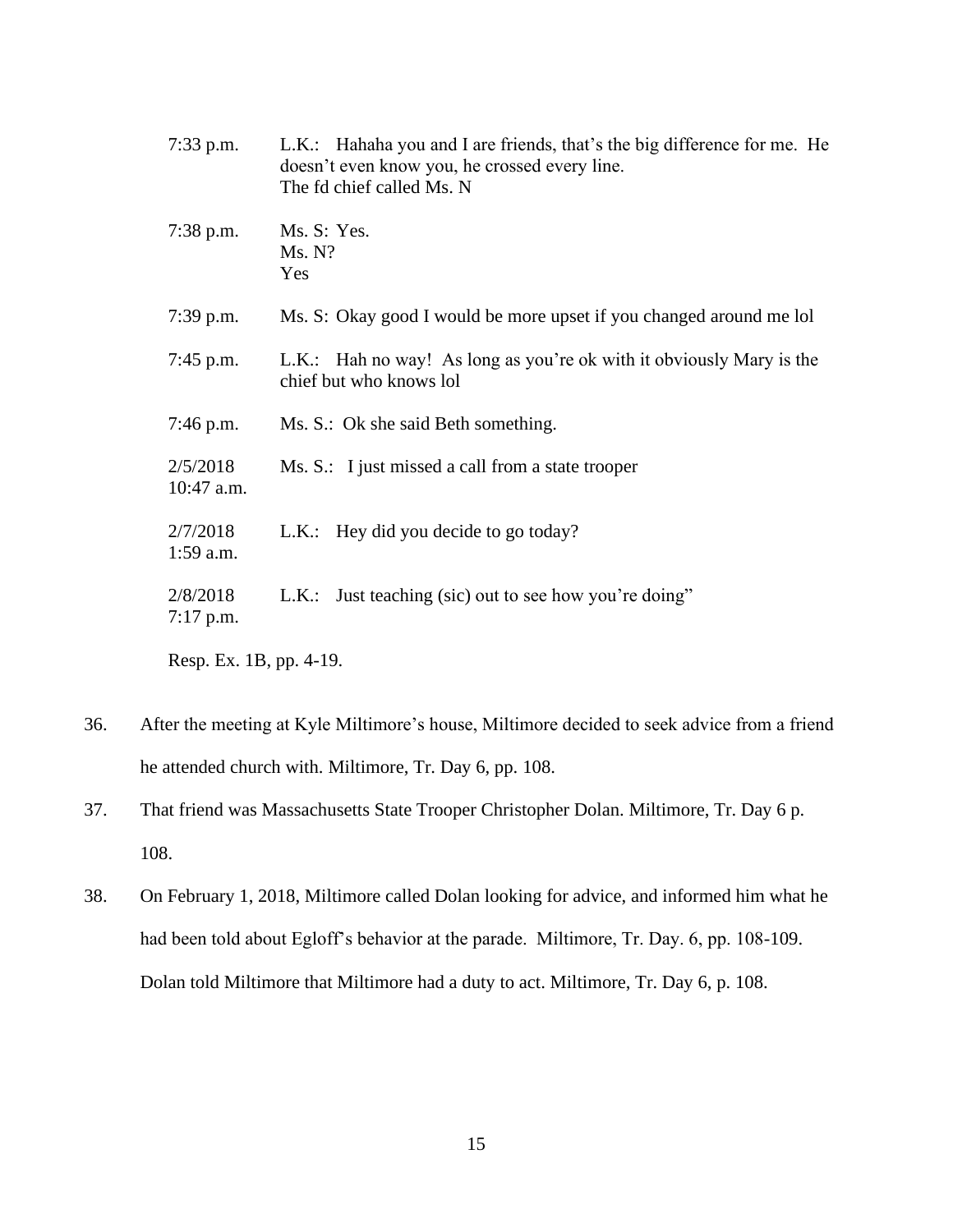| | |
|---|---|
| 7:33 p.m. | L.K.: Hahaha you and I are friends, that's the big difference for me. He doesn't even know you, he crossed every line.<br>The fd chief called Ms. N |
| 7:38 p.m. | Ms. S: Yes.<br>Ms. N?<br>Yes |
| 7:39 p.m. | Ms. S: Okay good I would be more upset if you changed around me lol |
| 7:45 p.m. | L.K.: Hah no way! As long as you're ok with it obviously Mary is the chief but who knows lol |
| 7:46 p.m. | Ms. S.: Ok she said Beth something. |
| 2/5/2018<br>10:47 a.m. | Ms. S.: I just missed a call from a state trooper |
| 2/7/2018<br>1:59 a.m. | L.K.: Hey did you decide to go today? |
| 2/8/2018<br>7:17 p.m. | L.K.: Just teaching (sic) out to see how you're doing" |

Resp. Ex. 1B, pp. 4-19.

36. After the meeting at Kyle Miltimore's house, Miltimore decided to seek advice from a friend he attended church with. Miltimore, Tr. Day 6, pp. 108.

37. That friend was Massachusetts State Trooper Christopher Dolan. Miltimore, Tr. Day 6 p. 108.

38. On February 1, 2018, Miltimore called Dolan looking for advice, and informed him what he had been told about Egloff's behavior at the parade. Miltimore, Tr. Day. 6, pp. 108-109. Dolan told Miltimore that Miltimore had a duty to act. Miltimore, Tr. Day 6, p. 108.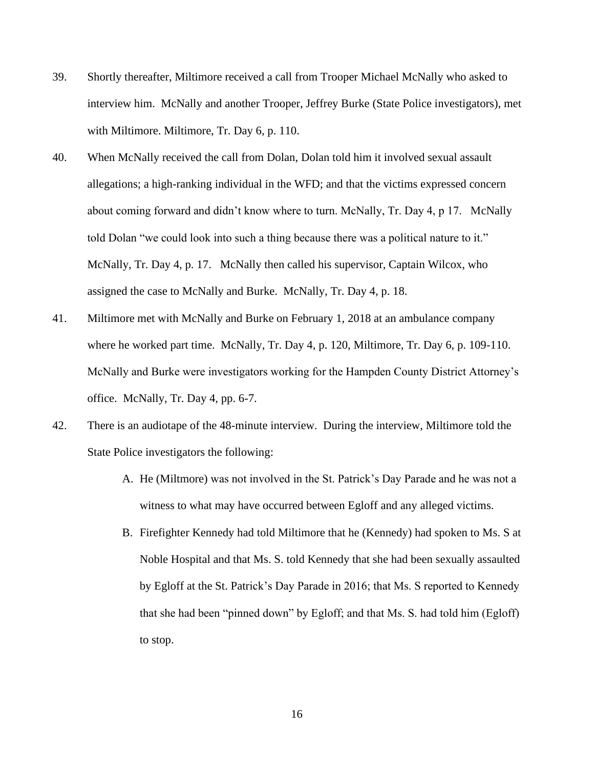39. Shortly thereafter, Miltimore received a call from Trooper Michael McNally who asked to interview him. McNally and another Trooper, Jeffrey Burke (State Police investigators), met with Miltimore. Miltimore, Tr. Day 6, p. 110.

40. When McNally received the call from Dolan, Dolan told him it involved sexual assault allegations; a high-ranking individual in the WFD; and that the victims expressed concern about coming forward and didn't know where to turn. McNally, Tr. Day 4, p 17. McNally told Dolan "we could look into such a thing because there was a political nature to it." McNally, Tr. Day 4, p. 17. McNally then called his supervisor, Captain Wilcox, who assigned the case to McNally and Burke. McNally, Tr. Day 4, p. 18.

41. Miltimore met with McNally and Burke on February 1, 2018 at an ambulance company where he worked part time. McNally, Tr. Day 4, p. 120, Miltimore, Tr. Day 6, p. 109-110. McNally and Burke were investigators working for the Hampden County District Attorney's office. McNally, Tr. Day 4, pp. 6-7.

42. There is an audiotape of the 48-minute interview. During the interview, Miltimore told the State Police investigators the following:

    A. He (Miltmore) was not involved in the St. Patrick's Day Parade and he was not a witness to what may have occurred between Egloff and any alleged victims.

    B. Firefighter Kennedy had told Miltimore that he (Kennedy) had spoken to Ms. S at Noble Hospital and that Ms. S. told Kennedy that she had been sexually assaulted by Egloff at the St. Patrick's Day Parade in 2016; that Ms. S reported to Kennedy that she had been "pinned down" by Egloff; and that Ms. S. had told him (Egloff) to stop.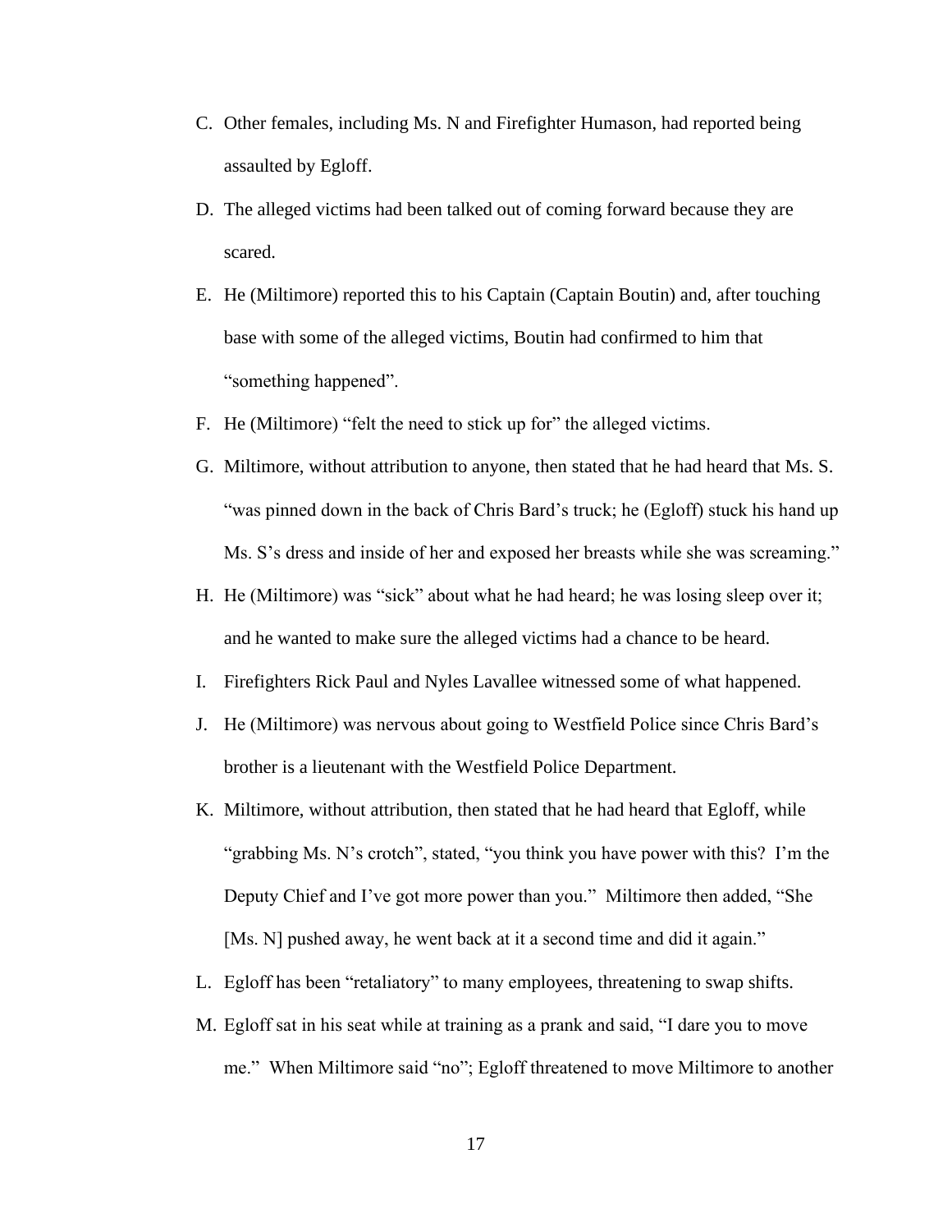C. Other females, including Ms. N and Firefighter Humason, had reported being assaulted by Egloff.

D. The alleged victims had been talked out of coming forward because they are scared.

E. He (Miltimore) reported this to his Captain (Captain Boutin) and, after touching base with some of the alleged victims, Boutin had confirmed to him that "something happened".

F. He (Miltimore) "felt the need to stick up for" the alleged victims.

G. Miltimore, without attribution to anyone, then stated that he had heard that Ms. S. "was pinned down in the back of Chris Bard's truck; he (Egloff) stuck his hand up Ms. S's dress and inside of her and exposed her breasts while she was screaming."

H. He (Miltimore) was "sick" about what he had heard; he was losing sleep over it; and he wanted to make sure the alleged victims had a chance to be heard.

I. Firefighters Rick Paul and Nyles Lavallee witnessed some of what happened.

J. He (Miltimore) was nervous about going to Westfield Police since Chris Bard's brother is a lieutenant with the Westfield Police Department.

K. Miltimore, without attribution, then stated that he had heard that Egloff, while "grabbing Ms. N's crotch", stated, "you think you have power with this? I'm the Deputy Chief and I've got more power than you." Miltimore then added, "She [Ms. N] pushed away, he went back at it a second time and did it again."

L. Egloff has been "retaliatory" to many employees, threatening to swap shifts.

M. Egloff sat in his seat while at training as a prank and said, "I dare you to move me." When Miltimore said "no"; Egloff threatened to move Miltimore to another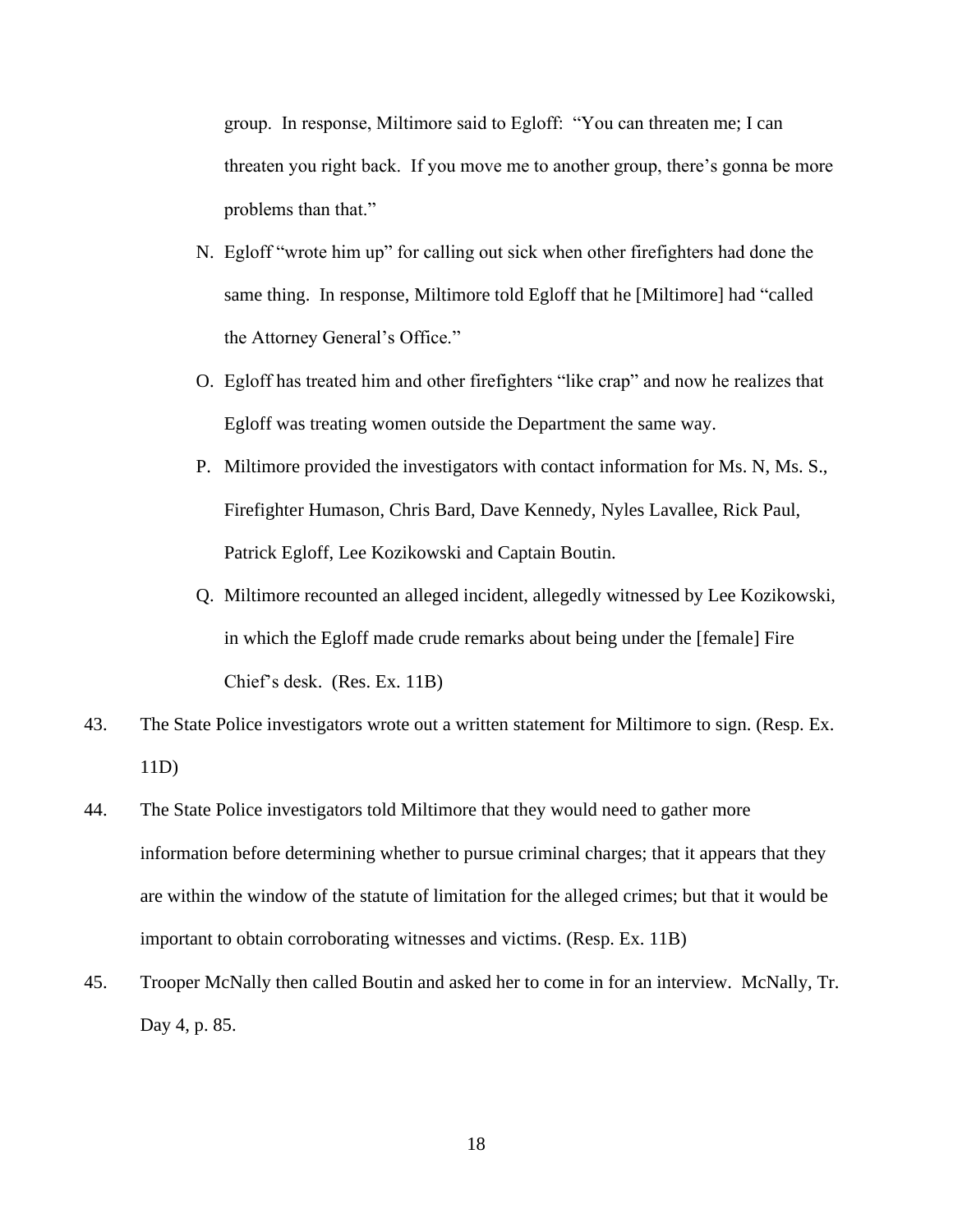group. In response, Miltimore said to Egloff: "You can threaten me; I can threaten you right back. If you move me to another group, there's gonna be more problems than that."

N. Egloff "wrote him up" for calling out sick when other firefighters had done the same thing. In response, Miltimore told Egloff that he [Miltimore] had "called the Attorney General's Office."

O. Egloff has treated him and other firefighters "like crap" and now he realizes that Egloff was treating women outside the Department the same way.

P. Miltimore provided the investigators with contact information for Ms. N, Ms. S., Firefighter Humason, Chris Bard, Dave Kennedy, Nyles Lavallee, Rick Paul, Patrick Egloff, Lee Kozikowski and Captain Boutin.

Q. Miltimore recounted an alleged incident, allegedly witnessed by Lee Kozikowski, in which the Egloff made crude remarks about being under the [female] Fire Chief's desk. (Res. Ex. 11B)

43. The State Police investigators wrote out a written statement for Miltimore to sign. (Resp. Ex. 11D)

44. The State Police investigators told Miltimore that they would need to gather more information before determining whether to pursue criminal charges; that it appears that they are within the window of the statute of limitation for the alleged crimes; but that it would be important to obtain corroborating witnesses and victims. (Resp. Ex. 11B)

45. Trooper McNally then called Boutin and asked her to come in for an interview. McNally, Tr. Day 4, p. 85.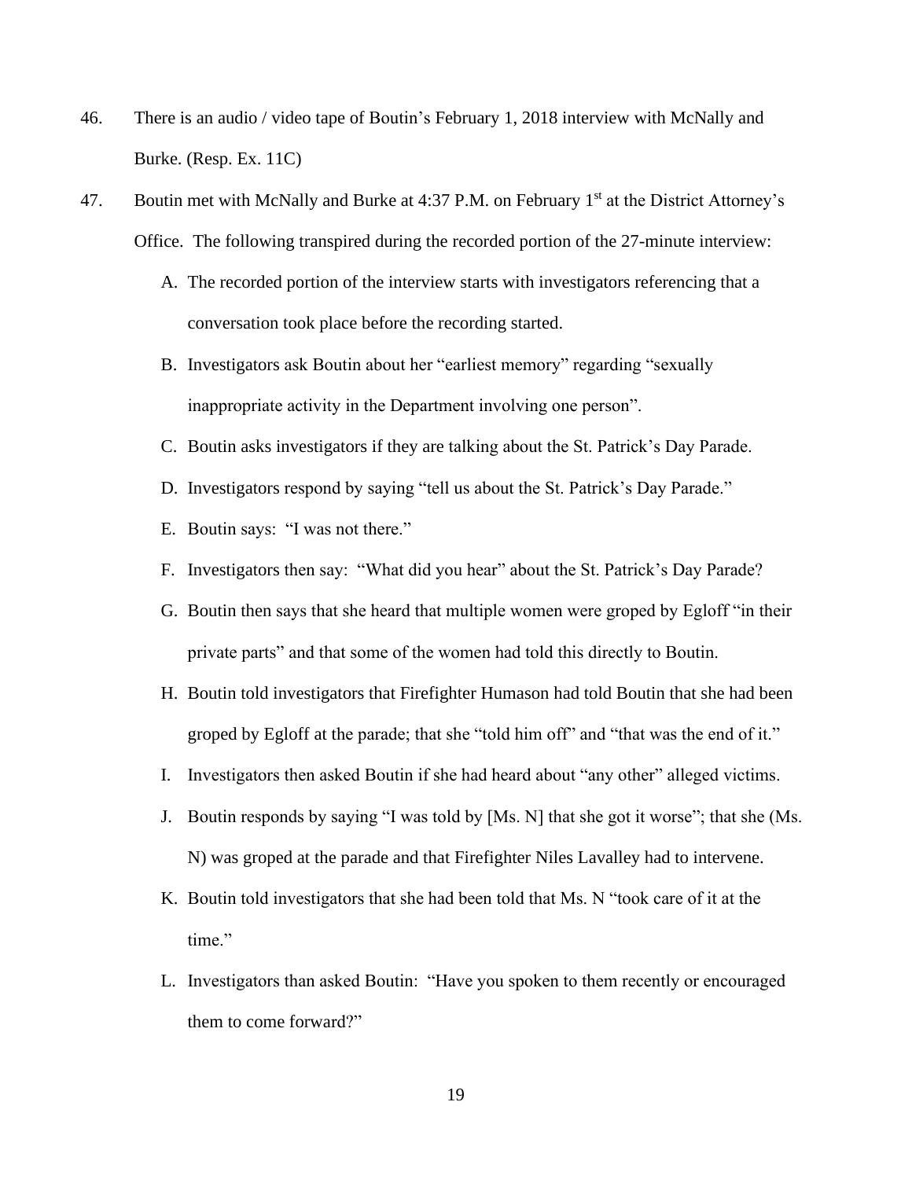46. There is an audio / video tape of Boutin's February 1, 2018 interview with McNally and Burke. (Resp. Ex. 11C)

47. Boutin met with McNally and Burke at 4:37 P.M. on February 1st at the District Attorney's Office. The following transpired during the recorded portion of the 27-minute interview:

    A. The recorded portion of the interview starts with investigators referencing that a conversation took place before the recording started.

    B. Investigators ask Boutin about her "earliest memory" regarding "sexually inappropriate activity in the Department involving one person".

    C. Boutin asks investigators if they are talking about the St. Patrick's Day Parade.

    D. Investigators respond by saying "tell us about the St. Patrick's Day Parade."

    E. Boutin says: "I was not there."

    F. Investigators then say: "What did you hear" about the St. Patrick's Day Parade?

    G. Boutin then says that she heard that multiple women were groped by Egloff "in their private parts" and that some of the women had told this directly to Boutin.

    H. Boutin told investigators that Firefighter Humason had told Boutin that she had been groped by Egloff at the parade; that she "told him off" and "that was the end of it."

    I. Investigators then asked Boutin if she had heard about "any other" alleged victims.

    J. Boutin responds by saying "I was told by [Ms. N] that she got it worse"; that she (Ms. N) was groped at the parade and that Firefighter Niles Lavalley had to intervene.

    K. Boutin told investigators that she had been told that Ms. N "took care of it at the time."

    L. Investigators than asked Boutin: "Have you spoken to them recently or encouraged them to come forward?"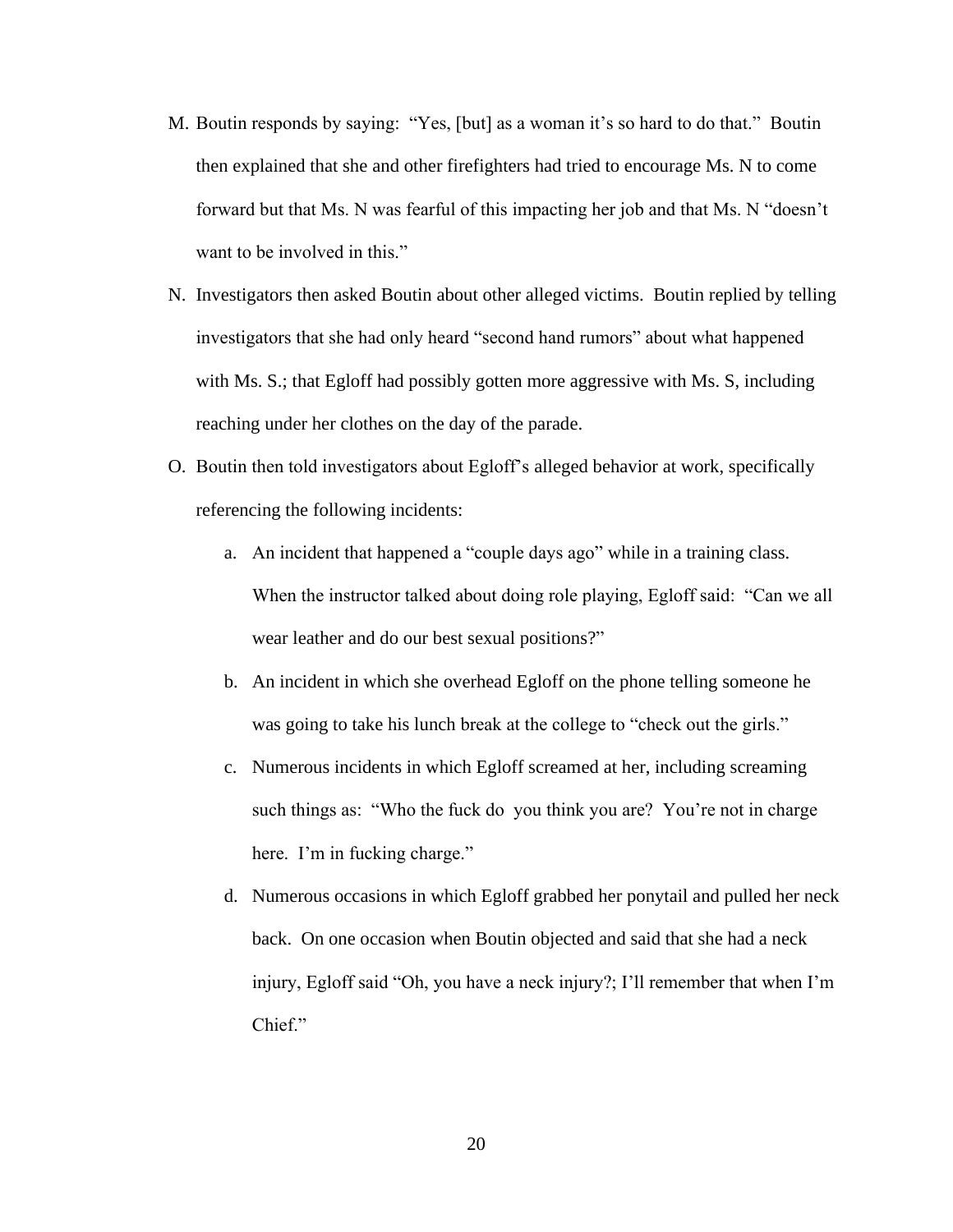M. Boutin responds by saying: "Yes, [but] as a woman it's so hard to do that." Boutin then explained that she and other firefighters had tried to encourage Ms. N to come forward but that Ms. N was fearful of this impacting her job and that Ms. N "doesn't want to be involved in this."

N. Investigators then asked Boutin about other alleged victims. Boutin replied by telling investigators that she had only heard "second hand rumors" about what happened with Ms. S.; that Egloff had possibly gotten more aggressive with Ms. S, including reaching under her clothes on the day of the parade.

O. Boutin then told investigators about Egloff's alleged behavior at work, specifically referencing the following incidents:

   a. An incident that happened a "couple days ago" while in a training class. When the instructor talked about doing role playing, Egloff said: "Can we all wear leather and do our best sexual positions?"

   b. An incident in which she overhead Egloff on the phone telling someone he was going to take his lunch break at the college to "check out the girls."

   c. Numerous incidents in which Egloff screamed at her, including screaming such things as: "Who the fuck do you think you are? You're not in charge here. I'm in fucking charge."

   d. Numerous occasions in which Egloff grabbed her ponytail and pulled her neck back. On one occasion when Boutin objected and said that she had a neck injury, Egloff said "Oh, you have a neck injury?; I'll remember that when I'm Chief."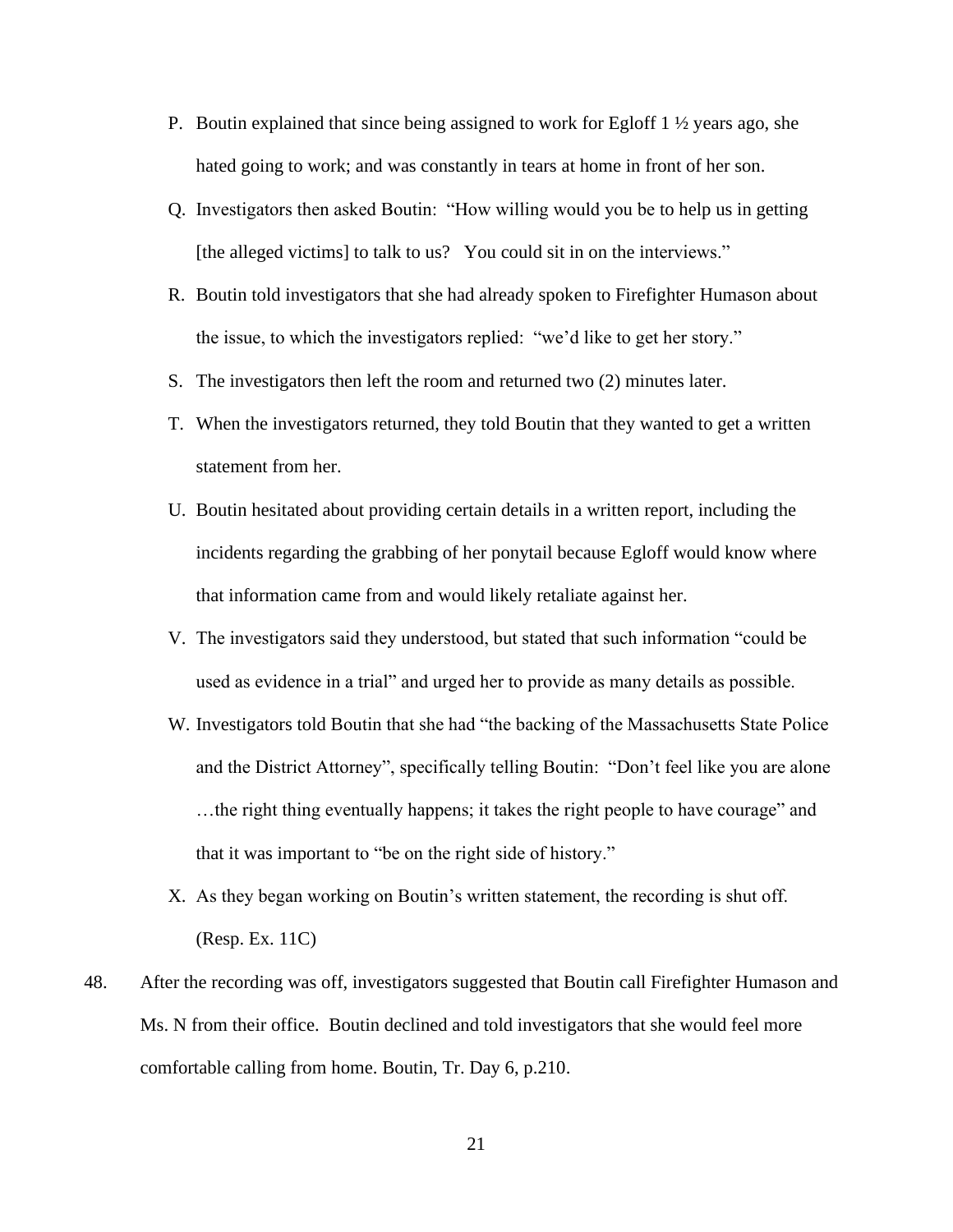P. Boutin explained that since being assigned to work for Egloff 1 ½ years ago, she hated going to work; and was constantly in tears at home in front of her son.

Q. Investigators then asked Boutin: "How willing would you be to help us in getting [the alleged victims] to talk to us? You could sit in on the interviews."

R. Boutin told investigators that she had already spoken to Firefighter Humason about the issue, to which the investigators replied: "we'd like to get her story."

S. The investigators then left the room and returned two (2) minutes later.

T. When the investigators returned, they told Boutin that they wanted to get a written statement from her.

U. Boutin hesitated about providing certain details in a written report, including the incidents regarding the grabbing of her ponytail because Egloff would know where that information came from and would likely retaliate against her.

V. The investigators said they understood, but stated that such information "could be used as evidence in a trial" and urged her to provide as many details as possible.

W. Investigators told Boutin that she had "the backing of the Massachusetts State Police and the District Attorney", specifically telling Boutin: "Don't feel like you are alone …the right thing eventually happens; it takes the right people to have courage" and that it was important to "be on the right side of history."

X. As they began working on Boutin's written statement, the recording is shut off. (Resp. Ex. 11C)

48. After the recording was off, investigators suggested that Boutin call Firefighter Humason and Ms. N from their office. Boutin declined and told investigators that she would feel more comfortable calling from home. Boutin, Tr. Day 6, p.210.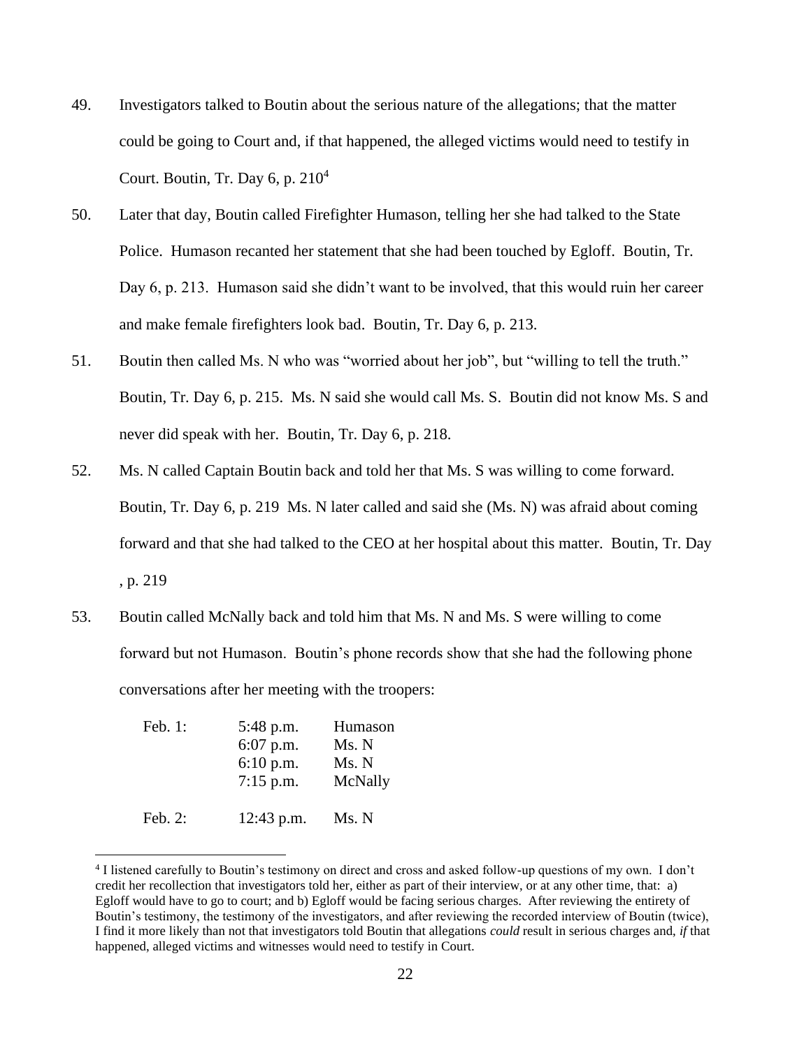49. Investigators talked to Boutin about the serious nature of the allegations; that the matter could be going to Court and, if that happened, the alleged victims would need to testify in Court. Boutin, Tr. Day 6, p. 210[4]

50. Later that day, Boutin called Firefighter Humason, telling her she had talked to the State Police. Humason recanted her statement that she had been touched by Egloff. Boutin, Tr. Day 6, p. 213. Humason said she didn't want to be involved, that this would ruin her career and make female firefighters look bad. Boutin, Tr. Day 6, p. 213.

51. Boutin then called Ms. N who was "worried about her job", but "willing to tell the truth." Boutin, Tr. Day 6, p. 215. Ms. N said she would call Ms. S. Boutin did not know Ms. S and never did speak with her. Boutin, Tr. Day 6, p. 218.

52. Ms. N called Captain Boutin back and told her that Ms. S was willing to come forward. Boutin, Tr. Day 6, p. 219 Ms. N later called and said she (Ms. N) was afraid about coming forward and that she had talked to the CEO at her hospital about this matter. Boutin, Tr. Day , p. 219

53. Boutin called McNally back and told him that Ms. N and Ms. S were willing to come forward but not Humason. Boutin's phone records show that she had the following phone conversations after her meeting with the troopers:

| | | |
|---|---|---|
| Feb. 1: | 5:48 p.m. | Humason |
| | 6:07 p.m. | Ms. N |
| | 6:10 p.m. | Ms. N |
| | 7:15 p.m. | McNally |
| Feb. 2: | 12:43 p.m. | Ms. N |

[4] I listened carefully to Boutin's testimony on direct and cross and asked follow-up questions of my own. I don't credit her recollection that investigators told her, either as part of their interview, or at any other time, that: a) Egloff would have to go to court; and b) Egloff would be facing serious charges. After reviewing the entirety of Boutin's testimony, the testimony of the investigators, and after reviewing the recorded interview of Boutin (twice), I find it more likely than not that investigators told Boutin that allegations *could* result in serious charges and, *if* that happened, alleged victims and witnesses would need to testify in Court.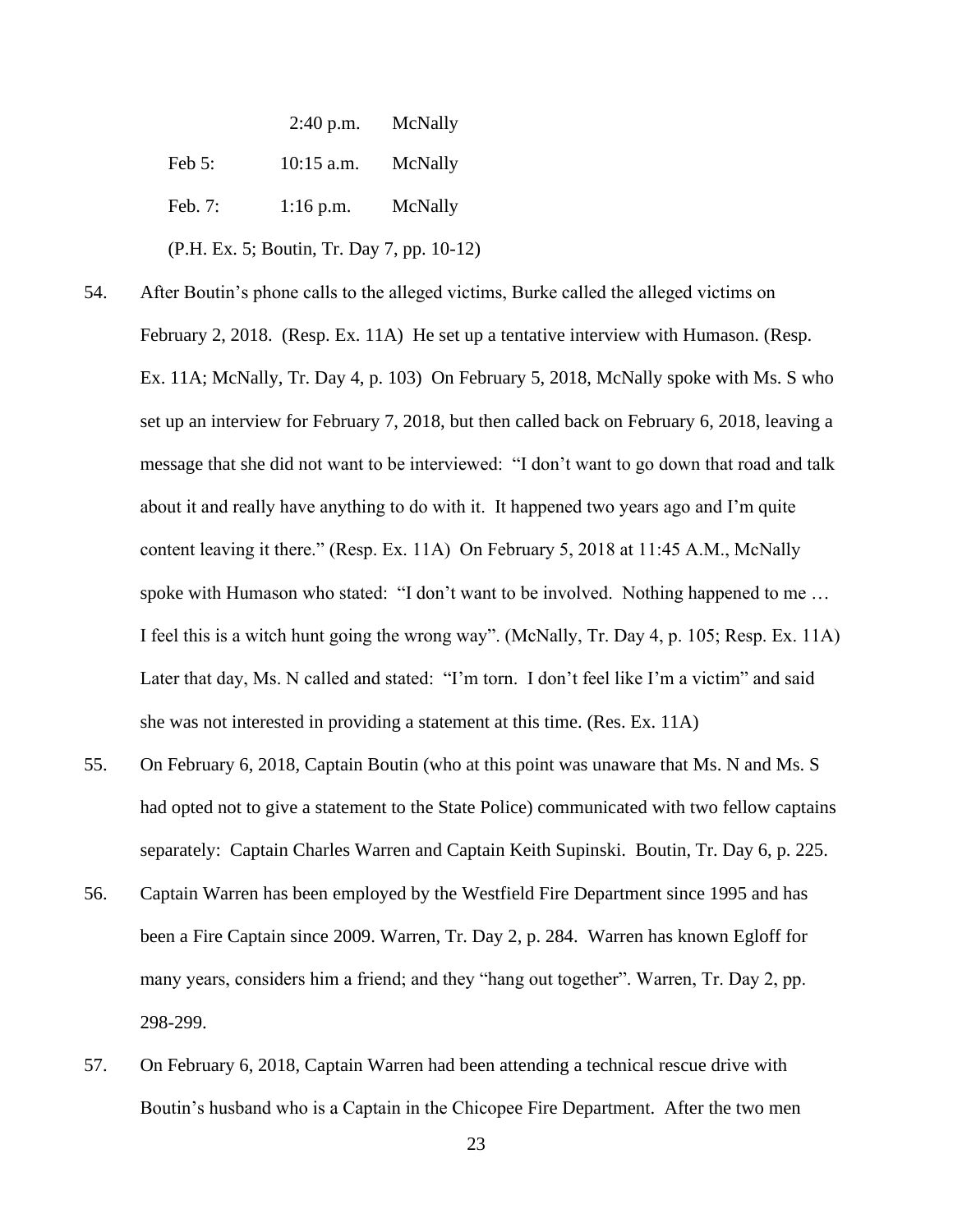| | | |
|---|---|---|
| | 2:40 p.m. | McNally |
| Feb 5: | 10:15 a.m. | McNally |
| Feb. 7: | 1:16 p.m. | McNally |

(P.H. Ex. 5; Boutin, Tr. Day 7, pp. 10-12)

54. After Boutin's phone calls to the alleged victims, Burke called the alleged victims on February 2, 2018. (Resp. Ex. 11A) He set up a tentative interview with Humason. (Resp. Ex. 11A; McNally, Tr. Day 4, p. 103) On February 5, 2018, McNally spoke with Ms. S who set up an interview for February 7, 2018, but then called back on February 6, 2018, leaving a message that she did not want to be interviewed: "I don't want to go down that road and talk about it and really have anything to do with it. It happened two years ago and I'm quite content leaving it there." (Resp. Ex. 11A) On February 5, 2018 at 11:45 A.M., McNally spoke with Humason who stated: "I don't want to be involved. Nothing happened to me … I feel this is a witch hunt going the wrong way". (McNally, Tr. Day 4, p. 105; Resp. Ex. 11A) Later that day, Ms. N called and stated: "I'm torn. I don't feel like I'm a victim" and said she was not interested in providing a statement at this time. (Res. Ex. 11A)

55. On February 6, 2018, Captain Boutin (who at this point was unaware that Ms. N and Ms. S had opted not to give a statement to the State Police) communicated with two fellow captains separately: Captain Charles Warren and Captain Keith Supinski. Boutin, Tr. Day 6, p. 225.

56. Captain Warren has been employed by the Westfield Fire Department since 1995 and has been a Fire Captain since 2009. Warren, Tr. Day 2, p. 284. Warren has known Egloff for many years, considers him a friend; and they "hang out together". Warren, Tr. Day 2, pp. 298-299.

57. On February 6, 2018, Captain Warren had been attending a technical rescue drive with Boutin's husband who is a Captain in the Chicopee Fire Department. After the two men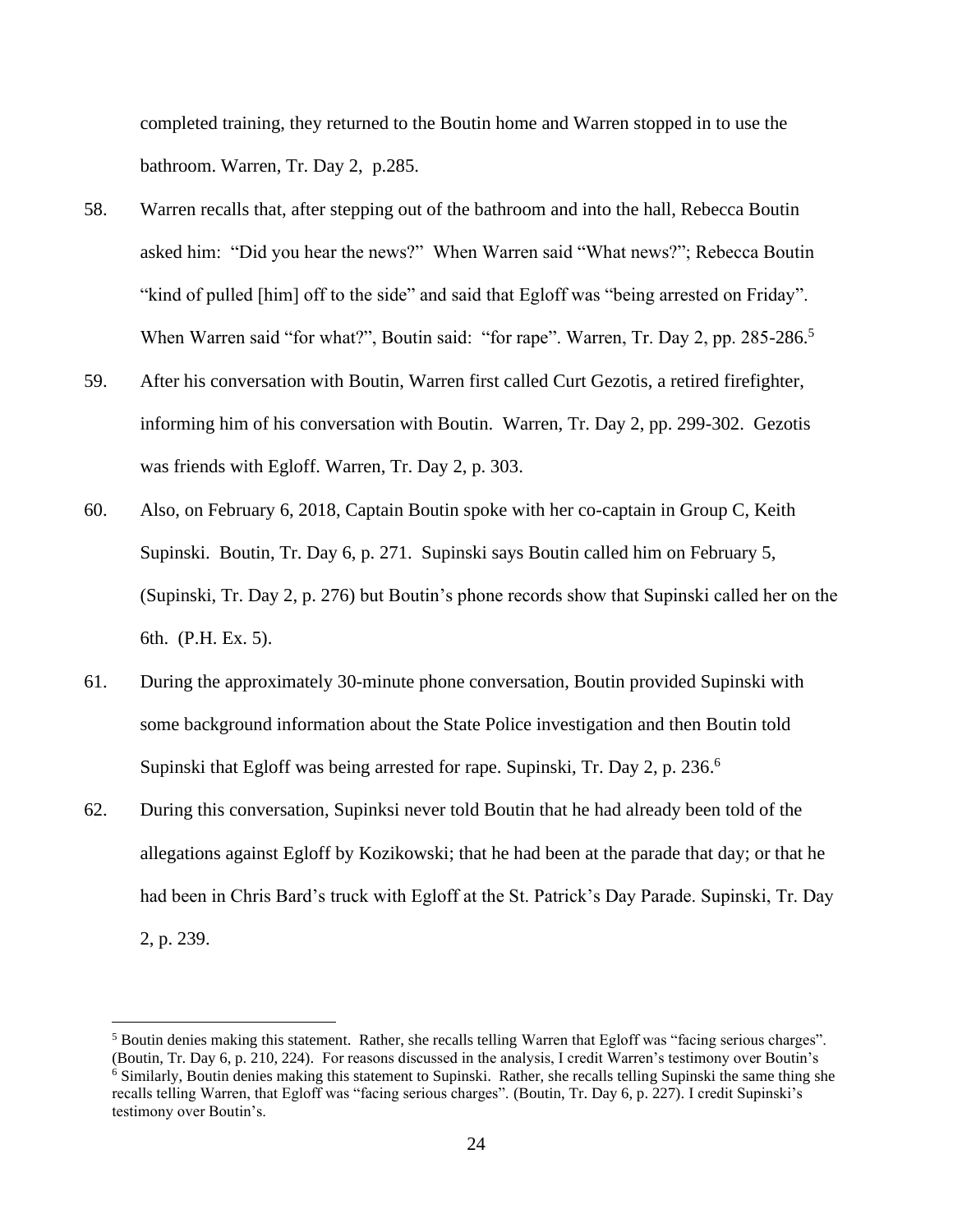completed training, they returned to the Boutin home and Warren stopped in to use the bathroom. Warren, Tr. Day 2, p.285.

58. Warren recalls that, after stepping out of the bathroom and into the hall, Rebecca Boutin asked him: "Did you hear the news?" When Warren said "What news?"; Rebecca Boutin "kind of pulled [him] off to the side" and said that Egloff was "being arrested on Friday". When Warren said "for what?", Boutin said: "for rape". Warren, Tr. Day 2, pp. 285-286.[5]

59. After his conversation with Boutin, Warren first called Curt Gezotis, a retired firefighter, informing him of his conversation with Boutin. Warren, Tr. Day 2, pp. 299-302. Gezotis was friends with Egloff. Warren, Tr. Day 2, p. 303.

60. Also, on February 6, 2018, Captain Boutin spoke with her co-captain in Group C, Keith Supinski. Boutin, Tr. Day 6, p. 271. Supinski says Boutin called him on February 5, (Supinski, Tr. Day 2, p. 276) but Boutin's phone records show that Supinski called her on the 6th. (P.H. Ex. 5).

61. During the approximately 30-minute phone conversation, Boutin provided Supinski with some background information about the State Police investigation and then Boutin told Supinski that Egloff was being arrested for rape. Supinski, Tr. Day 2, p. 236.[6]

62. During this conversation, Supinksi never told Boutin that he had already been told of the allegations against Egloff by Kozikowski; that he had been at the parade that day; or that he had been in Chris Bard's truck with Egloff at the St. Patrick's Day Parade. Supinski, Tr. Day 2, p. 239.

---

[5] Boutin denies making this statement. Rather, she recalls telling Warren that Egloff was "facing serious charges". (Boutin, Tr. Day 6, p. 210, 224). For reasons discussed in the analysis, I credit Warren's testimony over Boutin's

[6] Similarly, Boutin denies making this statement to Supinski. Rather, she recalls telling Supinski the same thing she recalls telling Warren, that Egloff was "facing serious charges". (Boutin, Tr. Day 6, p. 227). I credit Supinski's testimony over Boutin's.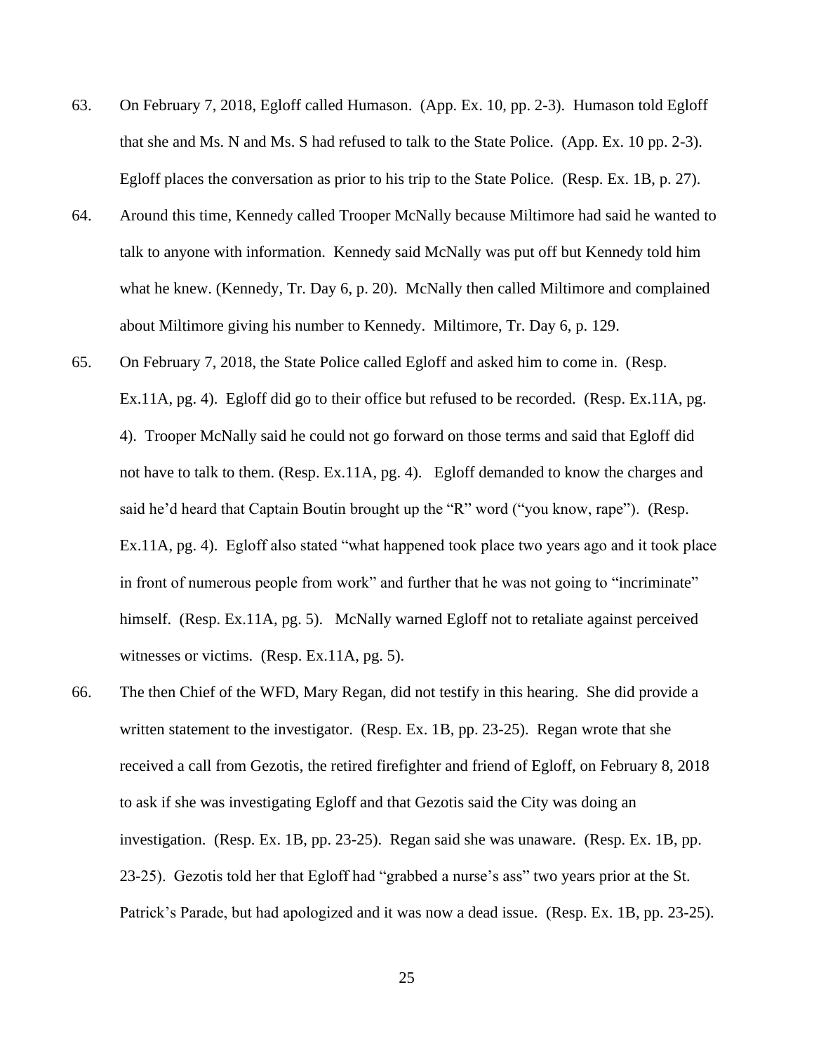63. On February 7, 2018, Egloff called Humason. (App. Ex. 10, pp. 2-3). Humason told Egloff that she and Ms. N and Ms. S had refused to talk to the State Police. (App. Ex. 10 pp. 2-3). Egloff places the conversation as prior to his trip to the State Police. (Resp. Ex. 1B, p. 27).

64. Around this time, Kennedy called Trooper McNally because Miltimore had said he wanted to talk to anyone with information. Kennedy said McNally was put off but Kennedy told him what he knew. (Kennedy, Tr. Day 6, p. 20). McNally then called Miltimore and complained about Miltimore giving his number to Kennedy. Miltimore, Tr. Day 6, p. 129.

65. On February 7, 2018, the State Police called Egloff and asked him to come in. (Resp. Ex.11A, pg. 4). Egloff did go to their office but refused to be recorded. (Resp. Ex.11A, pg. 4). Trooper McNally said he could not go forward on those terms and said that Egloff did not have to talk to them. (Resp. Ex.11A, pg. 4). Egloff demanded to know the charges and said he'd heard that Captain Boutin brought up the "R" word ("you know, rape"). (Resp. Ex.11A, pg. 4). Egloff also stated "what happened took place two years ago and it took place in front of numerous people from work" and further that he was not going to "incriminate" himself. (Resp. Ex.11A, pg. 5). McNally warned Egloff not to retaliate against perceived witnesses or victims. (Resp. Ex.11A, pg. 5).

66. The then Chief of the WFD, Mary Regan, did not testify in this hearing. She did provide a written statement to the investigator. (Resp. Ex. 1B, pp. 23-25). Regan wrote that she received a call from Gezotis, the retired firefighter and friend of Egloff, on February 8, 2018 to ask if she was investigating Egloff and that Gezotis said the City was doing an investigation. (Resp. Ex. 1B, pp. 23-25). Regan said she was unaware. (Resp. Ex. 1B, pp. 23-25). Gezotis told her that Egloff had "grabbed a nurse's ass" two years prior at the St. Patrick's Parade, but had apologized and it was now a dead issue. (Resp. Ex. 1B, pp. 23-25).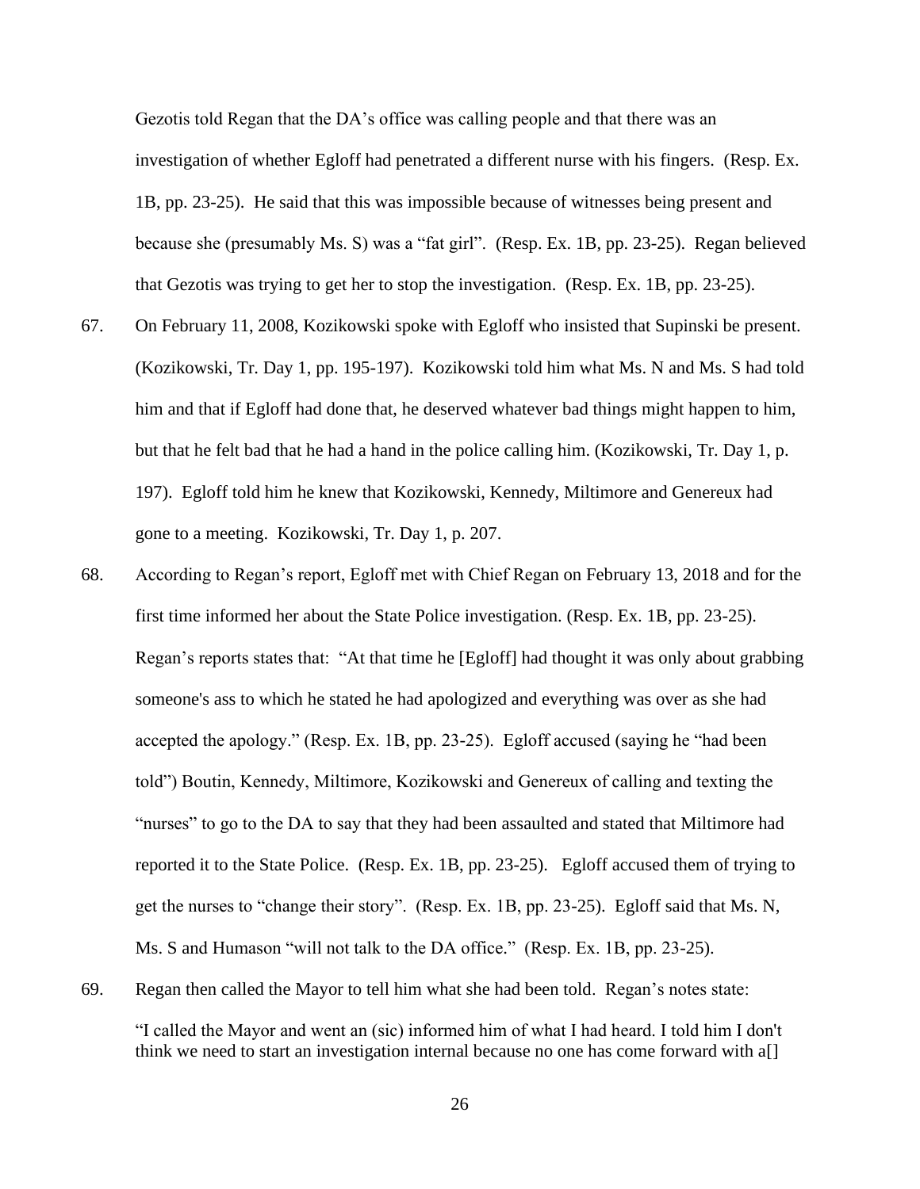Gezotis told Regan that the DA's office was calling people and that there was an investigation of whether Egloff had penetrated a different nurse with his fingers. (Resp. Ex. 1B, pp. 23-25). He said that this was impossible because of witnesses being present and because she (presumably Ms. S) was a "fat girl". (Resp. Ex. 1B, pp. 23-25). Regan believed that Gezotis was trying to get her to stop the investigation. (Resp. Ex. 1B, pp. 23-25).

67. On February 11, 2008, Kozikowski spoke with Egloff who insisted that Supinski be present. (Kozikowski, Tr. Day 1, pp. 195-197). Kozikowski told him what Ms. N and Ms. S had told him and that if Egloff had done that, he deserved whatever bad things might happen to him, but that he felt bad that he had a hand in the police calling him. (Kozikowski, Tr. Day 1, p. 197). Egloff told him he knew that Kozikowski, Kennedy, Miltimore and Genereux had gone to a meeting. Kozikowski, Tr. Day 1, p. 207.

68. According to Regan's report, Egloff met with Chief Regan on February 13, 2018 and for the first time informed her about the State Police investigation. (Resp. Ex. 1B, pp. 23-25). Regan's reports states that: "At that time he [Egloff] had thought it was only about grabbing someone's ass to which he stated he had apologized and everything was over as she had accepted the apology." (Resp. Ex. 1B, pp. 23-25). Egloff accused (saying he "had been told") Boutin, Kennedy, Miltimore, Kozikowski and Genereux of calling and texting the "nurses" to go to the DA to say that they had been assaulted and stated that Miltimore had reported it to the State Police. (Resp. Ex. 1B, pp. 23-25). Egloff accused them of trying to get the nurses to "change their story". (Resp. Ex. 1B, pp. 23-25). Egloff said that Ms. N, Ms. S and Humason "will not talk to the DA office." (Resp. Ex. 1B, pp. 23-25).

69. Regan then called the Mayor to tell him what she had been told. Regan's notes state:

> "I called the Mayor and went an (sic) informed him of what I had heard. I told him I don't think we need to start an investigation internal because no one has come forward with a[]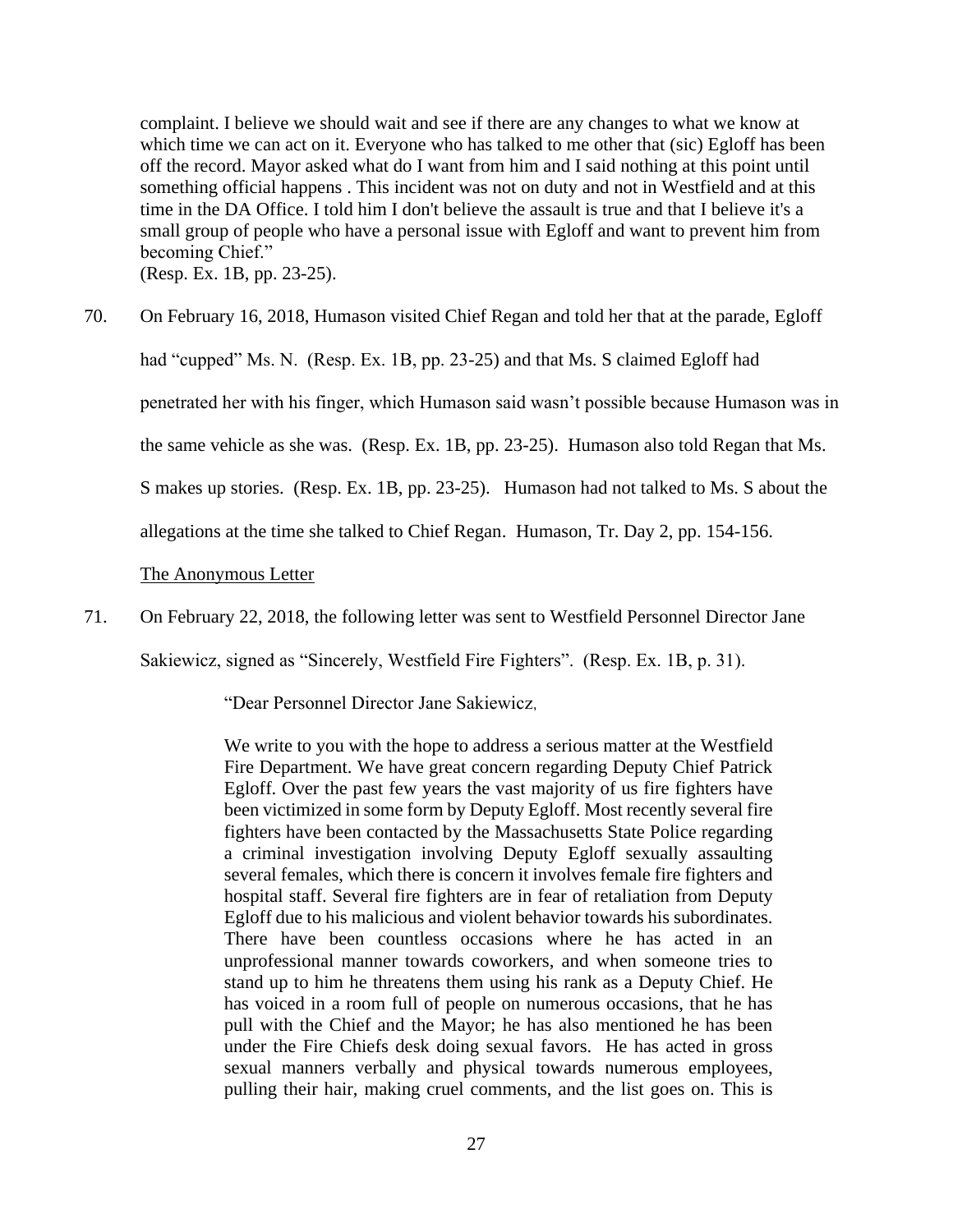complaint. I believe we should wait and see if there are any changes to what we know at which time we can act on it. Everyone who has talked to me other that (sic) Egloff has been off the record. Mayor asked what do I want from him and I said nothing at this point until something official happens . This incident was not on duty and not in Westfield and at this time in the DA Office. I told him I don't believe the assault is true and that I believe it's a small group of people who have a personal issue with Egloff and want to prevent him from becoming Chief."
(Resp. Ex. 1B, pp. 23-25).

70. On February 16, 2018, Humason visited Chief Regan and told her that at the parade, Egloff had "cupped" Ms. N. (Resp. Ex. 1B, pp. 23-25) and that Ms. S claimed Egloff had penetrated her with his finger, which Humason said wasn't possible because Humason was in the same vehicle as she was. (Resp. Ex. 1B, pp. 23-25). Humason also told Regan that Ms. S makes up stories. (Resp. Ex. 1B, pp. 23-25). Humason had not talked to Ms. S about the allegations at the time she talked to Chief Regan. Humason, Tr. Day 2, pp. 154-156.

<u>The Anonymous Letter</u>

71. On February 22, 2018, the following letter was sent to Westfield Personnel Director Jane Sakiewicz, signed as "Sincerely, Westfield Fire Fighters". (Resp. Ex. 1B, p. 31).

> "Dear Personnel Director Jane Sakiewicz,
>
> We write to you with the hope to address a serious matter at the Westfield Fire Department. We have great concern regarding Deputy Chief Patrick Egloff. Over the past few years the vast majority of us fire fighters have been victimized in some form by Deputy Egloff. Most recently several fire fighters have been contacted by the Massachusetts State Police regarding a criminal investigation involving Deputy Egloff sexually assaulting several females, which there is concern it involves female fire fighters and hospital staff. Several fire fighters are in fear of retaliation from Deputy Egloff due to his malicious and violent behavior towards his subordinates. There have been countless occasions where he has acted in an unprofessional manner towards coworkers, and when someone tries to stand up to him he threatens them using his rank as a Deputy Chief. He has voiced in a room full of people on numerous occasions, that he has pull with the Chief and the Mayor; he has also mentioned he has been under the Fire Chiefs desk doing sexual favors. He has acted in gross sexual manners verbally and physical towards numerous employees, pulling their hair, making cruel comments, and the list goes on. This is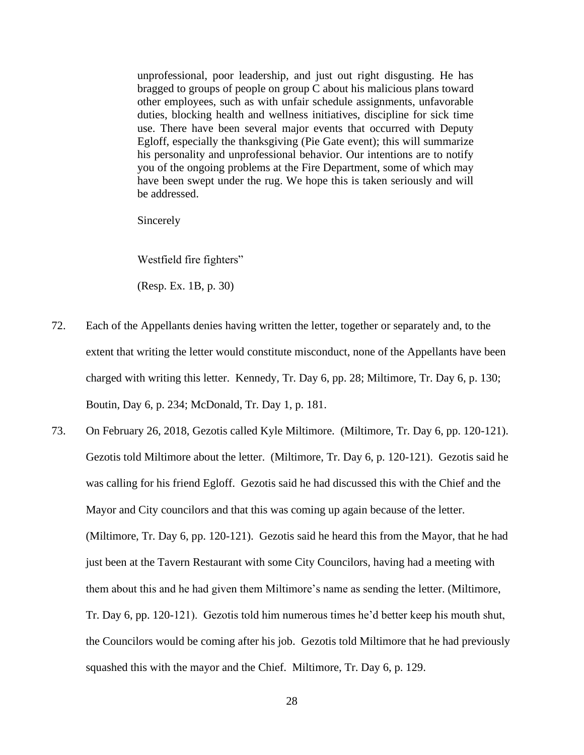> unprofessional, poor leadership, and just out right disgusting. He has bragged to groups of people on group C about his malicious plans toward other employees, such as with unfair schedule assignments, unfavorable duties, blocking health and wellness initiatives, discipline for sick time use. There have been several major events that occurred with Deputy Egloff, especially the thanksgiving (Pie Gate event); this will summarize his personality and unprofessional behavior. Our intentions are to notify you of the ongoing problems at the Fire Department, some of which may have been swept under the rug. We hope this is taken seriously and will be addressed.
>
> Sincerely
>
> Westfield fire fighters"
>
> (Resp. Ex. 1B, p. 30)

72. Each of the Appellants denies having written the letter, together or separately and, to the extent that writing the letter would constitute misconduct, none of the Appellants have been charged with writing this letter. Kennedy, Tr. Day 6, pp. 28; Miltimore, Tr. Day 6, p. 130; Boutin, Day 6, p. 234; McDonald, Tr. Day 1, p. 181.

73. On February 26, 2018, Gezotis called Kyle Miltimore. (Miltimore, Tr. Day 6, pp. 120-121). Gezotis told Miltimore about the letter. (Miltimore, Tr. Day 6, p. 120-121). Gezotis said he was calling for his friend Egloff. Gezotis said he had discussed this with the Chief and the Mayor and City councilors and that this was coming up again because of the letter. (Miltimore, Tr. Day 6, pp. 120-121). Gezotis said he heard this from the Mayor, that he had just been at the Tavern Restaurant with some City Councilors, having had a meeting with them about this and he had given them Miltimore's name as sending the letter. (Miltimore, Tr. Day 6, pp. 120-121). Gezotis told him numerous times he'd better keep his mouth shut, the Councilors would be coming after his job. Gezotis told Miltimore that he had previously squashed this with the mayor and the Chief. Miltimore, Tr. Day 6, p. 129.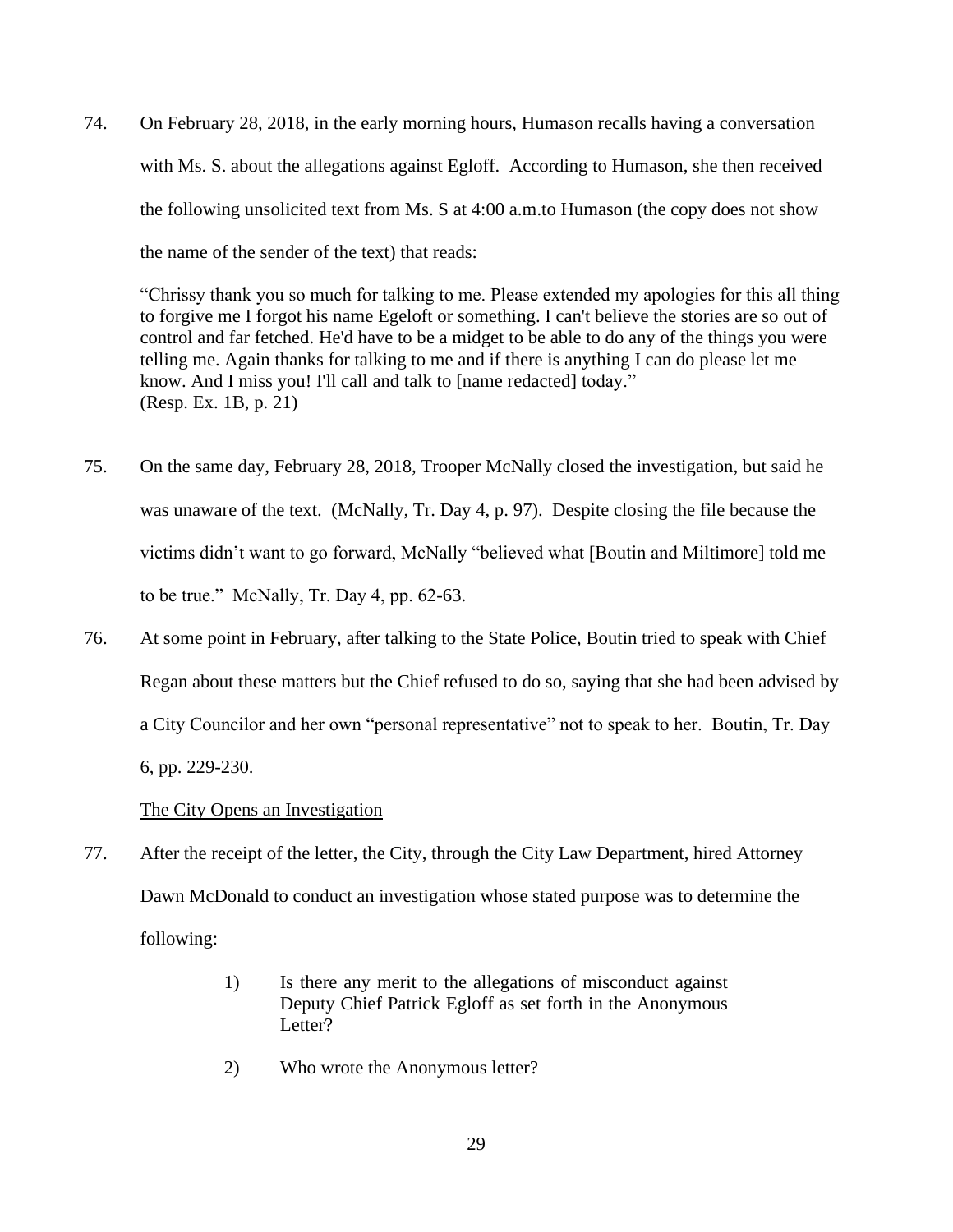74. On February 28, 2018, in the early morning hours, Humason recalls having a conversation with Ms. S. about the allegations against Egloff. According to Humason, she then received the following unsolicited text from Ms. S at 4:00 a.m.to Humason (the copy does not show the name of the sender of the text) that reads:

> "Chrissy thank you so much for talking to me. Please extended my apologies for this all thing to forgive me I forgot his name Egeloft or something. I can't believe the stories are so out of control and far fetched. He'd have to be a midget to be able to do any of the things you were telling me. Again thanks for talking to me and if there is anything I can do please let me know. And I miss you! I'll call and talk to [name redacted] today."
> (Resp. Ex. 1B, p. 21)

75. On the same day, February 28, 2018, Trooper McNally closed the investigation, but said he was unaware of the text. (McNally, Tr. Day 4, p. 97). Despite closing the file because the victims didn't want to go forward, McNally "believed what [Boutin and Miltimore] told me to be true." McNally, Tr. Day 4, pp. 62-63.

76. At some point in February, after talking to the State Police, Boutin tried to speak with Chief Regan about these matters but the Chief refused to do so, saying that she had been advised by a City Councilor and her own "personal representative" not to speak to her. Boutin, Tr. Day 6, pp. 229-230.

<u>The City Opens an Investigation</u>

77. After the receipt of the letter, the City, through the City Law Department, hired Attorney Dawn McDonald to conduct an investigation whose stated purpose was to determine the following:

    1) Is there any merit to the allegations of misconduct against Deputy Chief Patrick Egloff as set forth in the Anonymous Letter?

    2) Who wrote the Anonymous letter?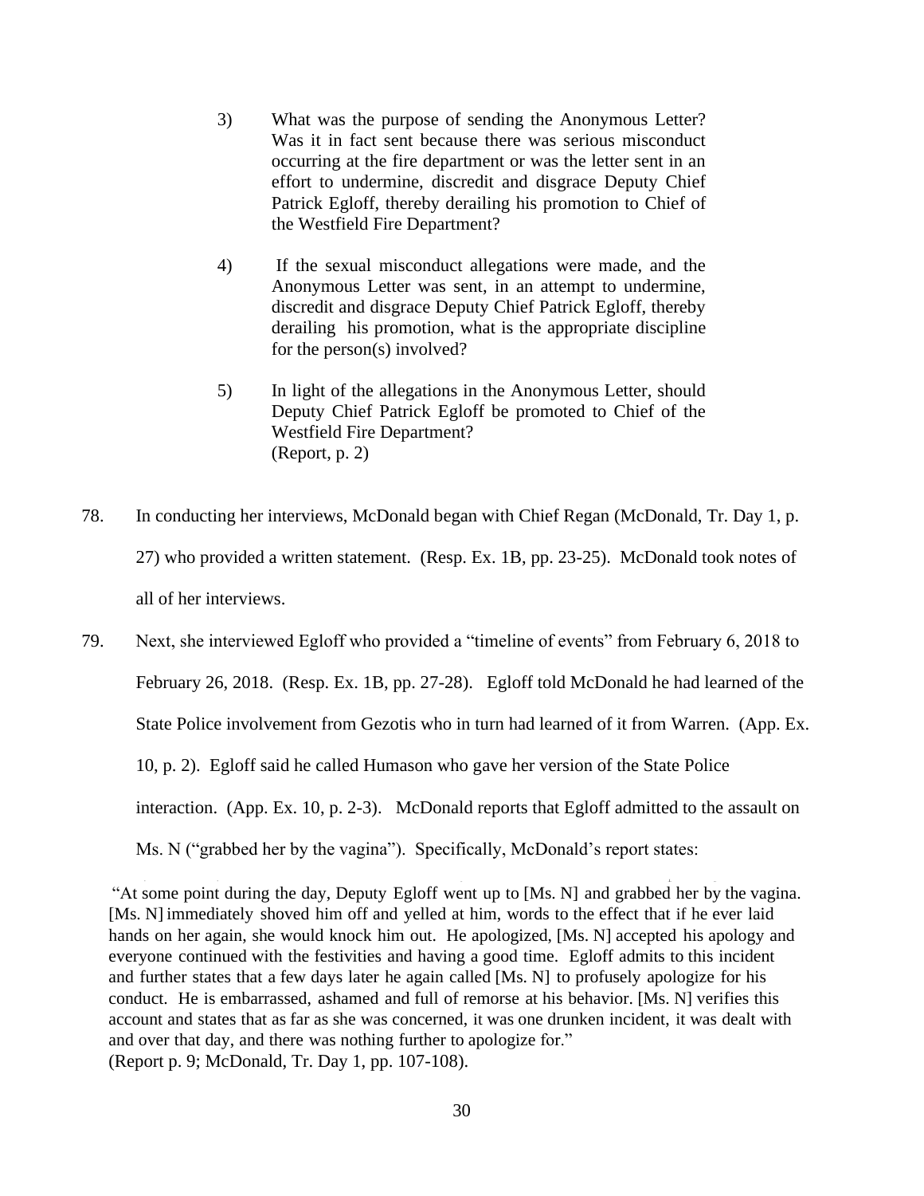3) What was the purpose of sending the Anonymous Letter? Was it in fact sent because there was serious misconduct occurring at the fire department or was the letter sent in an effort to undermine, discredit and disgrace Deputy Chief Patrick Egloff, thereby derailing his promotion to Chief of the Westfield Fire Department?

4) If the sexual misconduct allegations were made, and the Anonymous Letter was sent, in an attempt to undermine, discredit and disgrace Deputy Chief Patrick Egloff, thereby derailing his promotion, what is the appropriate discipline for the person(s) involved?

5) In light of the allegations in the Anonymous Letter, should Deputy Chief Patrick Egloff be promoted to Chief of the Westfield Fire Department?
(Report, p. 2)

78. In conducting her interviews, McDonald began with Chief Regan (McDonald, Tr. Day 1, p. 27) who provided a written statement. (Resp. Ex. 1B, pp. 23-25). McDonald took notes of all of her interviews.

79. Next, she interviewed Egloff who provided a "timeline of events" from February 6, 2018 to February 26, 2018. (Resp. Ex. 1B, pp. 27-28). Egloff told McDonald he had learned of the State Police involvement from Gezotis who in turn had learned of it from Warren. (App. Ex. 10, p. 2). Egloff said he called Humason who gave her version of the State Police interaction. (App. Ex. 10, p. 2-3). McDonald reports that Egloff admitted to the assault on Ms. N ("grabbed her by the vagina"). Specifically, McDonald's report states:

"At some point during the day, Deputy Egloff went up to [Ms. N] and grabbed her by the vagina. [Ms. N] immediately shoved him off and yelled at him, words to the effect that if he ever laid hands on her again, she would knock him out. He apologized, [Ms. N] accepted his apology and everyone continued with the festivities and having a good time. Egloff admits to this incident and further states that a few days later he again called [Ms. N] to profusely apologize for his conduct. He is embarrassed, ashamed and full of remorse at his behavior. [Ms. N] verifies this account and states that as far as she was concerned, it was one drunken incident, it was dealt with and over that day, and there was nothing further to apologize for."
(Report p. 9; McDonald, Tr. Day 1, pp. 107-108).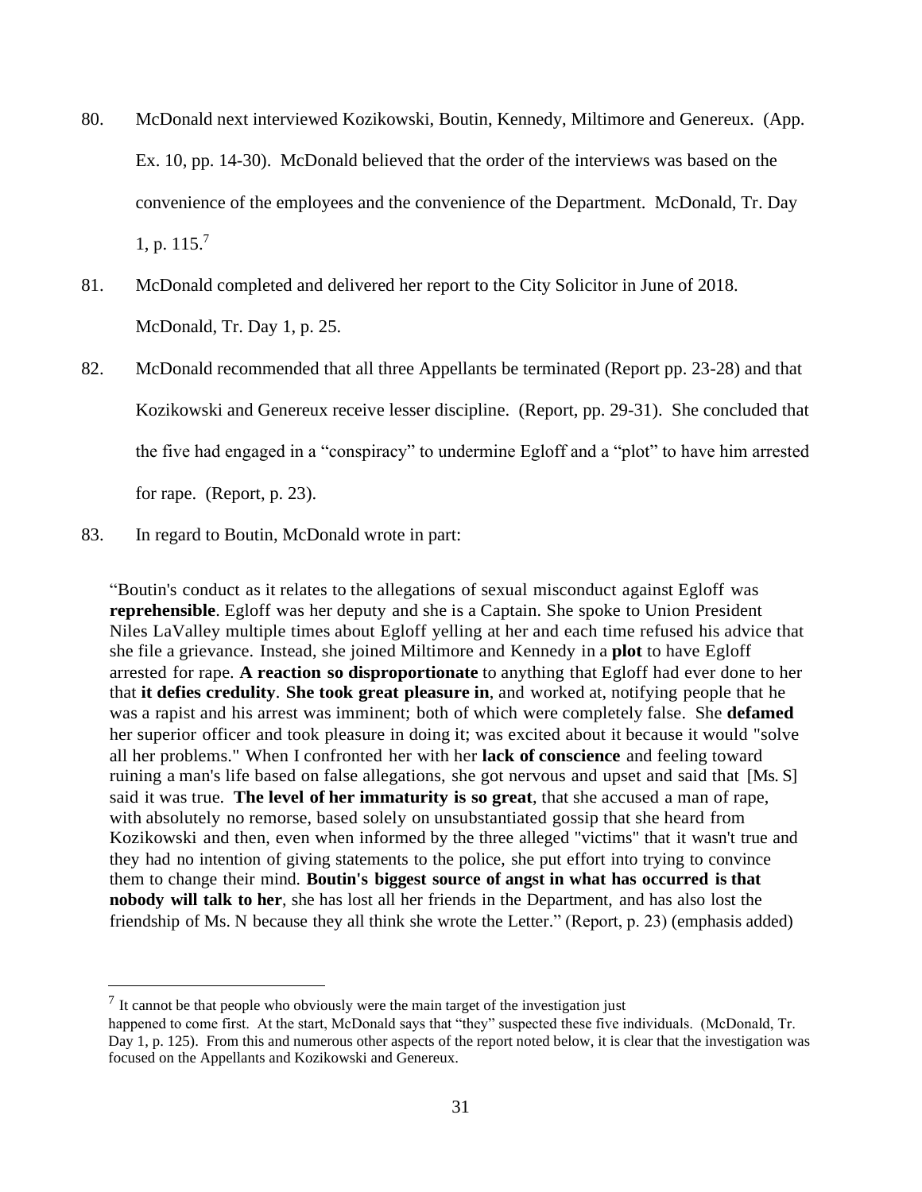80. McDonald next interviewed Kozikowski, Boutin, Kennedy, Miltimore and Genereux. (App. Ex. 10, pp. 14-30). McDonald believed that the order of the interviews was based on the convenience of the employees and the convenience of the Department. McDonald, Tr. Day 1, p. 115.[7]

81. McDonald completed and delivered her report to the City Solicitor in June of 2018. McDonald, Tr. Day 1, p. 25.

82. McDonald recommended that all three Appellants be terminated (Report pp. 23-28) and that Kozikowski and Genereux receive lesser discipline. (Report, pp. 29-31). She concluded that the five had engaged in a "conspiracy" to undermine Egloff and a "plot" to have him arrested for rape. (Report, p. 23).

83. In regard to Boutin, McDonald wrote in part:

> "Boutin's conduct as it relates to the allegations of sexual misconduct against Egloff was **reprehensible**. Egloff was her deputy and she is a Captain. She spoke to Union President Niles LaValley multiple times about Egloff yelling at her and each time refused his advice that she file a grievance. Instead, she joined Miltimore and Kennedy in a **plot** to have Egloff arrested for rape. **A reaction so disproportionate** to anything that Egloff had ever done to her that **it defies credulity**. **She took great pleasure in**, and worked at, notifying people that he was a rapist and his arrest was imminent; both of which were completely false. She **defamed** her superior officer and took pleasure in doing it; was excited about it because it would "solve all her problems." When I confronted her with her **lack of conscience** and feeling toward ruining a man's life based on false allegations, she got nervous and upset and said that [Ms. S] said it was true. **The level of her immaturity is so great**, that she accused a man of rape, with absolutely no remorse, based solely on unsubstantiated gossip that she heard from Kozikowski and then, even when informed by the three alleged "victims" that it wasn't true and they had no intention of giving statements to the police, she put effort into trying to convince them to change their mind. **Boutin's biggest source of angst in what has occurred is that nobody will talk to her**, she has lost all her friends in the Department, and has also lost the friendship of Ms. N because they all think she wrote the Letter." (Report, p. 23) (emphasis added)

---

[7] It cannot be that people who obviously were the main target of the investigation just happened to come first. At the start, McDonald says that "they" suspected these five individuals. (McDonald, Tr. Day 1, p. 125). From this and numerous other aspects of the report noted below, it is clear that the investigation was focused on the Appellants and Kozikowski and Genereux.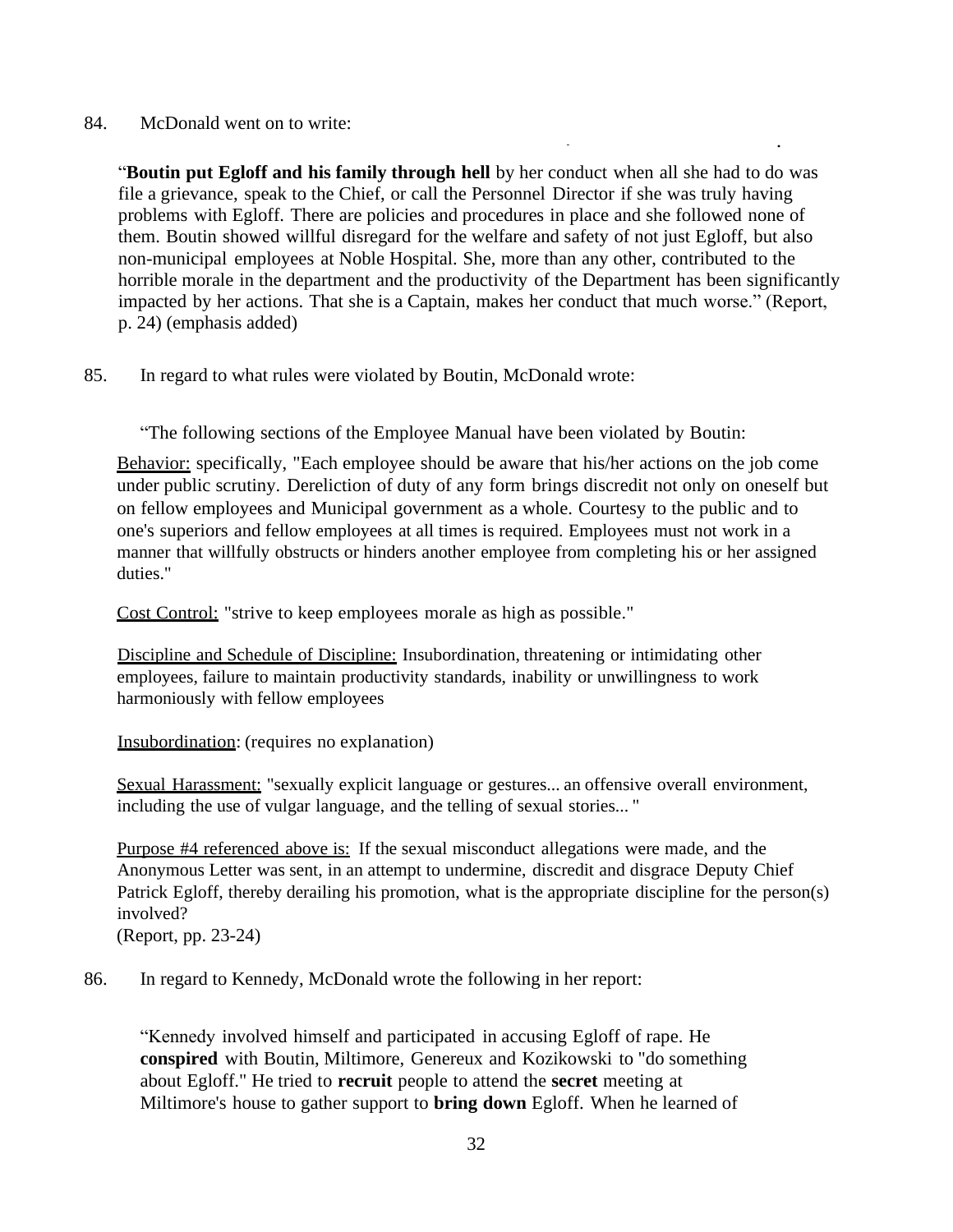84. McDonald went on to write:

> "**Boutin put Egloff and his family through hell** by her conduct when all she had to do was file a grievance, speak to the Chief, or call the Personnel Director if she was truly having problems with Egloff. There are policies and procedures in place and she followed none of them. Boutin showed willful disregard for the welfare and safety of not just Egloff, but also non-municipal employees at Noble Hospital. She, more than any other, contributed to the horrible morale in the department and the productivity of the Department has been significantly impacted by her actions. That she is a Captain, makes her conduct that much worse." (Report, p. 24) (emphasis added)

85. In regard to what rules were violated by Boutin, McDonald wrote:

> "The following sections of the Employee Manual have been violated by Boutin:
>
> Behavior: specifically, "Each employee should be aware that his/her actions on the job come under public scrutiny. Dereliction of duty of any form brings discredit not only on oneself but on fellow employees and Municipal government as a whole. Courtesy to the public and to one's superiors and fellow employees at all times is required. Employees must not work in a manner that willfully obstructs or hinders another employee from completing his or her assigned duties."
>
> Cost Control: "strive to keep employees morale as high as possible."
>
> Discipline and Schedule of Discipline: Insubordination, threatening or intimidating other employees, failure to maintain productivity standards, inability or unwillingness to work harmoniously with fellow employees
>
> Insubordination: (requires no explanation)
>
> Sexual Harassment: "sexually explicit language or gestures... an offensive overall environment, including the use of vulgar language, and the telling of sexual stories... "
>
> Purpose #4 referenced above is: If the sexual misconduct allegations were made, and the Anonymous Letter was sent, in an attempt to undermine, discredit and disgrace Deputy Chief Patrick Egloff, thereby derailing his promotion, what is the appropriate discipline for the person(s) involved?
> (Report, pp. 23-24)

86. In regard to Kennedy, McDonald wrote the following in her report:

> "Kennedy involved himself and participated in accusing Egloff of rape. He **conspired** with Boutin, Miltimore, Genereux and Kozikowski to "do something about Egloff." He tried to **recruit** people to attend the **secret** meeting at Miltimore's house to gather support to **bring down** Egloff. When he learned of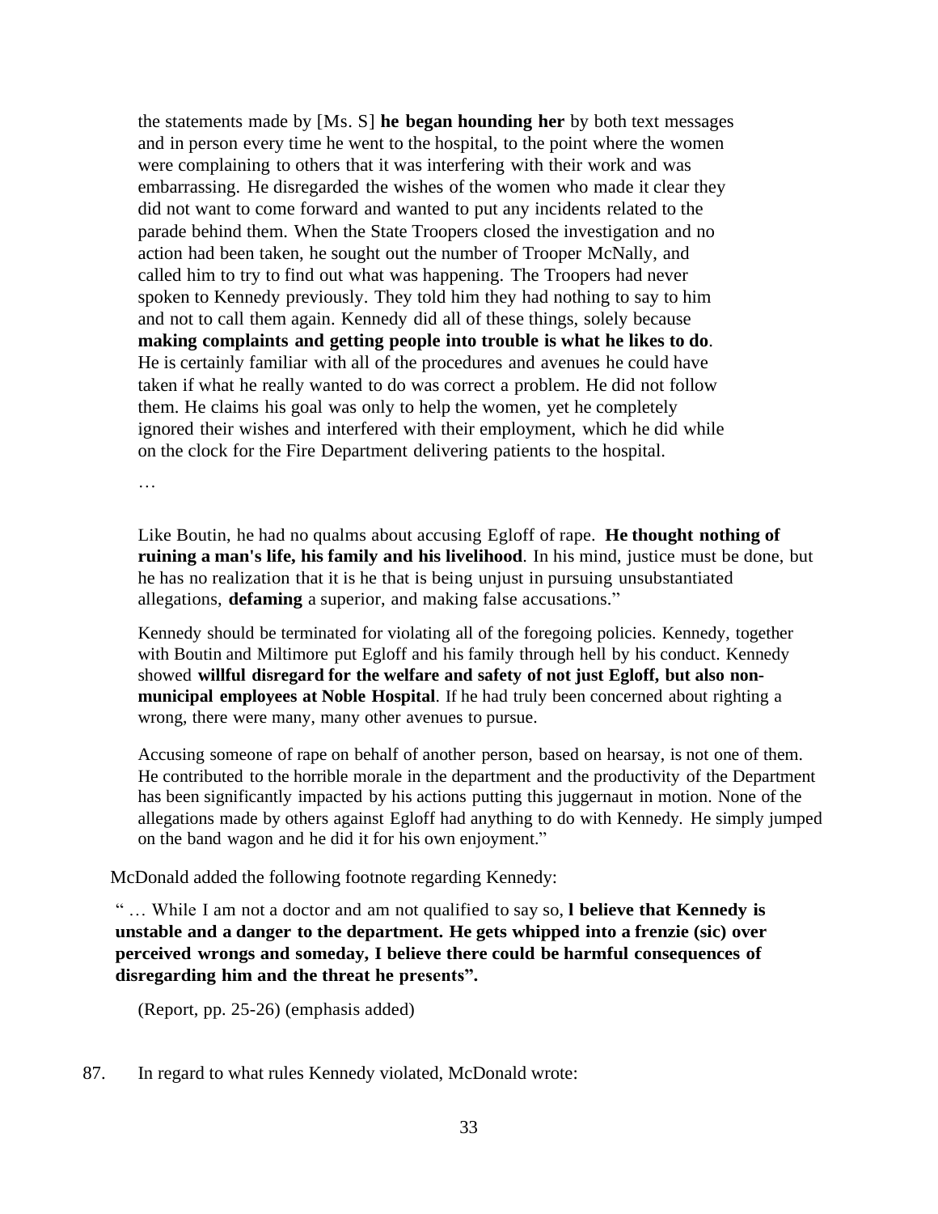the statements made by [Ms. S] **he began hounding her** by both text messages and in person every time he went to the hospital, to the point where the women were complaining to others that it was interfering with their work and was embarrassing. He disregarded the wishes of the women who made it clear they did not want to come forward and wanted to put any incidents related to the parade behind them. When the State Troopers closed the investigation and no action had been taken, he sought out the number of Trooper McNally, and called him to try to find out what was happening. The Troopers had never spoken to Kennedy previously. They told him they had nothing to say to him and not to call them again. Kennedy did all of these things, solely because **making complaints and getting people into trouble is what he likes to do**. He is certainly familiar with all of the procedures and avenues he could have taken if what he really wanted to do was correct a problem. He did not follow them. He claims his goal was only to help the women, yet he completely ignored their wishes and interfered with their employment, which he did while on the clock for the Fire Department delivering patients to the hospital.

…

Like Boutin, he had no qualms about accusing Egloff of rape. **He thought nothing of ruining a man's life, his family and his livelihood**. In his mind, justice must be done, but he has no realization that it is he that is being unjust in pursuing unsubstantiated allegations, **defaming** a superior, and making false accusations."

Kennedy should be terminated for violating all of the foregoing policies. Kennedy, together with Boutin and Miltimore put Egloff and his family through hell by his conduct. Kennedy showed **willful disregard for the welfare and safety of not just Egloff, but also non-municipal employees at Noble Hospital**. If he had truly been concerned about righting a wrong, there were many, many other avenues to pursue.

Accusing someone of rape on behalf of another person, based on hearsay, is not one of them. He contributed to the horrible morale in the department and the productivity of the Department has been significantly impacted by his actions putting this juggernaut in motion. None of the allegations made by others against Egloff had anything to do with Kennedy. He simply jumped on the band wagon and he did it for his own enjoyment."

McDonald added the following footnote regarding Kennedy:

" … While I am not a doctor and am not qualified to say so, **I believe that Kennedy is unstable and a danger to the department. He gets whipped into a frenzie (sic) over perceived wrongs and someday, I believe there could be harmful consequences of disregarding him and the threat he presents".**

(Report, pp. 25-26) (emphasis added)

87. In regard to what rules Kennedy violated, McDonald wrote: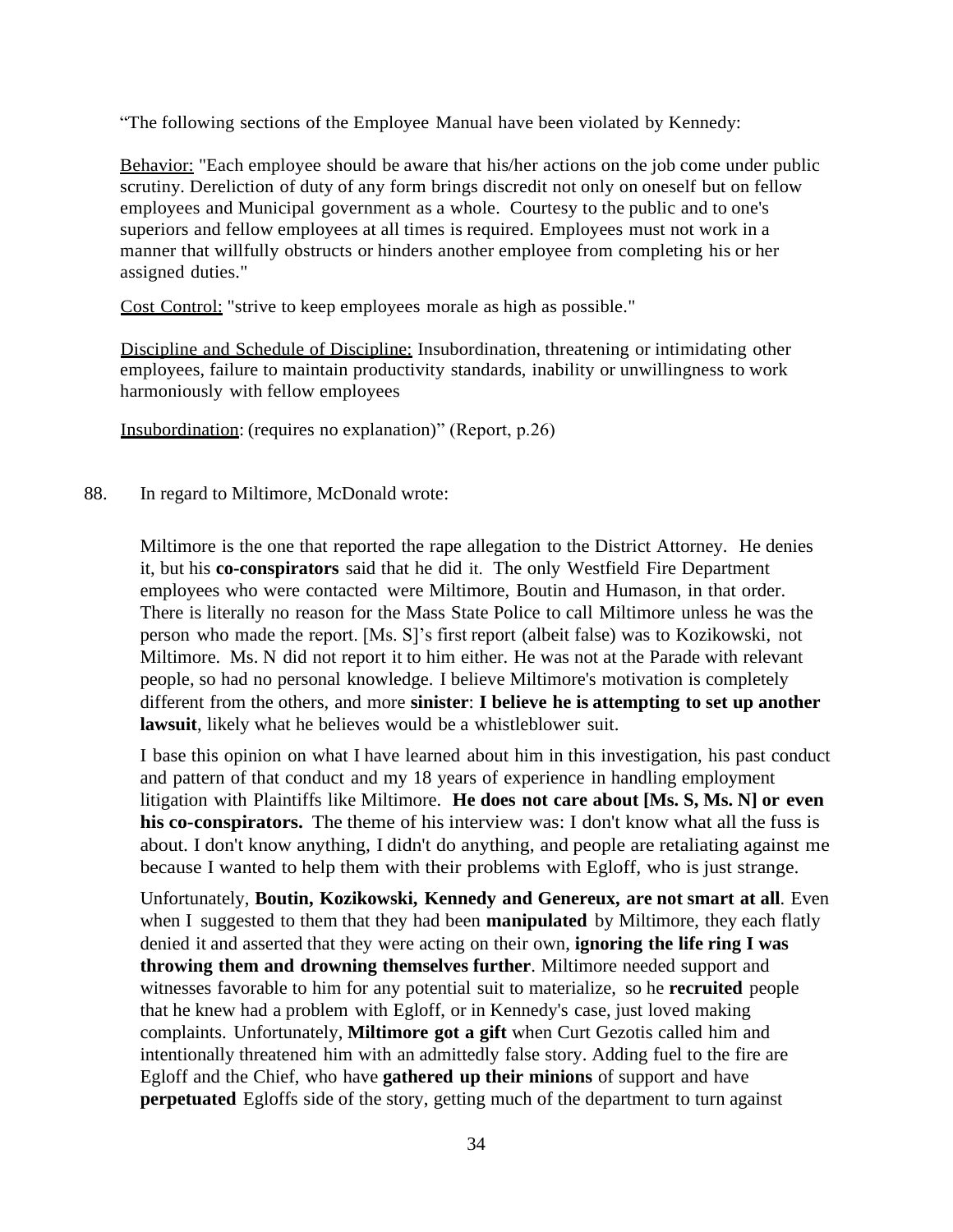"The following sections of the Employee Manual have been violated by Kennedy:

> Behavior: "Each employee should be aware that his/her actions on the job come under public scrutiny. Dereliction of duty of any form brings discredit not only on oneself but on fellow employees and Municipal government as a whole. Courtesy to the public and to one's superiors and fellow employees at all times is required. Employees must not work in a manner that willfully obstructs or hinders another employee from completing his or her assigned duties."
>
> Cost Control: "strive to keep employees morale as high as possible."
>
> Discipline and Schedule of Discipline: Insubordination, threatening or intimidating other employees, failure to maintain productivity standards, inability or unwillingness to work harmoniously with fellow employees
>
> Insubordination: (requires no explanation)" (Report, p.26)

88. In regard to Miltimore, McDonald wrote:

> Miltimore is the one that reported the rape allegation to the District Attorney. He denies it, but his **co-conspirators** said that he did it. The only Westfield Fire Department employees who were contacted were Miltimore, Boutin and Humason, in that order. There is literally no reason for the Mass State Police to call Miltimore unless he was the person who made the report. [Ms. S]'s first report (albeit false) was to Kozikowski, not Miltimore. Ms. N did not report it to him either. He was not at the Parade with relevant people, so had no personal knowledge. I believe Miltimore's motivation is completely different from the others, and more **sinister**: **I believe he is attempting to set up another lawsuit**, likely what he believes would be a whistleblower suit.
>
> I base this opinion on what I have learned about him in this investigation, his past conduct and pattern of that conduct and my 18 years of experience in handling employment litigation with Plaintiffs like Miltimore. **He does not care about [Ms. S, Ms. N] or even his co-conspirators.** The theme of his interview was: I don't know what all the fuss is about. I don't know anything, I didn't do anything, and people are retaliating against me because I wanted to help them with their problems with Egloff, who is just strange.
>
> Unfortunately, **Boutin, Kozikowski, Kennedy and Genereux, are not smart at all**. Even when I suggested to them that they had been **manipulated** by Miltimore, they each flatly denied it and asserted that they were acting on their own, **ignoring the life ring I was throwing them and drowning themselves further**. Miltimore needed support and witnesses favorable to him for any potential suit to materialize, so he **recruited** people that he knew had a problem with Egloff, or in Kennedy's case, just loved making complaints. Unfortunately, **Miltimore got a gift** when Curt Gezotis called him and intentionally threatened him with an admittedly false story. Adding fuel to the fire are Egloff and the Chief, who have **gathered up their minions** of support and have **perpetuated** Egloffs side of the story, getting much of the department to turn against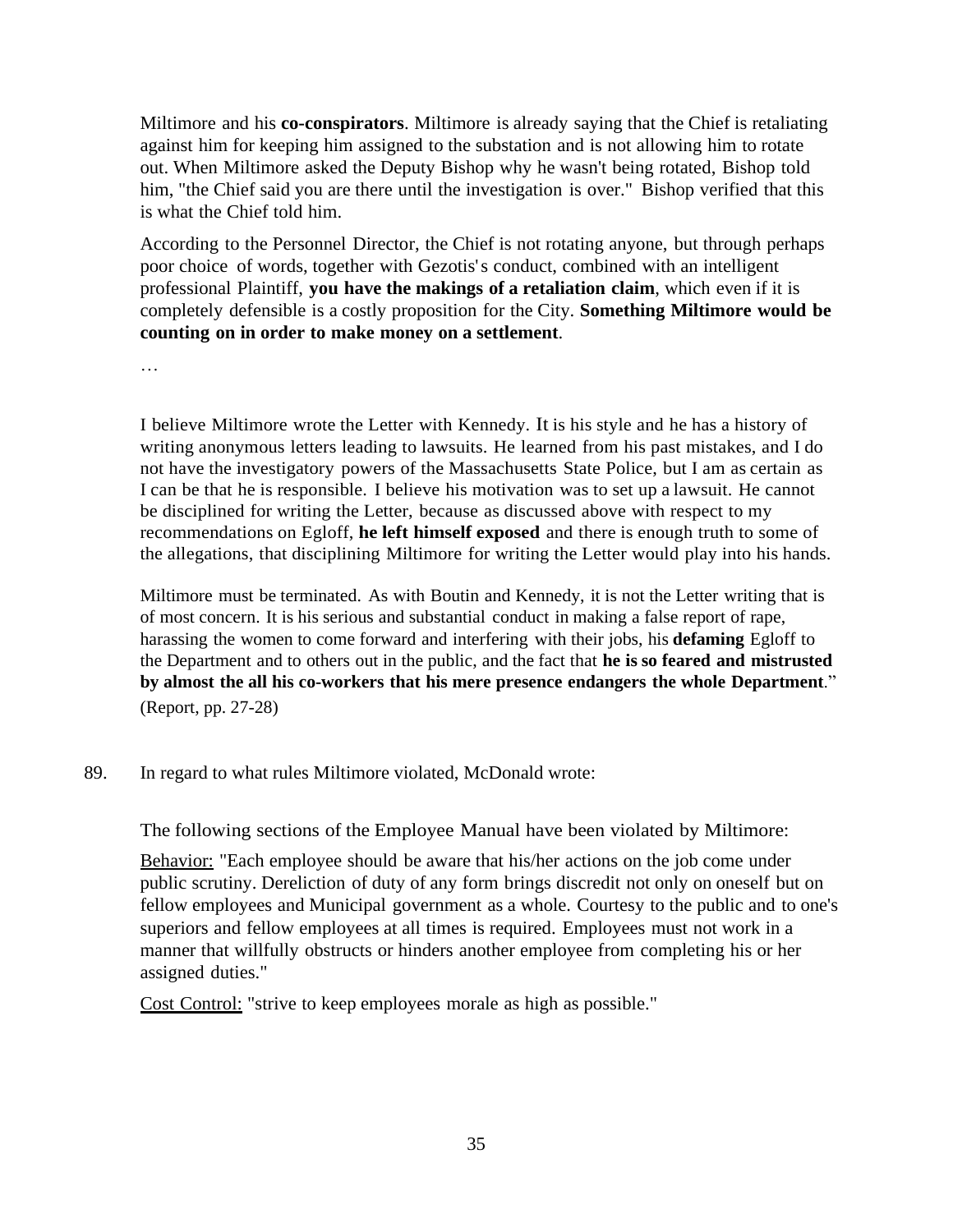> Miltimore and his **co-conspirators**. Miltimore is already saying that the Chief is retaliating against him for keeping him assigned to the substation and is not allowing him to rotate out. When Miltimore asked the Deputy Bishop why he wasn't being rotated, Bishop told him, "the Chief said you are there until the investigation is over." Bishop verified that this is what the Chief told him.
>
> According to the Personnel Director, the Chief is not rotating anyone, but through perhaps poor choice of words, together with Gezotis's conduct, combined with an intelligent professional Plaintiff, **you have the makings of a retaliation claim**, which even if it is completely defensible is a costly proposition for the City. **Something Miltimore would be counting on in order to make money on a settlement**.
>
> …
>
> I believe Miltimore wrote the Letter with Kennedy. It is his style and he has a history of writing anonymous letters leading to lawsuits. He learned from his past mistakes, and I do not have the investigatory powers of the Massachusetts State Police, but I am as certain as I can be that he is responsible. I believe his motivation was to set up a lawsuit. He cannot be disciplined for writing the Letter, because as discussed above with respect to my recommendations on Egloff, **he left himself exposed** and there is enough truth to some of the allegations, that disciplining Miltimore for writing the Letter would play into his hands.
>
> Miltimore must be terminated. As with Boutin and Kennedy, it is not the Letter writing that is of most concern. It is his serious and substantial conduct in making a false report of rape, harassing the women to come forward and interfering with their jobs, his **defaming** Egloff to the Department and to others out in the public, and the fact that **he is so feared and mistrusted by almost the all his co-workers that his mere presence endangers the whole Department**."
>
> (Report, pp. 27-28)

89. In regard to what rules Miltimore violated, McDonald wrote:

> The following sections of the Employee Manual have been violated by Miltimore:
>
> Behavior: "Each employee should be aware that his/her actions on the job come under public scrutiny. Dereliction of duty of any form brings discredit not only on oneself but on fellow employees and Municipal government as a whole. Courtesy to the public and to one's superiors and fellow employees at all times is required. Employees must not work in a manner that willfully obstructs or hinders another employee from completing his or her assigned duties."
>
> Cost Control: "strive to keep employees morale as high as possible."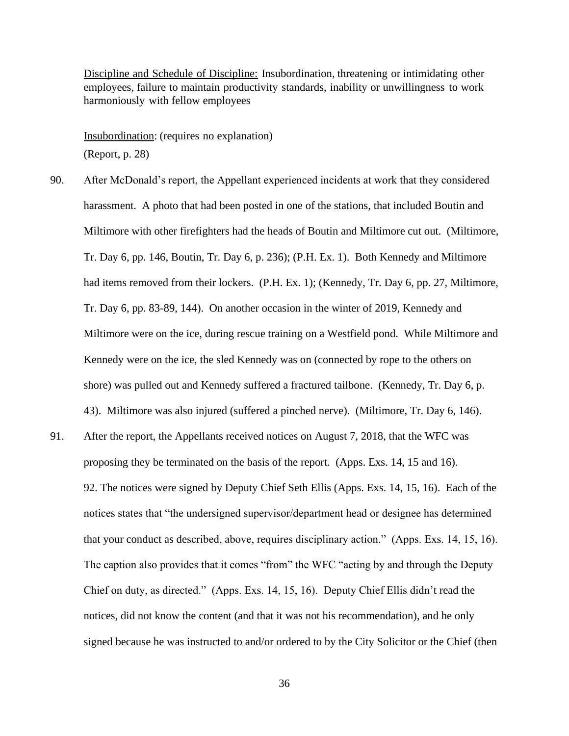Discipline and Schedule of Discipline: Insubordination, threatening or intimidating other employees, failure to maintain productivity standards, inability or unwillingness to work harmoniously with fellow employees

Insubordination: (requires no explanation)
(Report, p. 28)

90. After McDonald's report, the Appellant experienced incidents at work that they considered harassment. A photo that had been posted in one of the stations, that included Boutin and Miltimore with other firefighters had the heads of Boutin and Miltimore cut out. (Miltimore, Tr. Day 6, pp. 146, Boutin, Tr. Day 6, p. 236); (P.H. Ex. 1). Both Kennedy and Miltimore had items removed from their lockers. (P.H. Ex. 1); (Kennedy, Tr. Day 6, pp. 27, Miltimore, Tr. Day 6, pp. 83-89, 144). On another occasion in the winter of 2019, Kennedy and Miltimore were on the ice, during rescue training on a Westfield pond. While Miltimore and Kennedy were on the ice, the sled Kennedy was on (connected by rope to the others on shore) was pulled out and Kennedy suffered a fractured tailbone. (Kennedy, Tr. Day 6, p. 43). Miltimore was also injured (suffered a pinched nerve). (Miltimore, Tr. Day 6, 146).

91. After the report, the Appellants received notices on August 7, 2018, that the WFC was proposing they be terminated on the basis of the report. (Apps. Exs. 14, 15 and 16).

92. The notices were signed by Deputy Chief Seth Ellis (Apps. Exs. 14, 15, 16). Each of the notices states that "the undersigned supervisor/department head or designee has determined that your conduct as described, above, requires disciplinary action." (Apps. Exs. 14, 15, 16). The caption also provides that it comes "from" the WFC "acting by and through the Deputy Chief on duty, as directed." (Apps. Exs. 14, 15, 16). Deputy Chief Ellis didn't read the notices, did not know the content (and that it was not his recommendation), and he only signed because he was instructed to and/or ordered to by the City Solicitor or the Chief (then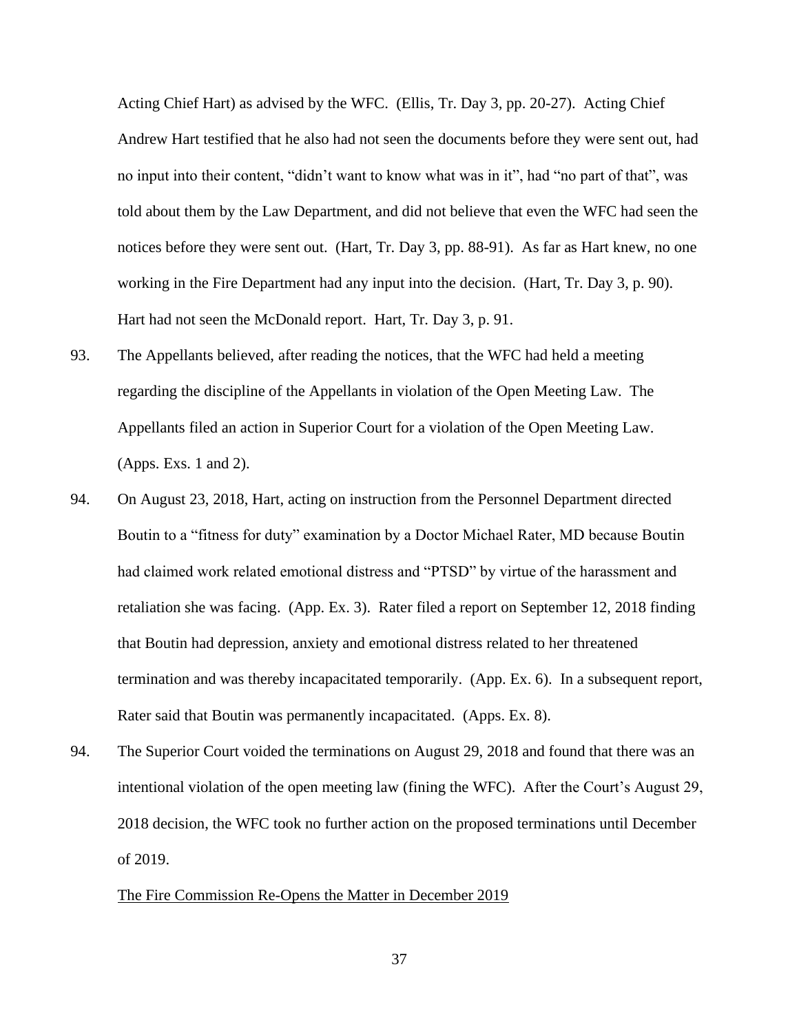Acting Chief Hart) as advised by the WFC. (Ellis, Tr. Day 3, pp. 20-27). Acting Chief Andrew Hart testified that he also had not seen the documents before they were sent out, had no input into their content, "didn't want to know what was in it", had "no part of that", was told about them by the Law Department, and did not believe that even the WFC had seen the notices before they were sent out. (Hart, Tr. Day 3, pp. 88-91). As far as Hart knew, no one working in the Fire Department had any input into the decision. (Hart, Tr. Day 3, p. 90). Hart had not seen the McDonald report. Hart, Tr. Day 3, p. 91.

93. The Appellants believed, after reading the notices, that the WFC had held a meeting regarding the discipline of the Appellants in violation of the Open Meeting Law. The Appellants filed an action in Superior Court for a violation of the Open Meeting Law. (Apps. Exs. 1 and 2).

94. On August 23, 2018, Hart, acting on instruction from the Personnel Department directed Boutin to a "fitness for duty" examination by a Doctor Michael Rater, MD because Boutin had claimed work related emotional distress and "PTSD" by virtue of the harassment and retaliation she was facing. (App. Ex. 3). Rater filed a report on September 12, 2018 finding that Boutin had depression, anxiety and emotional distress related to her threatened termination and was thereby incapacitated temporarily. (App. Ex. 6). In a subsequent report, Rater said that Boutin was permanently incapacitated. (Apps. Ex. 8).

94. The Superior Court voided the terminations on August 29, 2018 and found that there was an intentional violation of the open meeting law (fining the WFC). After the Court's August 29, 2018 decision, the WFC took no further action on the proposed terminations until December of 2019.

<u>The Fire Commission Re-Opens the Matter in December 2019</u>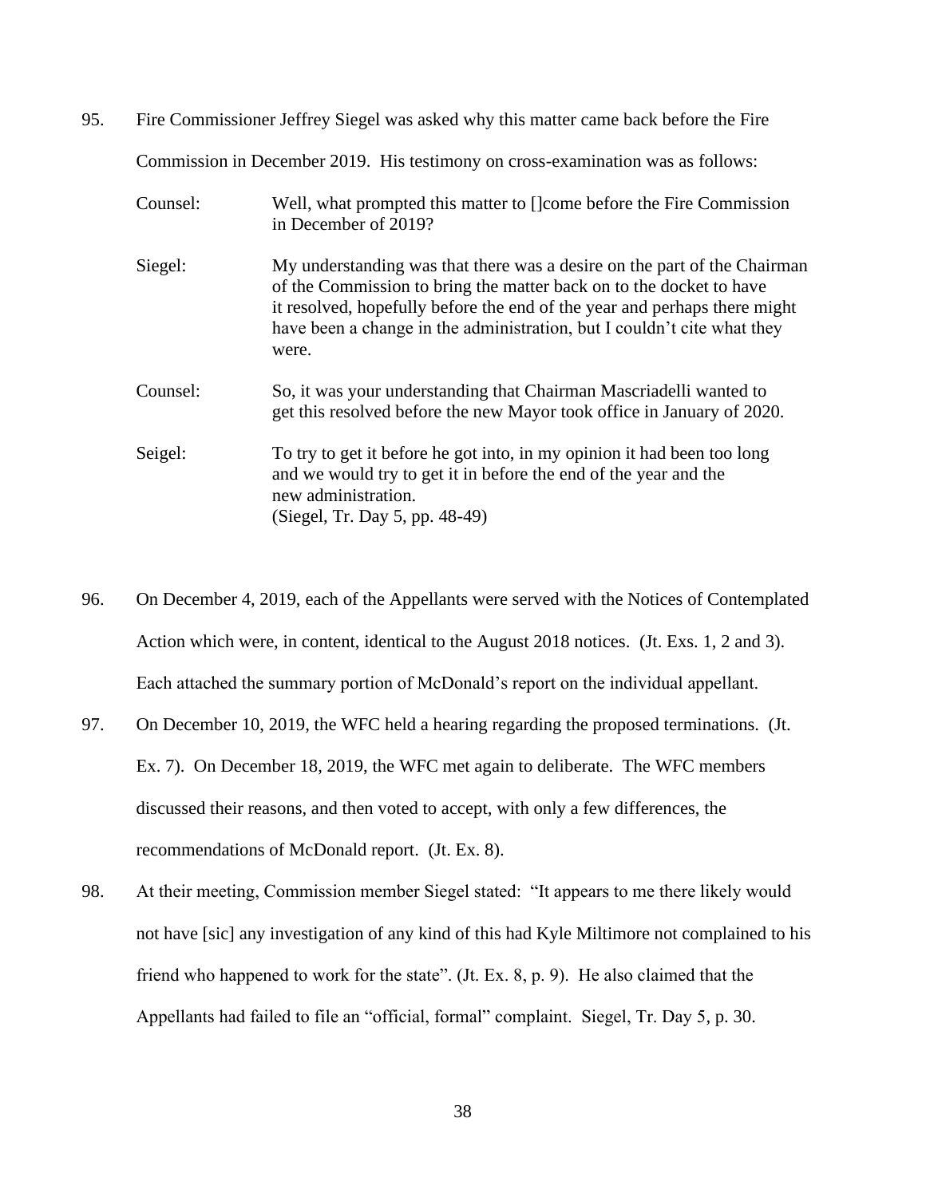95. Fire Commissioner Jeffrey Siegel was asked why this matter came back before the Fire Commission in December 2019. His testimony on cross-examination was as follows:

| | |
|---|---|
| Counsel: | Well, what prompted this matter to []come before the Fire Commission in December of 2019? |
| Siegel: | My understanding was that there was a desire on the part of the Chairman of the Commission to bring the matter back on to the docket to have it resolved, hopefully before the end of the year and perhaps there might have been a change in the administration, but I couldn't cite what they were. |
| Counsel: | So, it was your understanding that Chairman Mascriadelli wanted to get this resolved before the new Mayor took office in January of 2020. |
| Seigel: | To try to get it before he got into, in my opinion it had been too long and we would try to get it in before the end of the year and the new administration.<br>(Siegel, Tr. Day 5, pp. 48-49) |

96. On December 4, 2019, each of the Appellants were served with the Notices of Contemplated Action which were, in content, identical to the August 2018 notices. (Jt. Exs. 1, 2 and 3). Each attached the summary portion of McDonald's report on the individual appellant.

97. On December 10, 2019, the WFC held a hearing regarding the proposed terminations. (Jt. Ex. 7). On December 18, 2019, the WFC met again to deliberate. The WFC members discussed their reasons, and then voted to accept, with only a few differences, the recommendations of McDonald report. (Jt. Ex. 8).

98. At their meeting, Commission member Siegel stated: "It appears to me there likely would not have [sic] any investigation of any kind of this had Kyle Miltimore not complained to his friend who happened to work for the state". (Jt. Ex. 8, p. 9). He also claimed that the Appellants had failed to file an "official, formal" complaint. Siegel, Tr. Day 5, p. 30.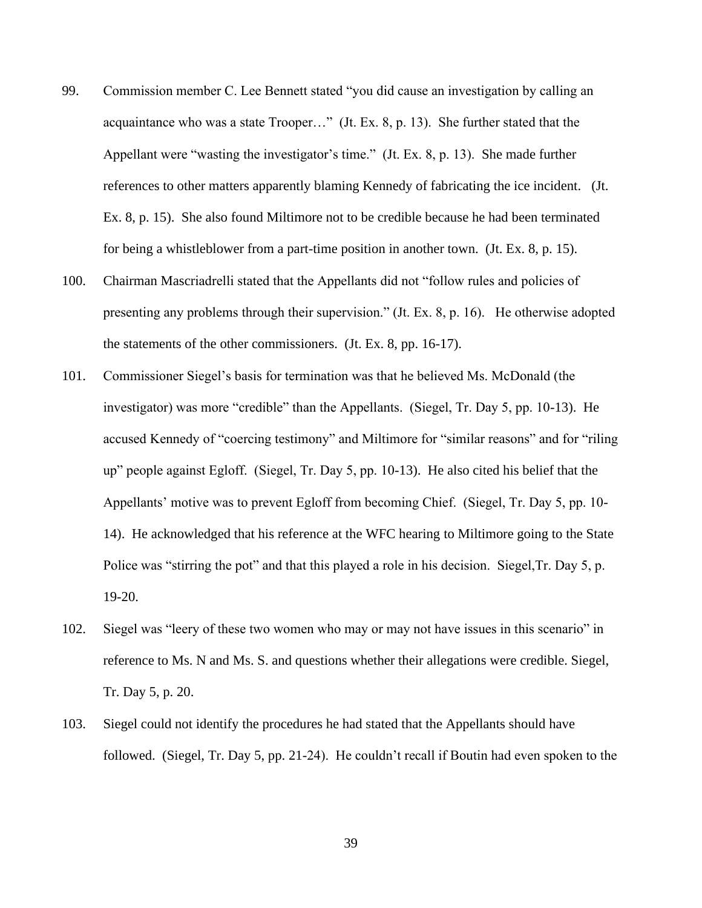99. Commission member C. Lee Bennett stated "you did cause an investigation by calling an acquaintance who was a state Trooper…" (Jt. Ex. 8, p. 13). She further stated that the Appellant were "wasting the investigator's time." (Jt. Ex. 8, p. 13). She made further references to other matters apparently blaming Kennedy of fabricating the ice incident. (Jt. Ex. 8, p. 15). She also found Miltimore not to be credible because he had been terminated for being a whistleblower from a part-time position in another town. (Jt. Ex. 8, p. 15).

100. Chairman Mascriadrelli stated that the Appellants did not "follow rules and policies of presenting any problems through their supervision." (Jt. Ex. 8, p. 16). He otherwise adopted the statements of the other commissioners. (Jt. Ex. 8, pp. 16-17).

101. Commissioner Siegel's basis for termination was that he believed Ms. McDonald (the investigator) was more "credible" than the Appellants. (Siegel, Tr. Day 5, pp. 10-13). He accused Kennedy of "coercing testimony" and Miltimore for "similar reasons" and for "riling up" people against Egloff. (Siegel, Tr. Day 5, pp. 10-13). He also cited his belief that the Appellants' motive was to prevent Egloff from becoming Chief. (Siegel, Tr. Day 5, pp. 10-14). He acknowledged that his reference at the WFC hearing to Miltimore going to the State Police was "stirring the pot" and that this played a role in his decision. Siegel,Tr. Day 5, p. 19-20.

102. Siegel was "leery of these two women who may or may not have issues in this scenario" in reference to Ms. N and Ms. S. and questions whether their allegations were credible. Siegel, Tr. Day 5, p. 20.

103. Siegel could not identify the procedures he had stated that the Appellants should have followed. (Siegel, Tr. Day 5, pp. 21-24). He couldn't recall if Boutin had even spoken to the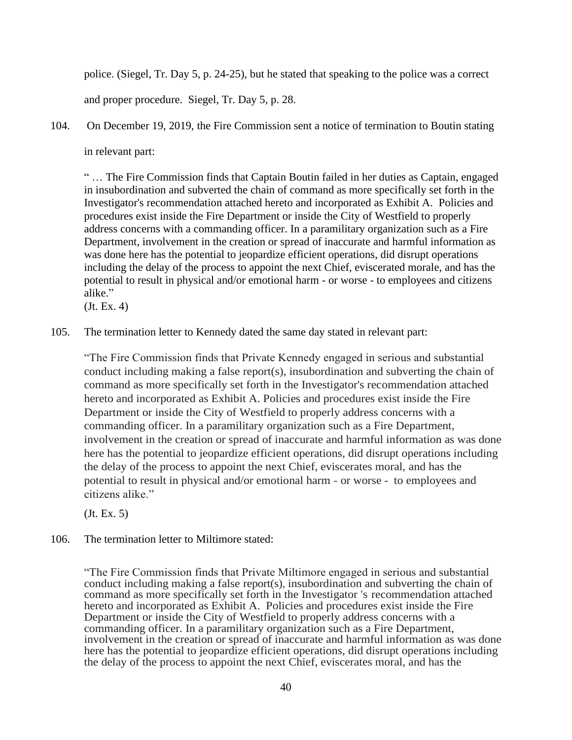police. (Siegel, Tr. Day 5, p. 24-25), but he stated that speaking to the police was a correct and proper procedure. Siegel, Tr. Day 5, p. 28.

104. On December 19, 2019, the Fire Commission sent a notice of termination to Boutin stating in relevant part:

> " … The Fire Commission finds that Captain Boutin failed in her duties as Captain, engaged in insubordination and subverted the chain of command as more specifically set forth in the Investigator's recommendation attached hereto and incorporated as Exhibit A. Policies and procedures exist inside the Fire Department or inside the City of Westfield to properly address concerns with a commanding officer. In a paramilitary organization such as a Fire Department, involvement in the creation or spread of inaccurate and harmful information as was done here has the potential to jeopardize efficient operations, did disrupt operations including the delay of the process to appoint the next Chief, eviscerated morale, and has the potential to result in physical and/or emotional harm - or worse - to employees and citizens alike."
>
> (Jt. Ex. 4)

105. The termination letter to Kennedy dated the same day stated in relevant part:

> "The Fire Commission finds that Private Kennedy engaged in serious and substantial conduct including making a false report(s), insubordination and subverting the chain of command as more specifically set forth in the Investigator's recommendation attached hereto and incorporated as Exhibit A. Policies and procedures exist inside the Fire Department or inside the City of Westfield to properly address concerns with a commanding officer. In a paramilitary organization such as a Fire Department, involvement in the creation or spread of inaccurate and harmful information as was done here has the potential to jeopardize efficient operations, did disrupt operations including the delay of the process to appoint the next Chief, eviscerates moral, and has the potential to result in physical and/or emotional harm - or worse - to employees and citizens alike."
>
> (Jt. Ex. 5)

106. The termination letter to Miltimore stated:

> "The Fire Commission finds that Private Miltimore engaged in serious and substantial conduct including making a false report(s), insubordination and subverting the chain of command as more specifically set forth in the Investigator 's recommendation attached hereto and incorporated as Exhibit A. Policies and procedures exist inside the Fire Department or inside the City of Westfield to properly address concerns with a commanding officer. In a paramilitary organization such as a Fire Department, involvement in the creation or spread of inaccurate and harmful information as was done here has the potential to jeopardize efficient operations, did disrupt operations including the delay of the process to appoint the next Chief, eviscerates moral, and has the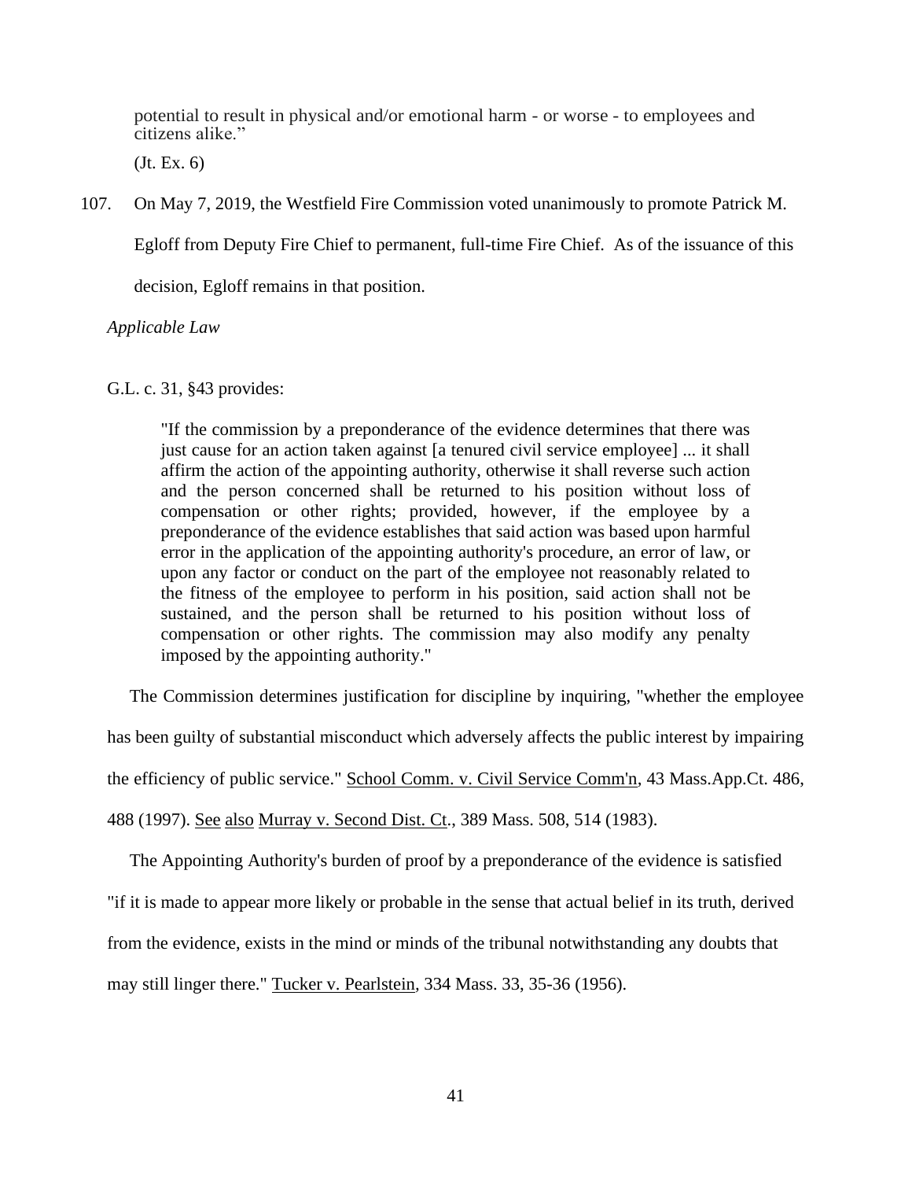potential to result in physical and/or emotional harm - or worse - to employees and citizens alike."

(Jt. Ex. 6)

107. On May 7, 2019, the Westfield Fire Commission voted unanimously to promote Patrick M. Egloff from Deputy Fire Chief to permanent, full-time Fire Chief. As of the issuance of this decision, Egloff remains in that position.

*Applicable Law*

G.L. c. 31, §43 provides:

> "If the commission by a preponderance of the evidence determines that there was just cause for an action taken against [a tenured civil service employee] ... it shall affirm the action of the appointing authority, otherwise it shall reverse such action and the person concerned shall be returned to his position without loss of compensation or other rights; provided, however, if the employee by a preponderance of the evidence establishes that said action was based upon harmful error in the application of the appointing authority's procedure, an error of law, or upon any factor or conduct on the part of the employee not reasonably related to the fitness of the employee to perform in his position, said action shall not be sustained, and the person shall be returned to his position without loss of compensation or other rights. The commission may also modify any penalty imposed by the appointing authority."

The Commission determines justification for discipline by inquiring, "whether the employee has been guilty of substantial misconduct which adversely affects the public interest by impairing the efficiency of public service." School Comm. v. Civil Service Comm'n, 43 Mass.App.Ct. 486, 488 (1997). See also Murray v. Second Dist. Ct., 389 Mass. 508, 514 (1983).

The Appointing Authority's burden of proof by a preponderance of the evidence is satisfied "if it is made to appear more likely or probable in the sense that actual belief in its truth, derived from the evidence, exists in the mind or minds of the tribunal notwithstanding any doubts that may still linger there." Tucker v. Pearlstein, 334 Mass. 33, 35-36 (1956).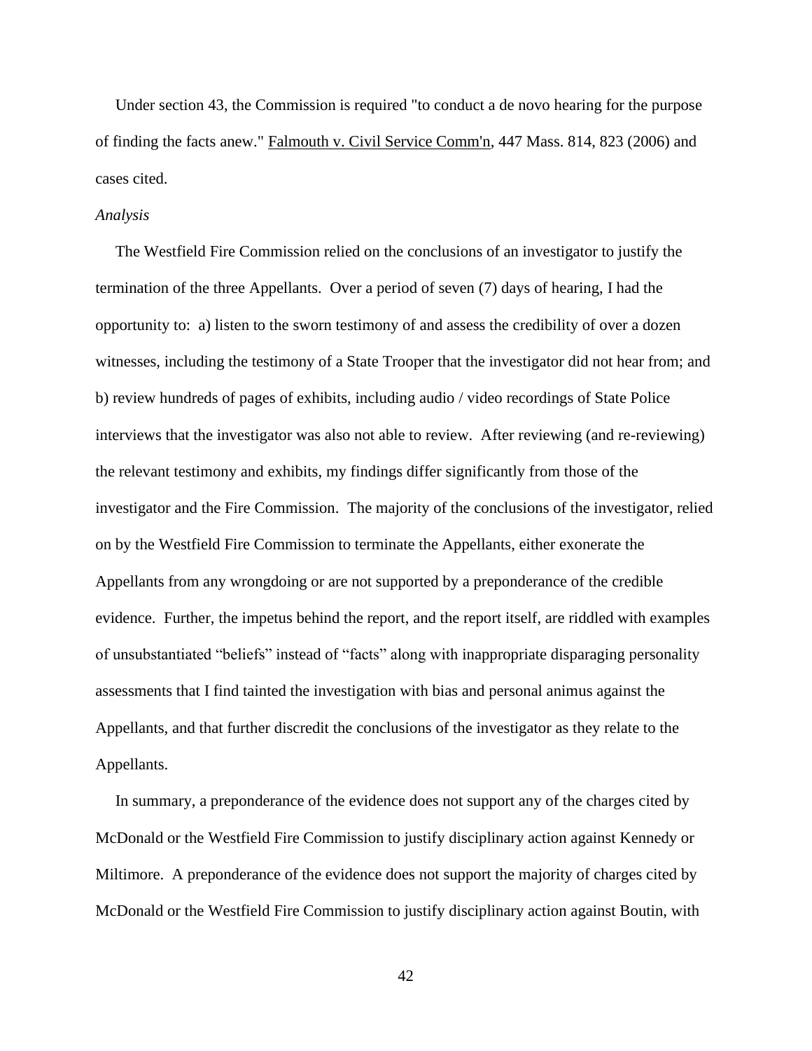Under section 43, the Commission is required "to conduct a de novo hearing for the purpose of finding the facts anew." Falmouth v. Civil Service Comm'n, 447 Mass. 814, 823 (2006) and cases cited.

*Analysis*

The Westfield Fire Commission relied on the conclusions of an investigator to justify the termination of the three Appellants. Over a period of seven (7) days of hearing, I had the opportunity to: a) listen to the sworn testimony of and assess the credibility of over a dozen witnesses, including the testimony of a State Trooper that the investigator did not hear from; and b) review hundreds of pages of exhibits, including audio / video recordings of State Police interviews that the investigator was also not able to review. After reviewing (and re-reviewing) the relevant testimony and exhibits, my findings differ significantly from those of the investigator and the Fire Commission. The majority of the conclusions of the investigator, relied on by the Westfield Fire Commission to terminate the Appellants, either exonerate the Appellants from any wrongdoing or are not supported by a preponderance of the credible evidence. Further, the impetus behind the report, and the report itself, are riddled with examples of unsubstantiated "beliefs" instead of "facts" along with inappropriate disparaging personality assessments that I find tainted the investigation with bias and personal animus against the Appellants, and that further discredit the conclusions of the investigator as they relate to the Appellants.

In summary, a preponderance of the evidence does not support any of the charges cited by McDonald or the Westfield Fire Commission to justify disciplinary action against Kennedy or Miltimore. A preponderance of the evidence does not support the majority of charges cited by McDonald or the Westfield Fire Commission to justify disciplinary action against Boutin, with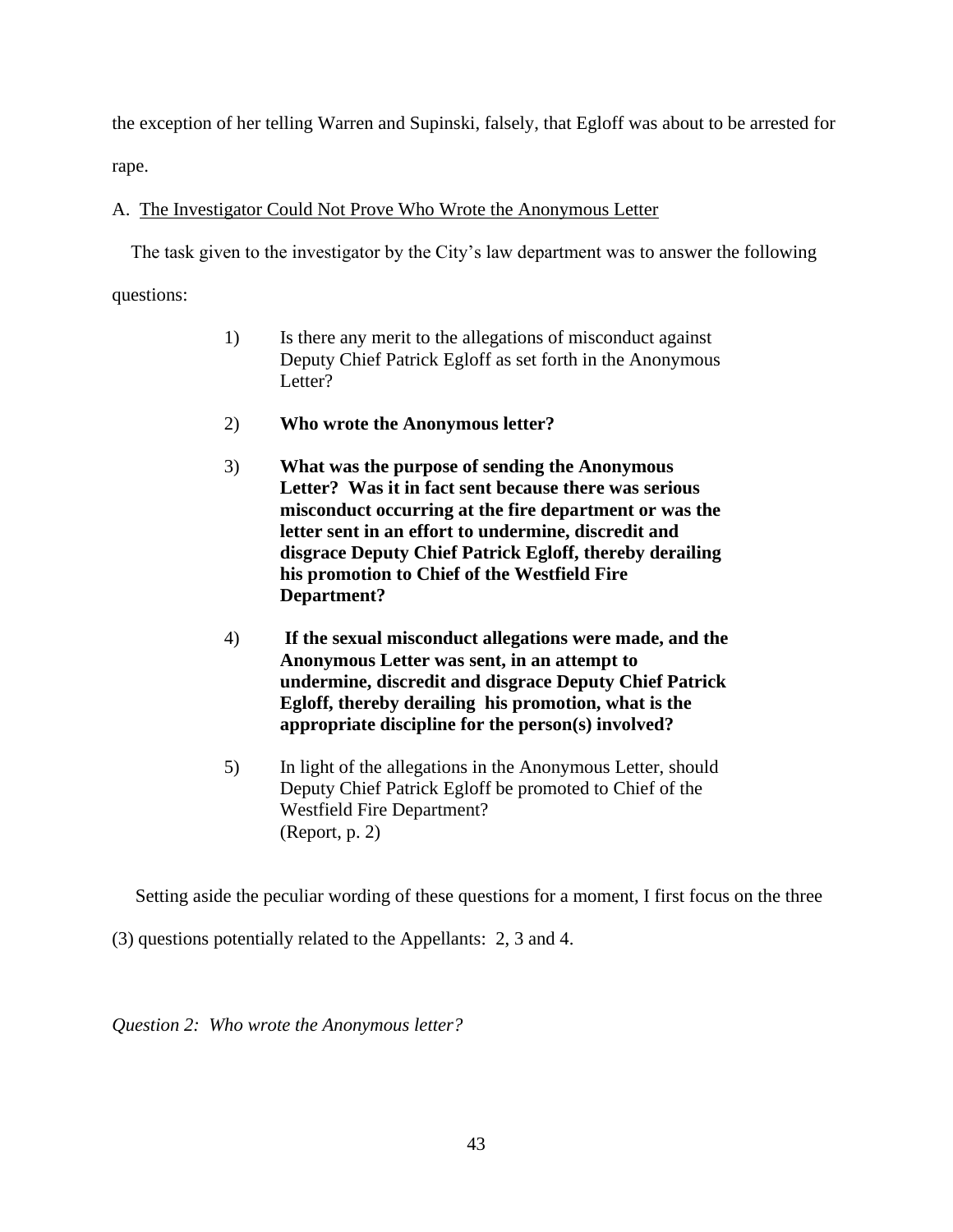the exception of her telling Warren and Supinski, falsely, that Egloff was about to be arrested for rape.

A. <u>The Investigator Could Not Prove Who Wrote the Anonymous Letter</u>

The task given to the investigator by the City's law department was to answer the following questions:

> 1) Is there any merit to the allegations of misconduct against Deputy Chief Patrick Egloff as set forth in the Anonymous Letter?
>
> 2) **Who wrote the Anonymous letter?**
>
> 3) **What was the purpose of sending the Anonymous Letter? Was it in fact sent because there was serious misconduct occurring at the fire department or was the letter sent in an effort to undermine, discredit and disgrace Deputy Chief Patrick Egloff, thereby derailing his promotion to Chief of the Westfield Fire Department?**
>
> 4) **If the sexual misconduct allegations were made, and the Anonymous Letter was sent, in an attempt to undermine, discredit and disgrace Deputy Chief Patrick Egloff, thereby derailing his promotion, what is the appropriate discipline for the person(s) involved?**
>
> 5) In light of the allegations in the Anonymous Letter, should Deputy Chief Patrick Egloff be promoted to Chief of the Westfield Fire Department?
> (Report, p. 2)

Setting aside the peculiar wording of these questions for a moment, I first focus on the three (3) questions potentially related to the Appellants: 2, 3 and 4.

*Question 2: Who wrote the Anonymous letter?*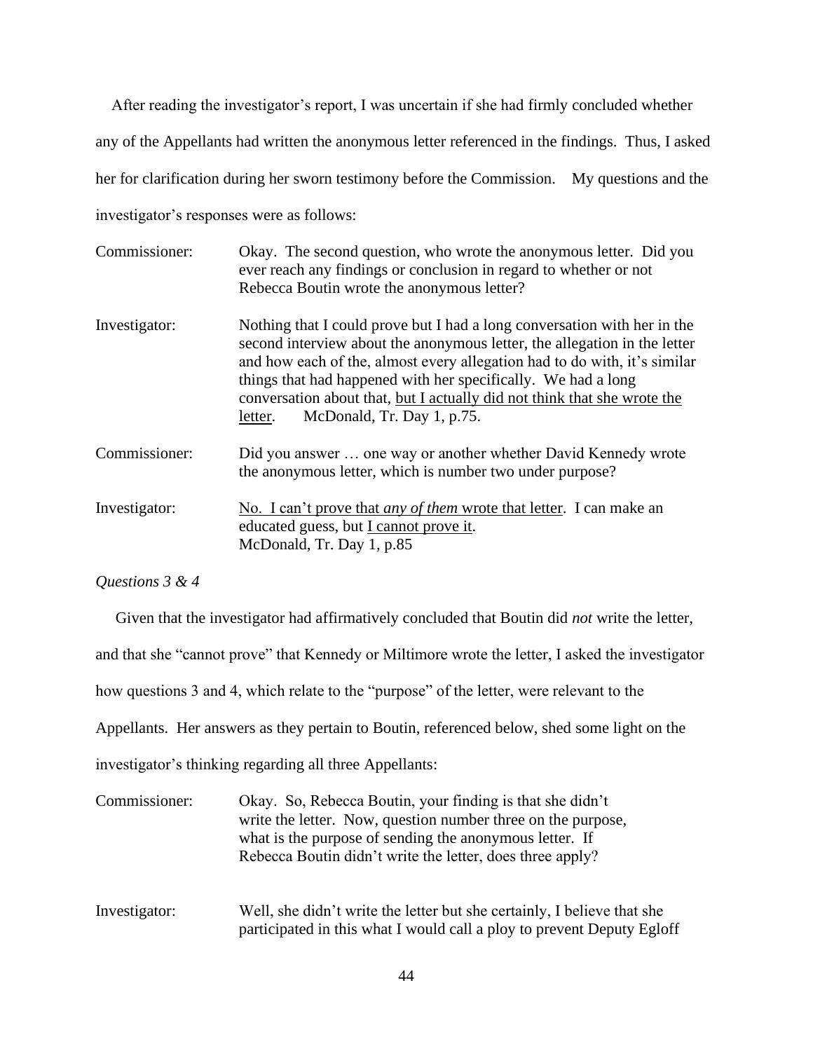After reading the investigator's report, I was uncertain if she had firmly concluded whether any of the Appellants had written the anonymous letter referenced in the findings. Thus, I asked her for clarification during her sworn testimony before the Commission. My questions and the investigator's responses were as follows:

Commissioner: Okay. The second question, who wrote the anonymous letter. Did you ever reach any findings or conclusion in regard to whether or not Rebecca Boutin wrote the anonymous letter?

Investigator: Nothing that I could prove but I had a long conversation with her in the second interview about the anonymous letter, the allegation in the letter and how each of the, almost every allegation had to do with, it's similar things that had happened with her specifically. We had a long conversation about that, <u>but I actually did not think that she wrote the letter</u>. McDonald, Tr. Day 1, p.75.

Commissioner: Did you answer … one way or another whether David Kennedy wrote the anonymous letter, which is number two under purpose?

Investigator: <u>No. I can't prove that *any of them* wrote that letter</u>. I can make an educated guess, but <u>I cannot prove it</u>. McDonald, Tr. Day 1, p.85

*Questions 3 & 4*

Given that the investigator had affirmatively concluded that Boutin did *not* write the letter, and that she "cannot prove" that Kennedy or Miltimore wrote the letter, I asked the investigator how questions 3 and 4, which relate to the "purpose" of the letter, were relevant to the Appellants. Her answers as they pertain to Boutin, referenced below, shed some light on the investigator's thinking regarding all three Appellants:

Commissioner: Okay. So, Rebecca Boutin, your finding is that she didn't write the letter. Now, question number three on the purpose, what is the purpose of sending the anonymous letter. If Rebecca Boutin didn't write the letter, does three apply?

Investigator: Well, she didn't write the letter but she certainly, I believe that she participated in this what I would call a ploy to prevent Deputy Egloff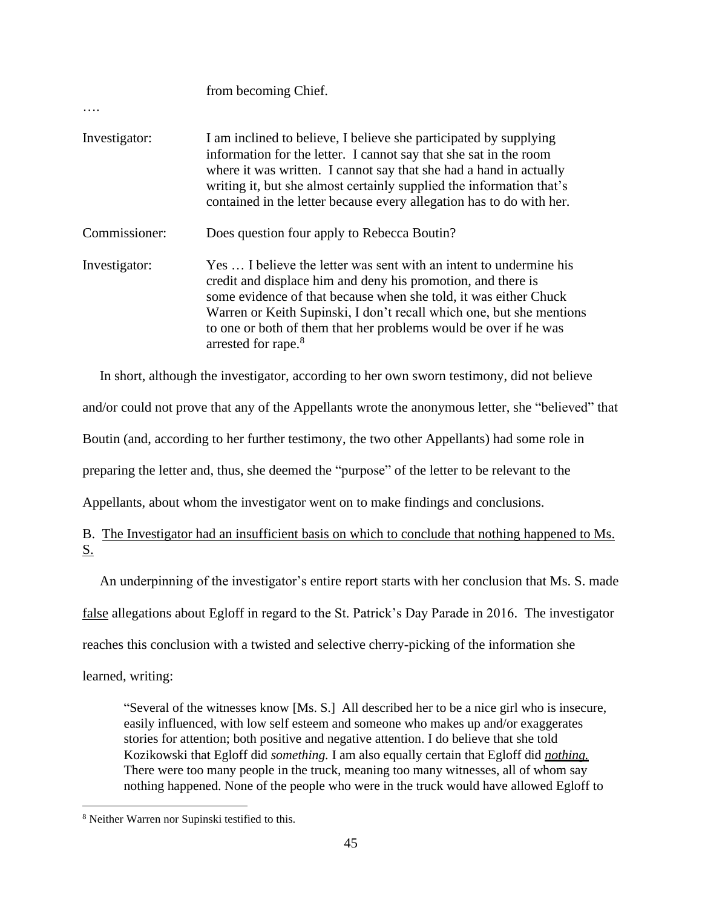from becoming Chief.

….

Investigator: I am inclined to believe, I believe she participated by supplying information for the letter. I cannot say that she sat in the room where it was written. I cannot say that she had a hand in actually writing it, but she almost certainly supplied the information that's contained in the letter because every allegation has to do with her.

Commissioner: Does question four apply to Rebecca Boutin?

Investigator: Yes … I believe the letter was sent with an intent to undermine his credit and displace him and deny his promotion, and there is some evidence of that because when she told, it was either Chuck Warren or Keith Supinski, I don't recall which one, but she mentions to one or both of them that her problems would be over if he was arrested for rape.[8]

In short, although the investigator, according to her own sworn testimony, did not believe and/or could not prove that any of the Appellants wrote the anonymous letter, she "believed" that Boutin (and, according to her further testimony, the two other Appellants) had some role in preparing the letter and, thus, she deemed the "purpose" of the letter to be relevant to the Appellants, about whom the investigator went on to make findings and conclusions.

B. <u>The Investigator had an insufficient basis on which to conclude that nothing happened to Ms. S.</u>

An underpinning of the investigator's entire report starts with her conclusion that Ms. S. made <u>false</u> allegations about Egloff in regard to the St. Patrick's Day Parade in 2016. The investigator reaches this conclusion with a twisted and selective cherry-picking of the information she learned, writing:

> "Several of the witnesses know [Ms. S.] All described her to be a nice girl who is insecure, easily influenced, with low self esteem and someone who makes up and/or exaggerates stories for attention; both positive and negative attention. I do believe that she told Kozikowski that Egloff did *something.* I am also equally certain that Egloff did ***<u>nothing.</u>*** There were too many people in the truck, meaning too many witnesses, all of whom say nothing happened. None of the people who were in the truck would have allowed Egloff to

[8] Neither Warren nor Supinski testified to this.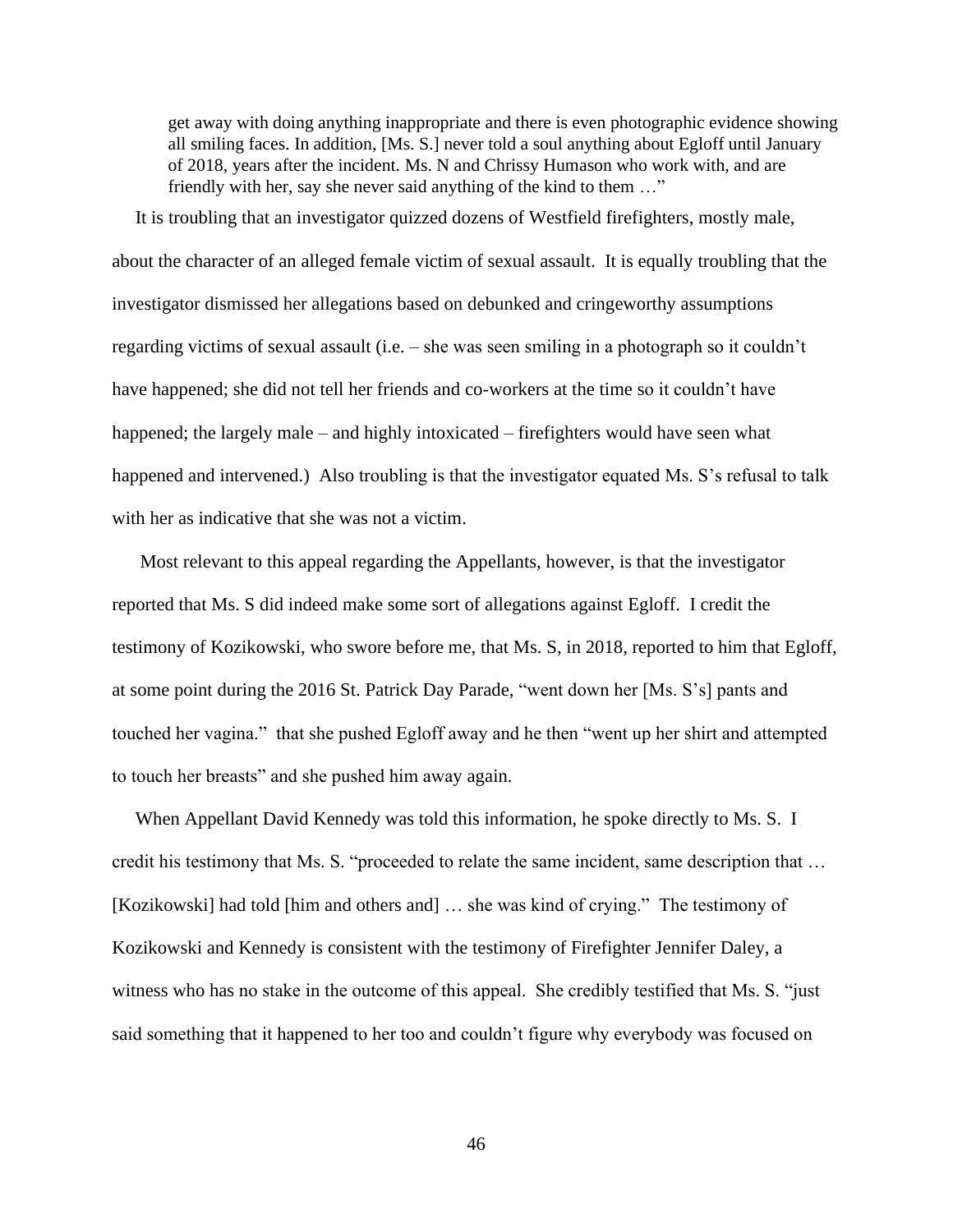> get away with doing anything inappropriate and there is even photographic evidence showing all smiling faces. In addition, [Ms. S.] never told a soul anything about Egloff until January of 2018, years after the incident. Ms. N and Chrissy Humason who work with, and are friendly with her, say she never said anything of the kind to them …"

It is troubling that an investigator quizzed dozens of Westfield firefighters, mostly male, about the character of an alleged female victim of sexual assault. It is equally troubling that the investigator dismissed her allegations based on debunked and cringeworthy assumptions regarding victims of sexual assault (i.e. – she was seen smiling in a photograph so it couldn't have happened; she did not tell her friends and co-workers at the time so it couldn't have happened; the largely male – and highly intoxicated – firefighters would have seen what happened and intervened.) Also troubling is that the investigator equated Ms. S's refusal to talk with her as indicative that she was not a victim.

Most relevant to this appeal regarding the Appellants, however, is that the investigator reported that Ms. S did indeed make some sort of allegations against Egloff. I credit the testimony of Kozikowski, who swore before me, that Ms. S, in 2018, reported to him that Egloff, at some point during the 2016 St. Patrick Day Parade, "went down her [Ms. S's] pants and touched her vagina." that she pushed Egloff away and he then "went up her shirt and attempted to touch her breasts" and she pushed him away again.

When Appellant David Kennedy was told this information, he spoke directly to Ms. S. I credit his testimony that Ms. S. "proceeded to relate the same incident, same description that … [Kozikowski] had told [him and others and] … she was kind of crying." The testimony of Kozikowski and Kennedy is consistent with the testimony of Firefighter Jennifer Daley, a witness who has no stake in the outcome of this appeal. She credibly testified that Ms. S. "just said something that it happened to her too and couldn't figure why everybody was focused on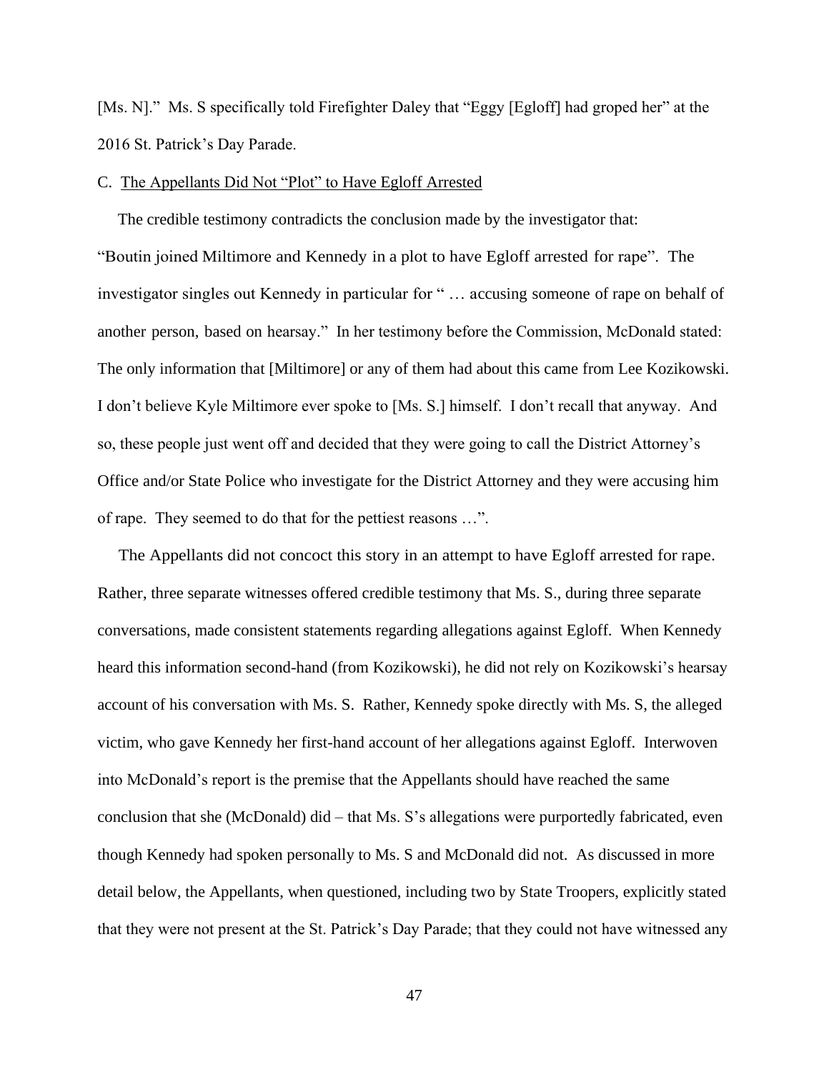[Ms. N].” Ms. S specifically told Firefighter Daley that “Eggy [Egloff] had groped her” at the 2016 St. Patrick’s Day Parade.

C. <u>The Appellants Did Not “Plot” to Have Egloff Arrested</u>

The credible testimony contradicts the conclusion made by the investigator that: “Boutin joined Miltimore and Kennedy in a plot to have Egloff arrested for rape”. The investigator singles out Kennedy in particular for “ … accusing someone of rape on behalf of another person, based on hearsay.” In her testimony before the Commission, McDonald stated: The only information that [Miltimore] or any of them had about this came from Lee Kozikowski. I don’t believe Kyle Miltimore ever spoke to [Ms. S.] himself. I don’t recall that anyway. And so, these people just went off and decided that they were going to call the District Attorney’s Office and/or State Police who investigate for the District Attorney and they were accusing him of rape. They seemed to do that for the pettiest reasons …”.

The Appellants did not concoct this story in an attempt to have Egloff arrested for rape. Rather, three separate witnesses offered credible testimony that Ms. S., during three separate conversations, made consistent statements regarding allegations against Egloff. When Kennedy heard this information second-hand (from Kozikowski), he did not rely on Kozikowski’s hearsay account of his conversation with Ms. S. Rather, Kennedy spoke directly with Ms. S, the alleged victim, who gave Kennedy her first-hand account of her allegations against Egloff. Interwoven into McDonald’s report is the premise that the Appellants should have reached the same conclusion that she (McDonald) did – that Ms. S’s allegations were purportedly fabricated, even though Kennedy had spoken personally to Ms. S and McDonald did not. As discussed in more detail below, the Appellants, when questioned, including two by State Troopers, explicitly stated that they were not present at the St. Patrick’s Day Parade; that they could not have witnessed any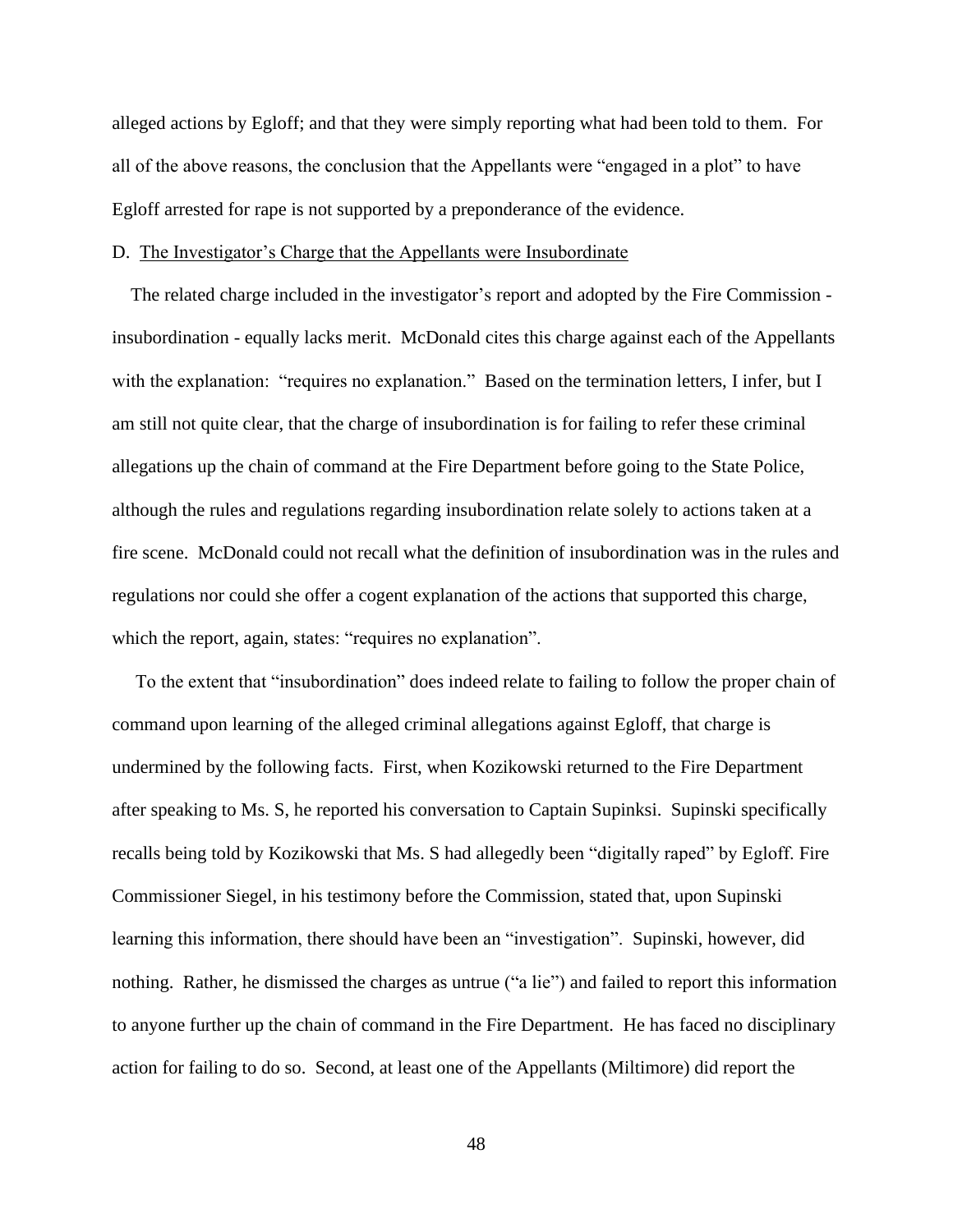alleged actions by Egloff; and that they were simply reporting what had been told to them. For all of the above reasons, the conclusion that the Appellants were "engaged in a plot" to have Egloff arrested for rape is not supported by a preponderance of the evidence.

D. The Investigator's Charge that the Appellants were Insubordinate

The related charge included in the investigator's report and adopted by the Fire Commission - insubordination - equally lacks merit. McDonald cites this charge against each of the Appellants with the explanation: "requires no explanation." Based on the termination letters, I infer, but I am still not quite clear, that the charge of insubordination is for failing to refer these criminal allegations up the chain of command at the Fire Department before going to the State Police, although the rules and regulations regarding insubordination relate solely to actions taken at a fire scene. McDonald could not recall what the definition of insubordination was in the rules and regulations nor could she offer a cogent explanation of the actions that supported this charge, which the report, again, states: "requires no explanation".

To the extent that "insubordination" does indeed relate to failing to follow the proper chain of command upon learning of the alleged criminal allegations against Egloff, that charge is undermined by the following facts. First, when Kozikowski returned to the Fire Department after speaking to Ms. S, he reported his conversation to Captain Supinksi. Supinski specifically recalls being told by Kozikowski that Ms. S had allegedly been "digitally raped" by Egloff. Fire Commissioner Siegel, in his testimony before the Commission, stated that, upon Supinski learning this information, there should have been an "investigation". Supinski, however, did nothing. Rather, he dismissed the charges as untrue ("a lie") and failed to report this information to anyone further up the chain of command in the Fire Department. He has faced no disciplinary action for failing to do so. Second, at least one of the Appellants (Miltimore) did report the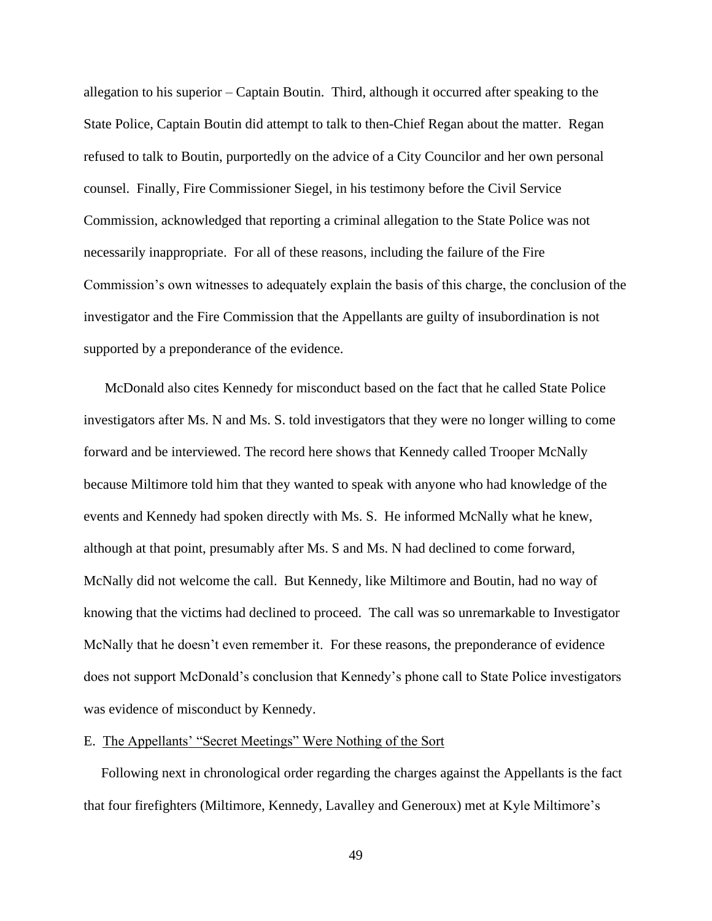allegation to his superior – Captain Boutin. Third, although it occurred after speaking to the State Police, Captain Boutin did attempt to talk to then-Chief Regan about the matter. Regan refused to talk to Boutin, purportedly on the advice of a City Councilor and her own personal counsel. Finally, Fire Commissioner Siegel, in his testimony before the Civil Service Commission, acknowledged that reporting a criminal allegation to the State Police was not necessarily inappropriate. For all of these reasons, including the failure of the Fire Commission's own witnesses to adequately explain the basis of this charge, the conclusion of the investigator and the Fire Commission that the Appellants are guilty of insubordination is not supported by a preponderance of the evidence.

McDonald also cites Kennedy for misconduct based on the fact that he called State Police investigators after Ms. N and Ms. S. told investigators that they were no longer willing to come forward and be interviewed. The record here shows that Kennedy called Trooper McNally because Miltimore told him that they wanted to speak with anyone who had knowledge of the events and Kennedy had spoken directly with Ms. S. He informed McNally what he knew, although at that point, presumably after Ms. S and Ms. N had declined to come forward, McNally did not welcome the call. But Kennedy, like Miltimore and Boutin, had no way of knowing that the victims had declined to proceed. The call was so unremarkable to Investigator McNally that he doesn't even remember it. For these reasons, the preponderance of evidence does not support McDonald's conclusion that Kennedy's phone call to State Police investigators was evidence of misconduct by Kennedy.

E. <u>The Appellants' "Secret Meetings" Were Nothing of the Sort</u>

Following next in chronological order regarding the charges against the Appellants is the fact that four firefighters (Miltimore, Kennedy, Lavalley and Generoux) met at Kyle Miltimore's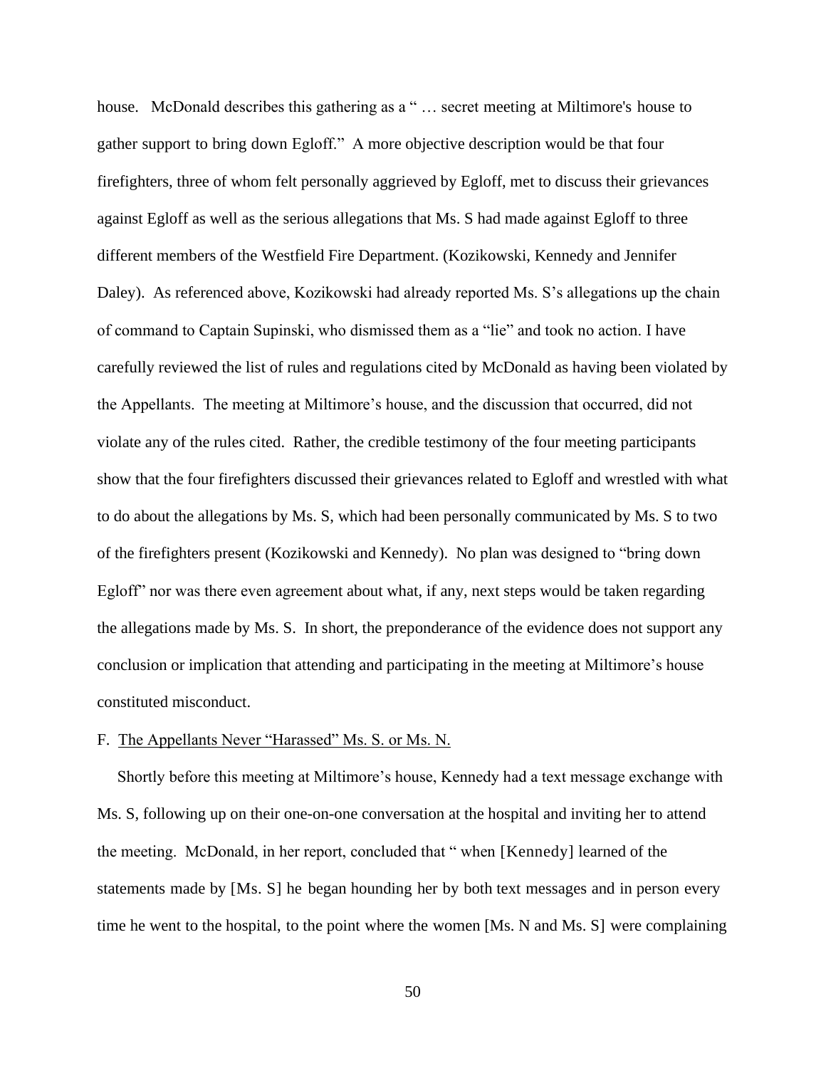house. McDonald describes this gathering as a " … secret meeting at Miltimore's house to gather support to bring down Egloff." A more objective description would be that four firefighters, three of whom felt personally aggrieved by Egloff, met to discuss their grievances against Egloff as well as the serious allegations that Ms. S had made against Egloff to three different members of the Westfield Fire Department. (Kozikowski, Kennedy and Jennifer Daley). As referenced above, Kozikowski had already reported Ms. S's allegations up the chain of command to Captain Supinski, who dismissed them as a "lie" and took no action. I have carefully reviewed the list of rules and regulations cited by McDonald as having been violated by the Appellants. The meeting at Miltimore's house, and the discussion that occurred, did not violate any of the rules cited. Rather, the credible testimony of the four meeting participants show that the four firefighters discussed their grievances related to Egloff and wrestled with what to do about the allegations by Ms. S, which had been personally communicated by Ms. S to two of the firefighters present (Kozikowski and Kennedy). No plan was designed to "bring down Egloff" nor was there even agreement about what, if any, next steps would be taken regarding the allegations made by Ms. S. In short, the preponderance of the evidence does not support any conclusion or implication that attending and participating in the meeting at Miltimore's house constituted misconduct.

F. <u>The Appellants Never "Harassed" Ms. S. or Ms. N.</u>

Shortly before this meeting at Miltimore's house, Kennedy had a text message exchange with Ms. S, following up on their one-on-one conversation at the hospital and inviting her to attend the meeting. McDonald, in her report, concluded that " when [Kennedy] learned of the statements made by [Ms. S] he began hounding her by both text messages and in person every time he went to the hospital, to the point where the women [Ms. N and Ms. S] were complaining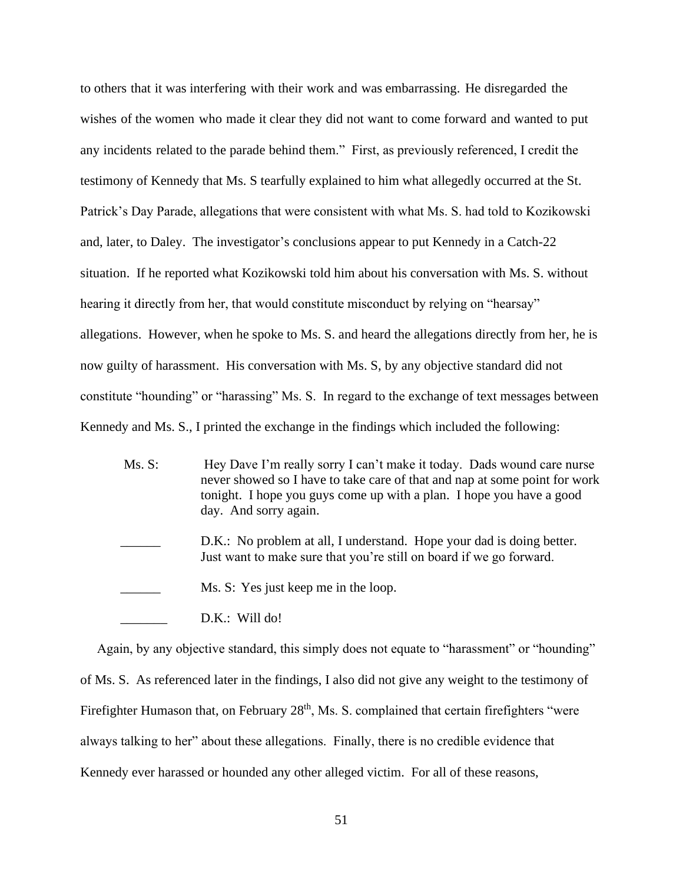to others that it was interfering with their work and was embarrassing. He disregarded the wishes of the women who made it clear they did not want to come forward and wanted to put any incidents related to the parade behind them." First, as previously referenced, I credit the testimony of Kennedy that Ms. S tearfully explained to him what allegedly occurred at the St. Patrick's Day Parade, allegations that were consistent with what Ms. S. had told to Kozikowski and, later, to Daley. The investigator's conclusions appear to put Kennedy in a Catch-22 situation. If he reported what Kozikowski told him about his conversation with Ms. S. without hearing it directly from her, that would constitute misconduct by relying on "hearsay" allegations. However, when he spoke to Ms. S. and heard the allegations directly from her, he is now guilty of harassment. His conversation with Ms. S, by any objective standard did not constitute "hounding" or "harassing" Ms. S. In regard to the exchange of text messages between Kennedy and Ms. S., I printed the exchange in the findings which included the following:

> Ms. S: Hey Dave I'm really sorry I can't make it today. Dads wound care nurse never showed so I have to take care of that and nap at some point for work tonight. I hope you guys come up with a plan. I hope you have a good day. And sorry again.
>
> ______ D.K.: No problem at all, I understand. Hope your dad is doing better. Just want to make sure that you're still on board if we go forward.
>
> ______ Ms. S: Yes just keep me in the loop.
>
> _______ D.K.: Will do!

Again, by any objective standard, this simply does not equate to "harassment" or "hounding" of Ms. S. As referenced later in the findings, I also did not give any weight to the testimony of Firefighter Humason that, on February 28th, Ms. S. complained that certain firefighters "were always talking to her" about these allegations. Finally, there is no credible evidence that Kennedy ever harassed or hounded any other alleged victim. For all of these reasons,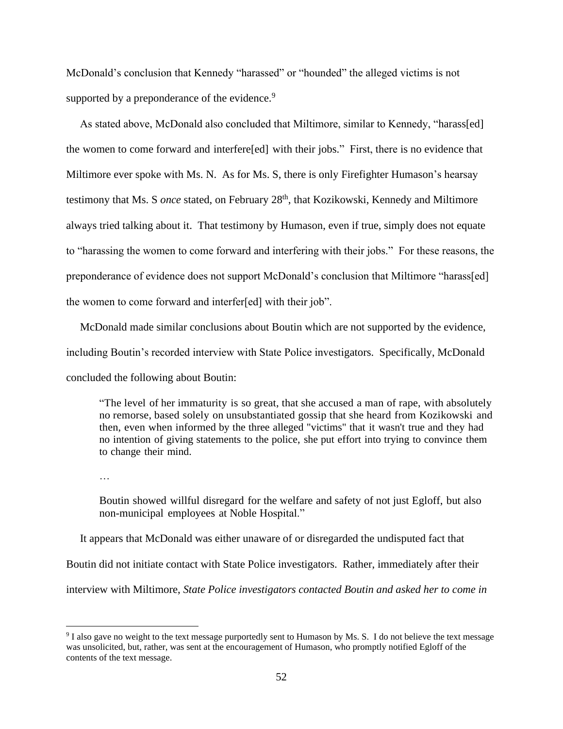McDonald's conclusion that Kennedy "harassed" or "hounded" the alleged victims is not supported by a preponderance of the evidence.[9]

As stated above, McDonald also concluded that Miltimore, similar to Kennedy, "harass[ed] the women to come forward and interfere[ed] with their jobs." First, there is no evidence that Miltimore ever spoke with Ms. N. As for Ms. S, there is only Firefighter Humason's hearsay testimony that Ms. S *once* stated, on February 28th, that Kozikowski, Kennedy and Miltimore always tried talking about it. That testimony by Humason, even if true, simply does not equate to "harassing the women to come forward and interfering with their jobs." For these reasons, the preponderance of evidence does not support McDonald's conclusion that Miltimore "harass[ed] the women to come forward and interfer[ed] with their job".

McDonald made similar conclusions about Boutin which are not supported by the evidence, including Boutin's recorded interview with State Police investigators. Specifically, McDonald concluded the following about Boutin:

> "The level of her immaturity is so great, that she accused a man of rape, with absolutely no remorse, based solely on unsubstantiated gossip that she heard from Kozikowski and then, even when informed by the three alleged "victims" that it wasn't true and they had no intention of giving statements to the police, she put effort into trying to convince them to change their mind.
>
> …
>
> Boutin showed willful disregard for the welfare and safety of not just Egloff, but also non-municipal employees at Noble Hospital."

It appears that McDonald was either unaware of or disregarded the undisputed fact that Boutin did not initiate contact with State Police investigators. Rather, immediately after their interview with Miltimore, *State Police investigators contacted Boutin and asked her to come in*

[9] I also gave no weight to the text message purportedly sent to Humason by Ms. S. I do not believe the text message was unsolicited, but, rather, was sent at the encouragement of Humason, who promptly notified Egloff of the contents of the text message.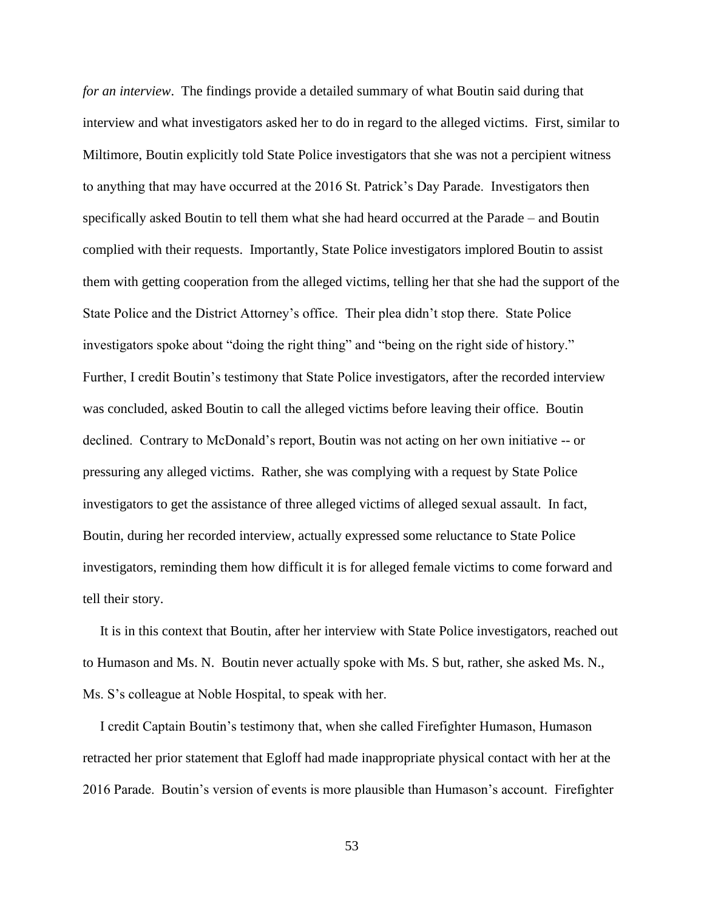*for an interview*. The findings provide a detailed summary of what Boutin said during that interview and what investigators asked her to do in regard to the alleged victims. First, similar to Miltimore, Boutin explicitly told State Police investigators that she was not a percipient witness to anything that may have occurred at the 2016 St. Patrick's Day Parade. Investigators then specifically asked Boutin to tell them what she had heard occurred at the Parade – and Boutin complied with their requests. Importantly, State Police investigators implored Boutin to assist them with getting cooperation from the alleged victims, telling her that she had the support of the State Police and the District Attorney's office. Their plea didn't stop there. State Police investigators spoke about "doing the right thing" and "being on the right side of history." Further, I credit Boutin's testimony that State Police investigators, after the recorded interview was concluded, asked Boutin to call the alleged victims before leaving their office. Boutin declined. Contrary to McDonald's report, Boutin was not acting on her own initiative -- or pressuring any alleged victims. Rather, she was complying with a request by State Police investigators to get the assistance of three alleged victims of alleged sexual assault. In fact, Boutin, during her recorded interview, actually expressed some reluctance to State Police investigators, reminding them how difficult it is for alleged female victims to come forward and tell their story.

It is in this context that Boutin, after her interview with State Police investigators, reached out to Humason and Ms. N. Boutin never actually spoke with Ms. S but, rather, she asked Ms. N., Ms. S's colleague at Noble Hospital, to speak with her.

I credit Captain Boutin's testimony that, when she called Firefighter Humason, Humason retracted her prior statement that Egloff had made inappropriate physical contact with her at the 2016 Parade. Boutin's version of events is more plausible than Humason's account. Firefighter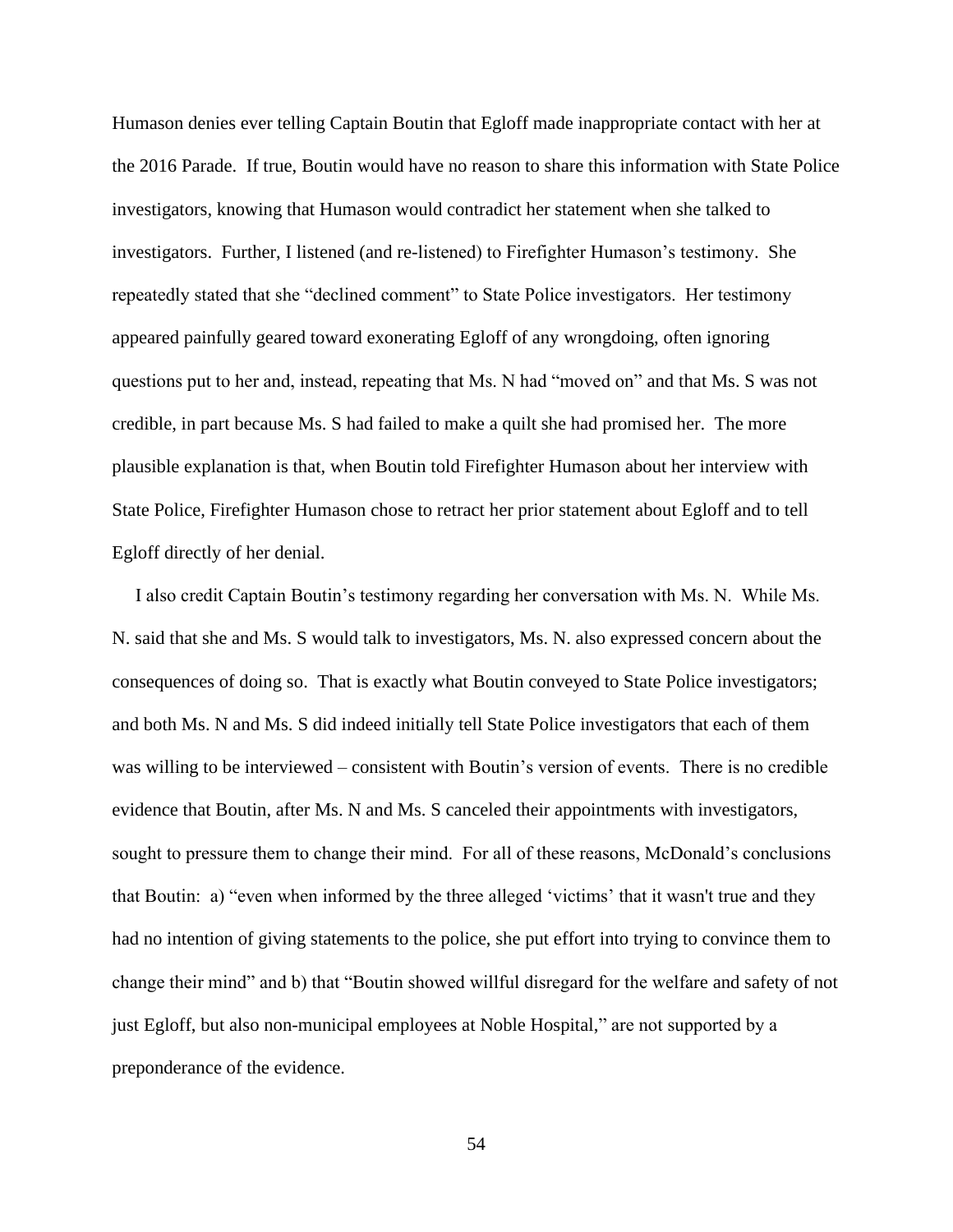Humason denies ever telling Captain Boutin that Egloff made inappropriate contact with her at the 2016 Parade. If true, Boutin would have no reason to share this information with State Police investigators, knowing that Humason would contradict her statement when she talked to investigators. Further, I listened (and re-listened) to Firefighter Humason's testimony. She repeatedly stated that she "declined comment" to State Police investigators. Her testimony appeared painfully geared toward exonerating Egloff of any wrongdoing, often ignoring questions put to her and, instead, repeating that Ms. N had "moved on" and that Ms. S was not credible, in part because Ms. S had failed to make a quilt she had promised her. The more plausible explanation is that, when Boutin told Firefighter Humason about her interview with State Police, Firefighter Humason chose to retract her prior statement about Egloff and to tell Egloff directly of her denial.

I also credit Captain Boutin's testimony regarding her conversation with Ms. N. While Ms. N. said that she and Ms. S would talk to investigators, Ms. N. also expressed concern about the consequences of doing so. That is exactly what Boutin conveyed to State Police investigators; and both Ms. N and Ms. S did indeed initially tell State Police investigators that each of them was willing to be interviewed – consistent with Boutin's version of events. There is no credible evidence that Boutin, after Ms. N and Ms. S canceled their appointments with investigators, sought to pressure them to change their mind. For all of these reasons, McDonald's conclusions that Boutin: a) "even when informed by the three alleged 'victims' that it wasn't true and they had no intention of giving statements to the police, she put effort into trying to convince them to change their mind" and b) that "Boutin showed willful disregard for the welfare and safety of not just Egloff, but also non-municipal employees at Noble Hospital," are not supported by a preponderance of the evidence.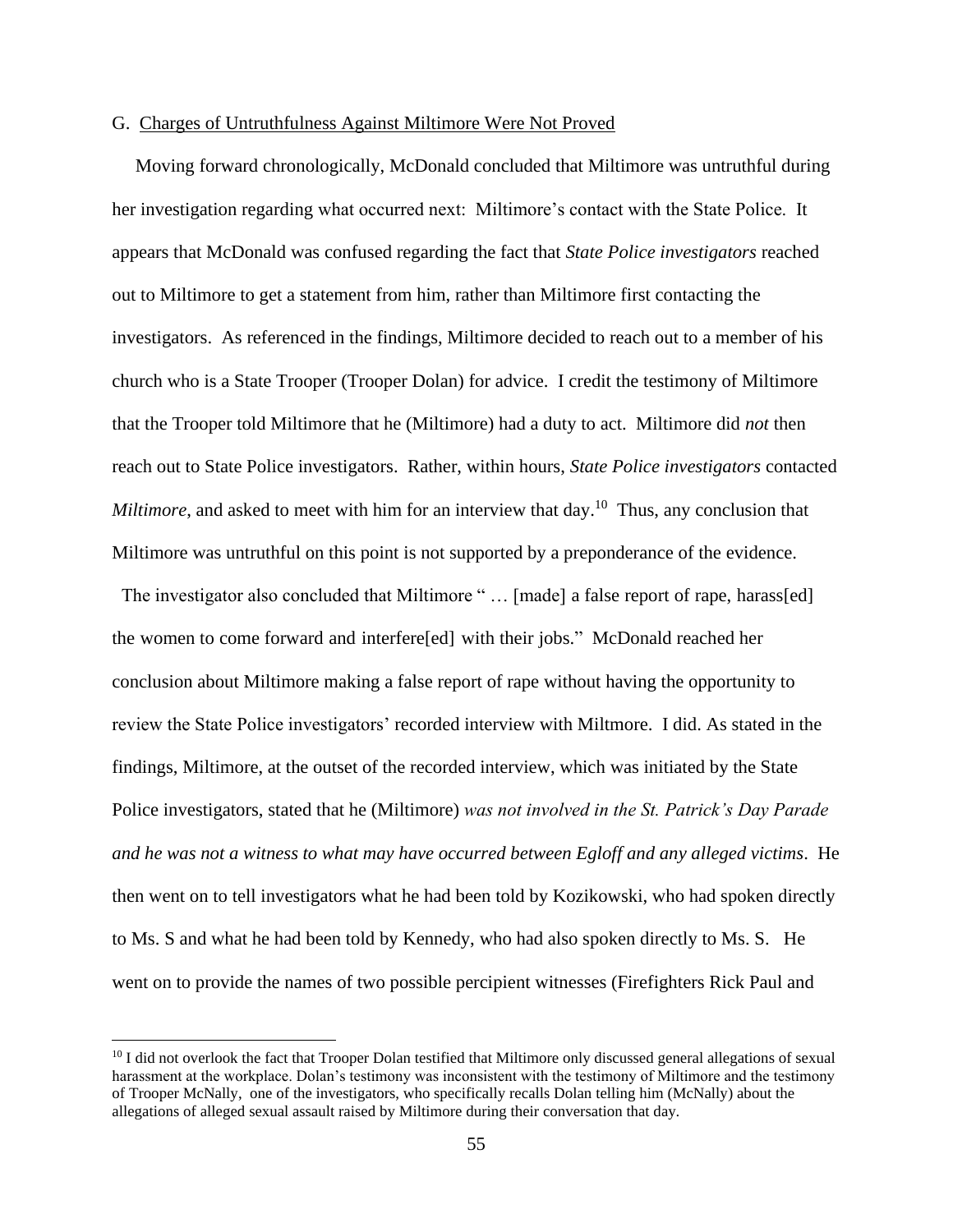G. <u>Charges of Untruthfulness Against Miltimore Were Not Proved</u>

Moving forward chronologically, McDonald concluded that Miltimore was untruthful during her investigation regarding what occurred next: Miltimore's contact with the State Police. It appears that McDonald was confused regarding the fact that *State Police investigators* reached out to Miltimore to get a statement from him, rather than Miltimore first contacting the investigators. As referenced in the findings, Miltimore decided to reach out to a member of his church who is a State Trooper (Trooper Dolan) for advice. I credit the testimony of Miltimore that the Trooper told Miltimore that he (Miltimore) had a duty to act. Miltimore did *not* then reach out to State Police investigators. Rather, within hours, *State Police investigators* contacted *Miltimore*, and asked to meet with him for an interview that day.[10] Thus, any conclusion that Miltimore was untruthful on this point is not supported by a preponderance of the evidence.

The investigator also concluded that Miltimore " … [made] a false report of rape, harass[ed] the women to come forward and interfere[ed] with their jobs." McDonald reached her conclusion about Miltimore making a false report of rape without having the opportunity to review the State Police investigators' recorded interview with Miltmore. I did. As stated in the findings, Miltimore, at the outset of the recorded interview, which was initiated by the State Police investigators, stated that he (Miltimore) *was not involved in the St. Patrick's Day Parade and he was not a witness to what may have occurred between Egloff and any alleged victims*. He then went on to tell investigators what he had been told by Kozikowski, who had spoken directly to Ms. S and what he had been told by Kennedy, who had also spoken directly to Ms. S. He went on to provide the names of two possible percipient witnesses (Firefighters Rick Paul and

---

[10] I did not overlook the fact that Trooper Dolan testified that Miltimore only discussed general allegations of sexual harassment at the workplace. Dolan's testimony was inconsistent with the testimony of Miltimore and the testimony of Trooper McNally, one of the investigators, who specifically recalls Dolan telling him (McNally) about the allegations of alleged sexual assault raised by Miltimore during their conversation that day.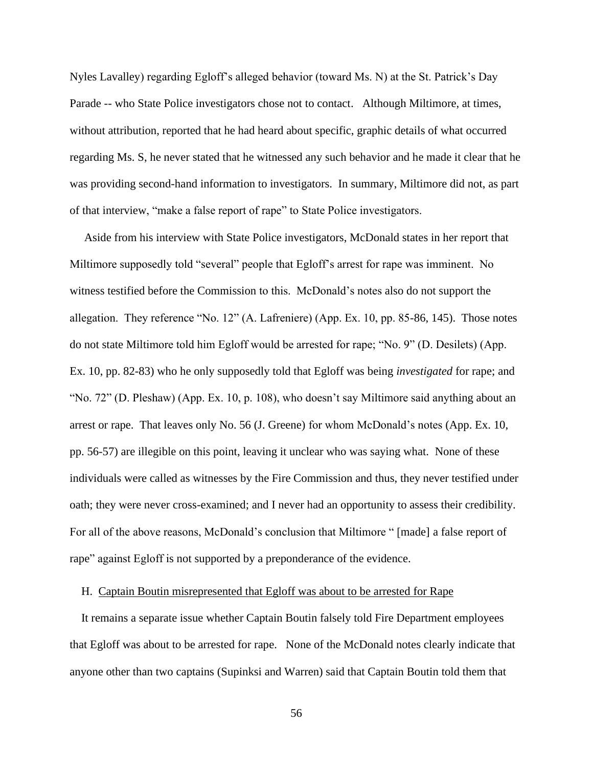Nyles Lavalley) regarding Egloff's alleged behavior (toward Ms. N) at the St. Patrick's Day Parade -- who State Police investigators chose not to contact. Although Miltimore, at times, without attribution, reported that he had heard about specific, graphic details of what occurred regarding Ms. S, he never stated that he witnessed any such behavior and he made it clear that he was providing second-hand information to investigators. In summary, Miltimore did not, as part of that interview, "make a false report of rape" to State Police investigators.

Aside from his interview with State Police investigators, McDonald states in her report that Miltimore supposedly told "several" people that Egloff's arrest for rape was imminent. No witness testified before the Commission to this. McDonald's notes also do not support the allegation. They reference "No. 12" (A. Lafreniere) (App. Ex. 10, pp. 85-86, 145). Those notes do not state Miltimore told him Egloff would be arrested for rape; "No. 9" (D. Desilets) (App. Ex. 10, pp. 82-83) who he only supposedly told that Egloff was being *investigated* for rape; and "No. 72" (D. Pleshaw) (App. Ex. 10, p. 108), who doesn't say Miltimore said anything about an arrest or rape. That leaves only No. 56 (J. Greene) for whom McDonald's notes (App. Ex. 10, pp. 56-57) are illegible on this point, leaving it unclear who was saying what. None of these individuals were called as witnesses by the Fire Commission and thus, they never testified under oath; they were never cross-examined; and I never had an opportunity to assess their credibility. For all of the above reasons, McDonald's conclusion that Miltimore " [made] a false report of rape" against Egloff is not supported by a preponderance of the evidence.

H. <u>Captain Boutin misrepresented that Egloff was about to be arrested for Rape</u>

It remains a separate issue whether Captain Boutin falsely told Fire Department employees that Egloff was about to be arrested for rape. None of the McDonald notes clearly indicate that anyone other than two captains (Supinksi and Warren) said that Captain Boutin told them that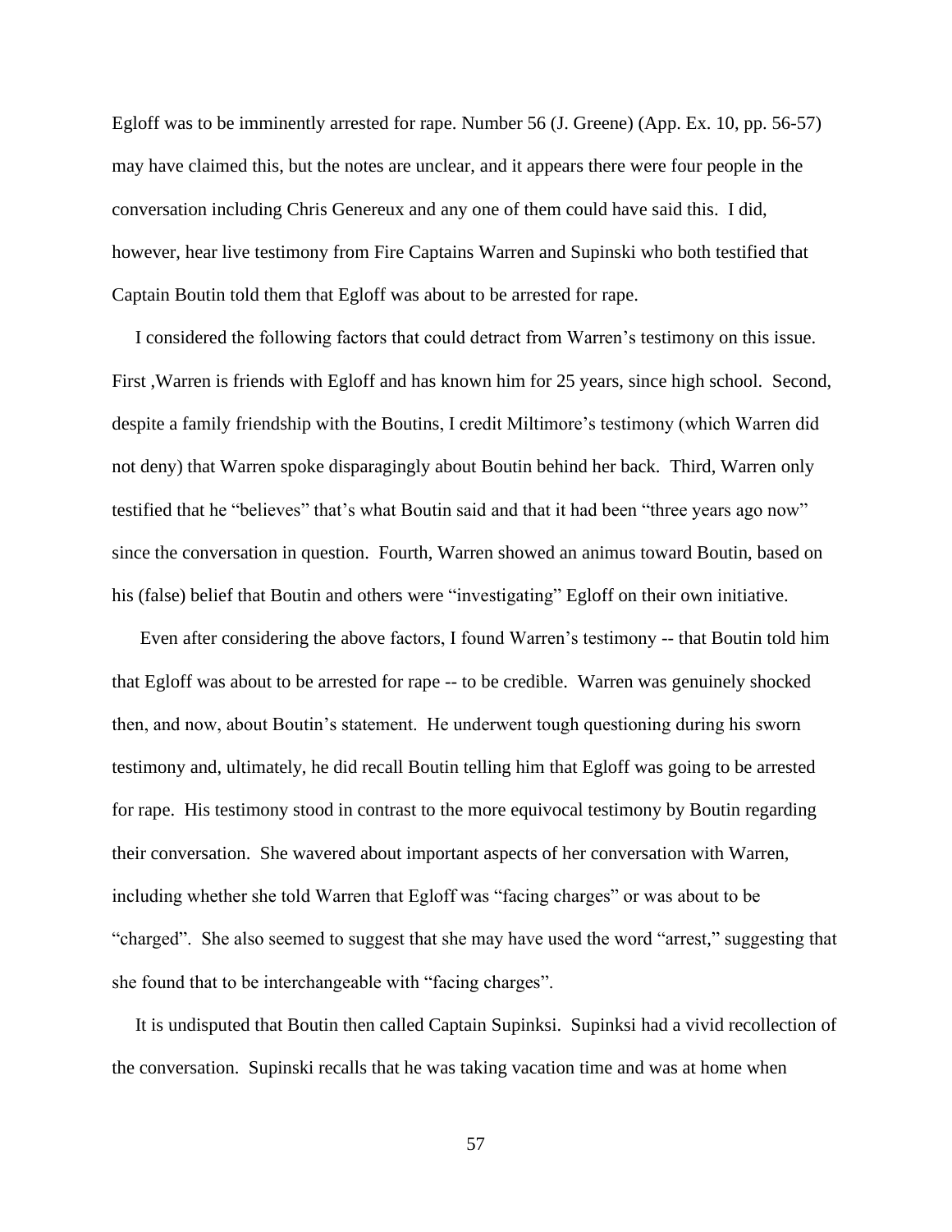Egloff was to be imminently arrested for rape. Number 56 (J. Greene) (App. Ex. 10, pp. 56-57) may have claimed this, but the notes are unclear, and it appears there were four people in the conversation including Chris Genereux and any one of them could have said this. I did, however, hear live testimony from Fire Captains Warren and Supinski who both testified that Captain Boutin told them that Egloff was about to be arrested for rape.

I considered the following factors that could detract from Warren's testimony on this issue. First ,Warren is friends with Egloff and has known him for 25 years, since high school. Second, despite a family friendship with the Boutins, I credit Miltimore's testimony (which Warren did not deny) that Warren spoke disparagingly about Boutin behind her back. Third, Warren only testified that he "believes" that's what Boutin said and that it had been "three years ago now" since the conversation in question. Fourth, Warren showed an animus toward Boutin, based on his (false) belief that Boutin and others were "investigating" Egloff on their own initiative.

Even after considering the above factors, I found Warren's testimony -- that Boutin told him that Egloff was about to be arrested for rape -- to be credible. Warren was genuinely shocked then, and now, about Boutin's statement. He underwent tough questioning during his sworn testimony and, ultimately, he did recall Boutin telling him that Egloff was going to be arrested for rape. His testimony stood in contrast to the more equivocal testimony by Boutin regarding their conversation. She wavered about important aspects of her conversation with Warren, including whether she told Warren that Egloff was "facing charges" or was about to be "charged". She also seemed to suggest that she may have used the word "arrest," suggesting that she found that to be interchangeable with "facing charges".

It is undisputed that Boutin then called Captain Supinksi. Supinksi had a vivid recollection of the conversation. Supinski recalls that he was taking vacation time and was at home when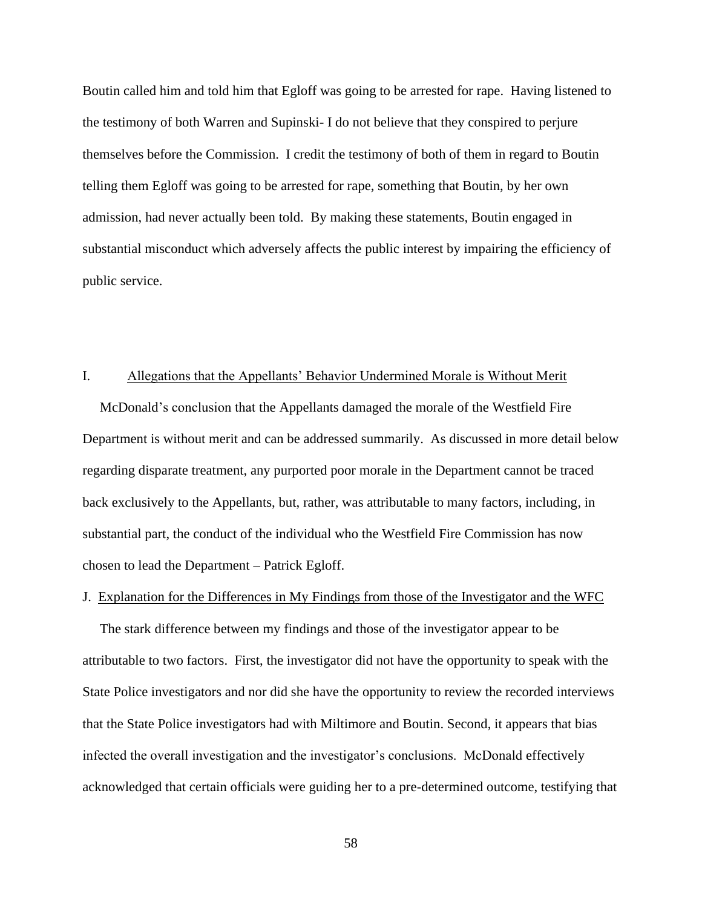Boutin called him and told him that Egloff was going to be arrested for rape. Having listened to the testimony of both Warren and Supinski- I do not believe that they conspired to perjure themselves before the Commission. I credit the testimony of both of them in regard to Boutin telling them Egloff was going to be arrested for rape, something that Boutin, by her own admission, had never actually been told. By making these statements, Boutin engaged in substantial misconduct which adversely affects the public interest by impairing the efficiency of public service.

## I. Allegations that the Appellants' Behavior Undermined Morale is Without Merit

McDonald's conclusion that the Appellants damaged the morale of the Westfield Fire Department is without merit and can be addressed summarily. As discussed in more detail below regarding disparate treatment, any purported poor morale in the Department cannot be traced back exclusively to the Appellants, but, rather, was attributable to many factors, including, in substantial part, the conduct of the individual who the Westfield Fire Commission has now chosen to lead the Department – Patrick Egloff.

## J. Explanation for the Differences in My Findings from those of the Investigator and the WFC

The stark difference between my findings and those of the investigator appear to be attributable to two factors. First, the investigator did not have the opportunity to speak with the State Police investigators and nor did she have the opportunity to review the recorded interviews that the State Police investigators had with Miltimore and Boutin. Second, it appears that bias infected the overall investigation and the investigator's conclusions. McDonald effectively acknowledged that certain officials were guiding her to a pre-determined outcome, testifying that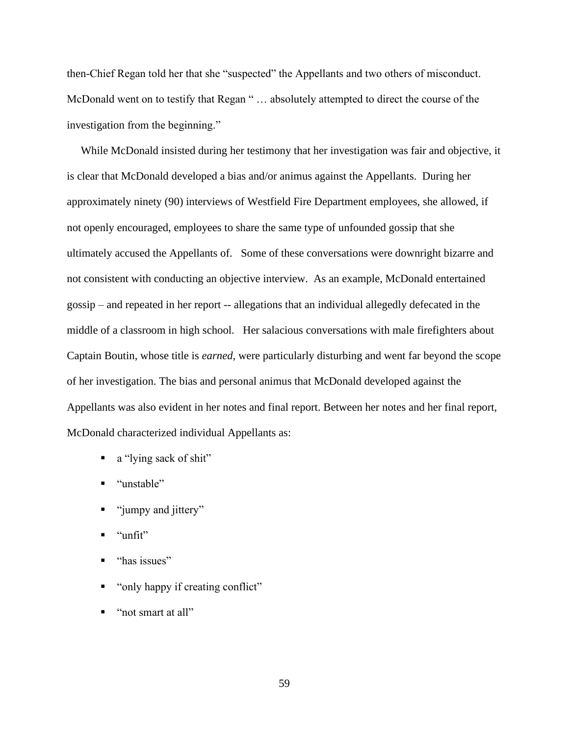then-Chief Regan told her that she "suspected" the Appellants and two others of misconduct. McDonald went on to testify that Regan " … absolutely attempted to direct the course of the investigation from the beginning."

While McDonald insisted during her testimony that her investigation was fair and objective, it is clear that McDonald developed a bias and/or animus against the Appellants. During her approximately ninety (90) interviews of Westfield Fire Department employees, she allowed, if not openly encouraged, employees to share the same type of unfounded gossip that she ultimately accused the Appellants of. Some of these conversations were downright bizarre and not consistent with conducting an objective interview. As an example, McDonald entertained gossip – and repeated in her report -- allegations that an individual allegedly defecated in the middle of a classroom in high school. Her salacious conversations with male firefighters about Captain Boutin, whose title is *earned*, were particularly disturbing and went far beyond the scope of her investigation. The bias and personal animus that McDonald developed against the Appellants was also evident in her notes and final report. Between her notes and her final report, McDonald characterized individual Appellants as:

- a "lying sack of shit"
- "unstable"
- "jumpy and jittery"
- "unfit"
- "has issues"
- "only happy if creating conflict"
- "not smart at all"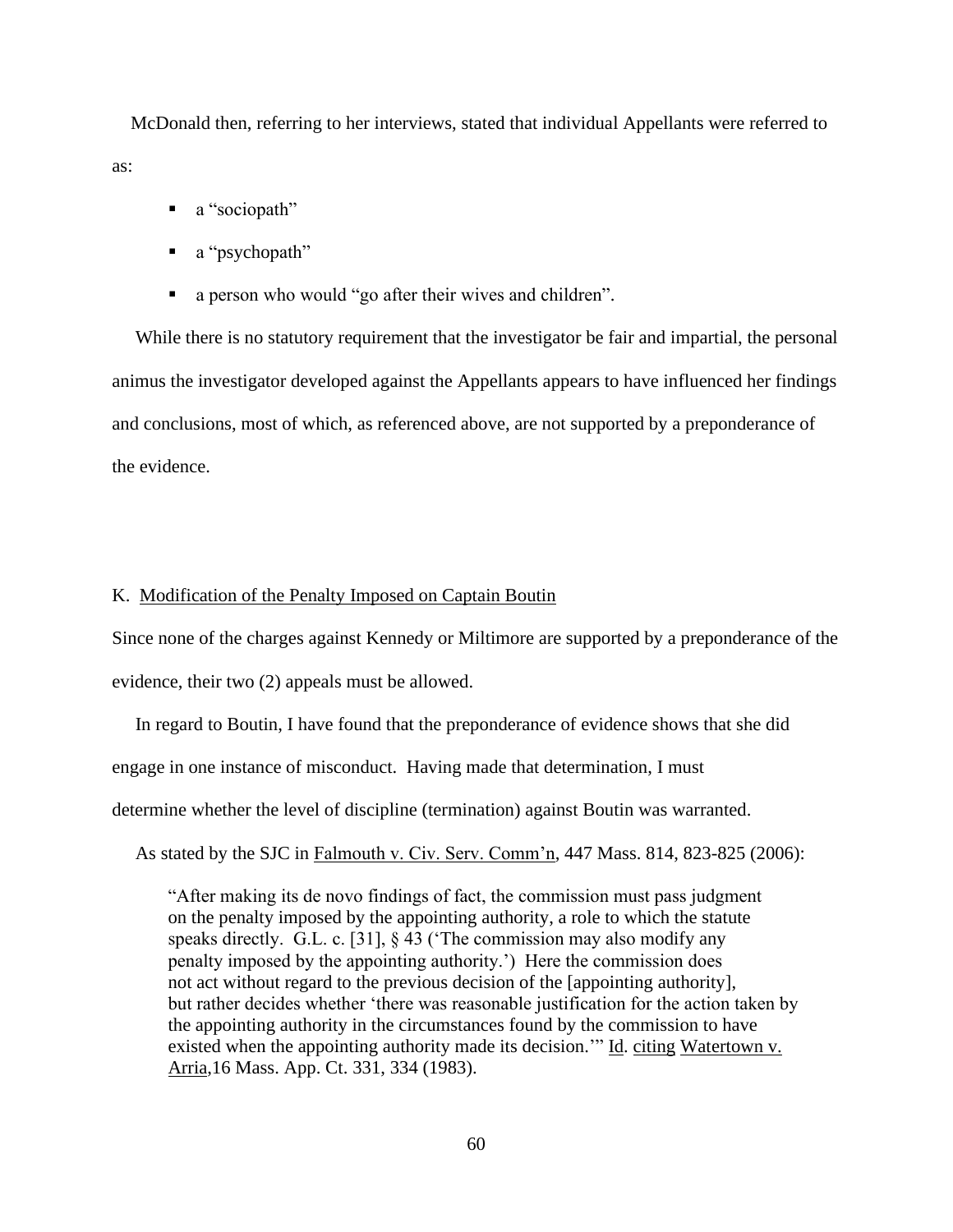McDonald then, referring to her interviews, stated that individual Appellants were referred to as:

- a "sociopath"
- a "psychopath"
- a person who would "go after their wives and children".

While there is no statutory requirement that the investigator be fair and impartial, the personal animus the investigator developed against the Appellants appears to have influenced her findings and conclusions, most of which, as referenced above, are not supported by a preponderance of the evidence.

K. Modification of the Penalty Imposed on Captain Boutin

Since none of the charges against Kennedy or Miltimore are supported by a preponderance of the evidence, their two (2) appeals must be allowed.

In regard to Boutin, I have found that the preponderance of evidence shows that she did engage in one instance of misconduct. Having made that determination, I must determine whether the level of discipline (termination) against Boutin was warranted.

As stated by the SJC in Falmouth v. Civ. Serv. Comm'n, 447 Mass. 814, 823-825 (2006):

> "After making its de novo findings of fact, the commission must pass judgment on the penalty imposed by the appointing authority, a role to which the statute speaks directly. G.L. c. [31], § 43 ('The commission may also modify any penalty imposed by the appointing authority.') Here the commission does not act without regard to the previous decision of the [appointing authority], but rather decides whether 'there was reasonable justification for the action taken by the appointing authority in the circumstances found by the commission to have existed when the appointing authority made its decision.'" Id. citing Watertown v. Arria,16 Mass. App. Ct. 331, 334 (1983).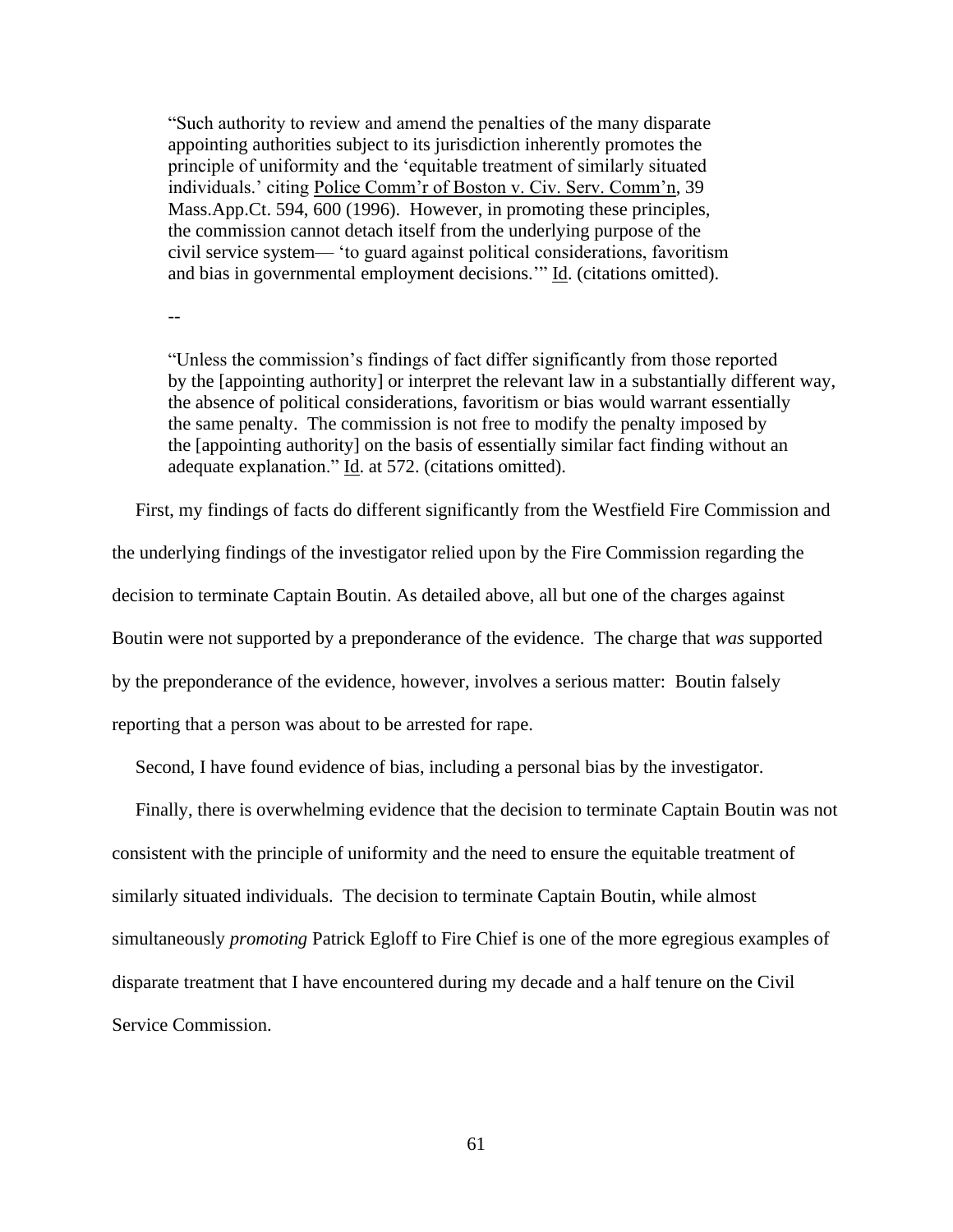> "Such authority to review and amend the penalties of the many disparate appointing authorities subject to its jurisdiction inherently promotes the principle of uniformity and the 'equitable treatment of similarly situated individuals.' citing Police Comm'r of Boston v. Civ. Serv. Comm'n, 39 Mass.App.Ct. 594, 600 (1996). However, in promoting these principles, the commission cannot detach itself from the underlying purpose of the civil service system— 'to guard against political considerations, favoritism and bias in governmental employment decisions.'" Id. (citations omitted).
>
> --
>
> "Unless the commission's findings of fact differ significantly from those reported by the [appointing authority] or interpret the relevant law in a substantially different way, the absence of political considerations, favoritism or bias would warrant essentially the same penalty. The commission is not free to modify the penalty imposed by the [appointing authority] on the basis of essentially similar fact finding without an adequate explanation." Id. at 572. (citations omitted).

First, my findings of facts do different significantly from the Westfield Fire Commission and the underlying findings of the investigator relied upon by the Fire Commission regarding the decision to terminate Captain Boutin. As detailed above, all but one of the charges against Boutin were not supported by a preponderance of the evidence. The charge that *was* supported by the preponderance of the evidence, however, involves a serious matter: Boutin falsely reporting that a person was about to be arrested for rape.

Second, I have found evidence of bias, including a personal bias by the investigator.

Finally, there is overwhelming evidence that the decision to terminate Captain Boutin was not consistent with the principle of uniformity and the need to ensure the equitable treatment of similarly situated individuals. The decision to terminate Captain Boutin, while almost simultaneously *promoting* Patrick Egloff to Fire Chief is one of the more egregious examples of disparate treatment that I have encountered during my decade and a half tenure on the Civil Service Commission.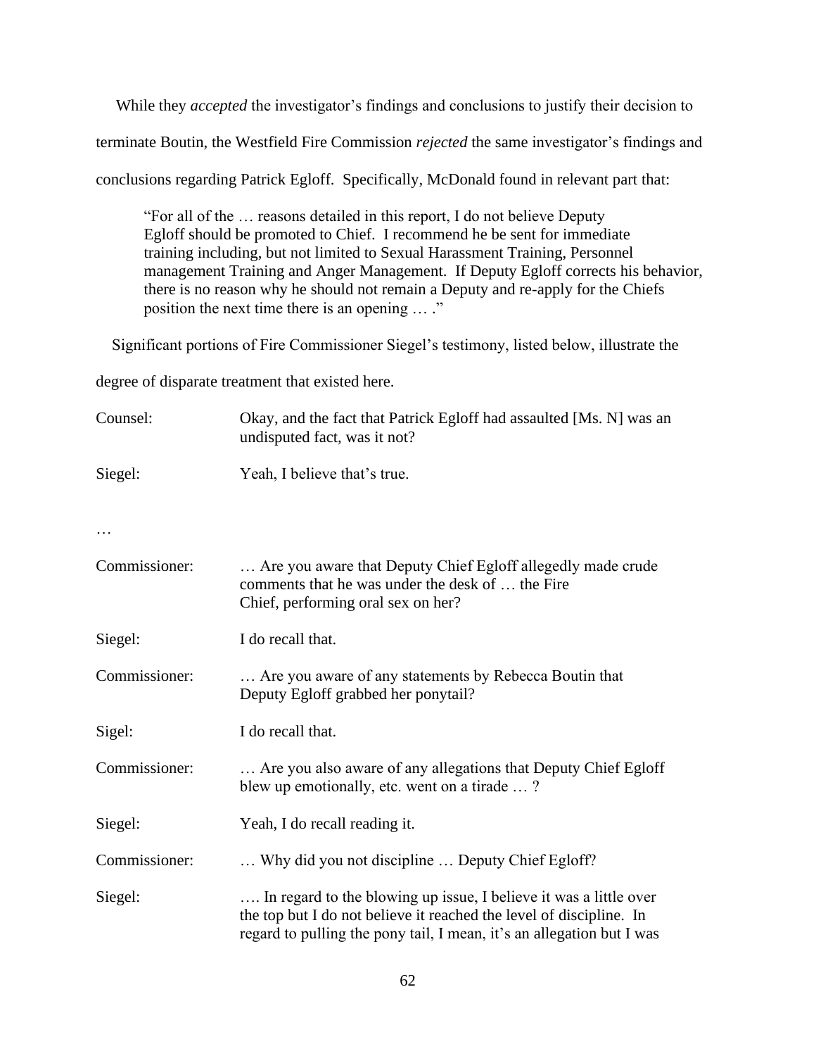While they *accepted* the investigator's findings and conclusions to justify their decision to terminate Boutin, the Westfield Fire Commission *rejected* the same investigator's findings and conclusions regarding Patrick Egloff. Specifically, McDonald found in relevant part that:

> "For all of the … reasons detailed in this report, I do not believe Deputy Egloff should be promoted to Chief. I recommend he be sent for immediate training including, but not limited to Sexual Harassment Training, Personnel management Training and Anger Management. If Deputy Egloff corrects his behavior, there is no reason why he should not remain a Deputy and re-apply for the Chiefs position the next time there is an opening … ."

Significant portions of Fire Commissioner Siegel's testimony, listed below, illustrate the degree of disparate treatment that existed here.

Counsel: Okay, and the fact that Patrick Egloff had assaulted [Ms. N] was an undisputed fact, was it not?

Siegel: Yeah, I believe that's true.

…

Commissioner: … Are you aware that Deputy Chief Egloff allegedly made crude comments that he was under the desk of … the Fire Chief, performing oral sex on her?

Siegel: I do recall that.

Commissioner: … Are you aware of any statements by Rebecca Boutin that Deputy Egloff grabbed her ponytail?

Sigel: I do recall that.

Commissioner: … Are you also aware of any allegations that Deputy Chief Egloff blew up emotionally, etc. went on a tirade … ?

Siegel: Yeah, I do recall reading it.

Commissioner: … Why did you not discipline … Deputy Chief Egloff?

Siegel: …. In regard to the blowing up issue, I believe it was a little over the top but I do not believe it reached the level of discipline. In regard to pulling the pony tail, I mean, it's an allegation but I was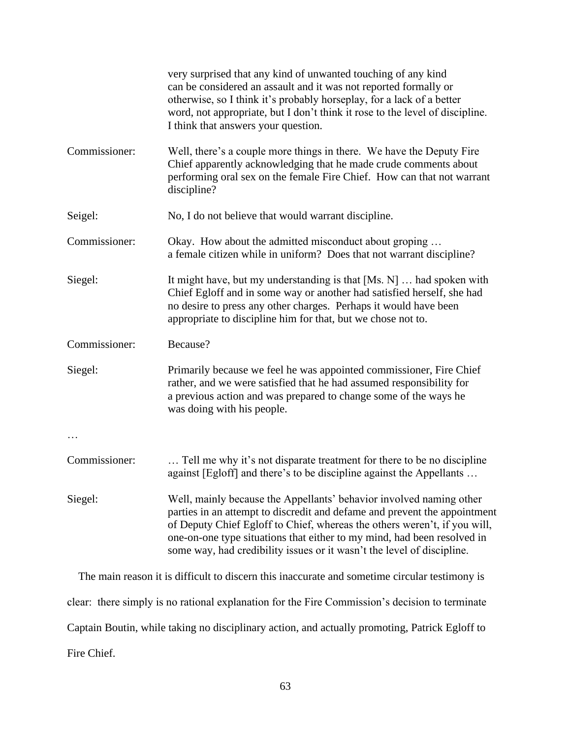very surprised that any kind of unwanted touching of any kind can be considered an assault and it was not reported formally or otherwise, so I think it's probably horseplay, for a lack of a better word, not appropriate, but I don't think it rose to the level of discipline. I think that answers your question.

Commissioner: Well, there's a couple more things in there. We have the Deputy Fire Chief apparently acknowledging that he made crude comments about performing oral sex on the female Fire Chief. How can that not warrant discipline?

Seigel: No, I do not believe that would warrant discipline.

Commissioner: Okay. How about the admitted misconduct about groping … a female citizen while in uniform? Does that not warrant discipline?

Siegel: It might have, but my understanding is that [Ms. N] … had spoken with Chief Egloff and in some way or another had satisfied herself, she had no desire to press any other charges. Perhaps it would have been appropriate to discipline him for that, but we chose not to.

Commissioner: Because?

Siegel: Primarily because we feel he was appointed commissioner, Fire Chief rather, and we were satisfied that he had assumed responsibility for a previous action and was prepared to change some of the ways he was doing with his people.

…

Commissioner: … Tell me why it's not disparate treatment for there to be no discipline against [Egloff] and there's to be discipline against the Appellants …

Siegel: Well, mainly because the Appellants' behavior involved naming other parties in an attempt to discredit and defame and prevent the appointment of Deputy Chief Egloff to Chief, whereas the others weren't, if you will, one-on-one type situations that either to my mind, had been resolved in some way, had credibility issues or it wasn't the level of discipline.

The main reason it is difficult to discern this inaccurate and sometime circular testimony is clear: there simply is no rational explanation for the Fire Commission's decision to terminate Captain Boutin, while taking no disciplinary action, and actually promoting, Patrick Egloff to Fire Chief.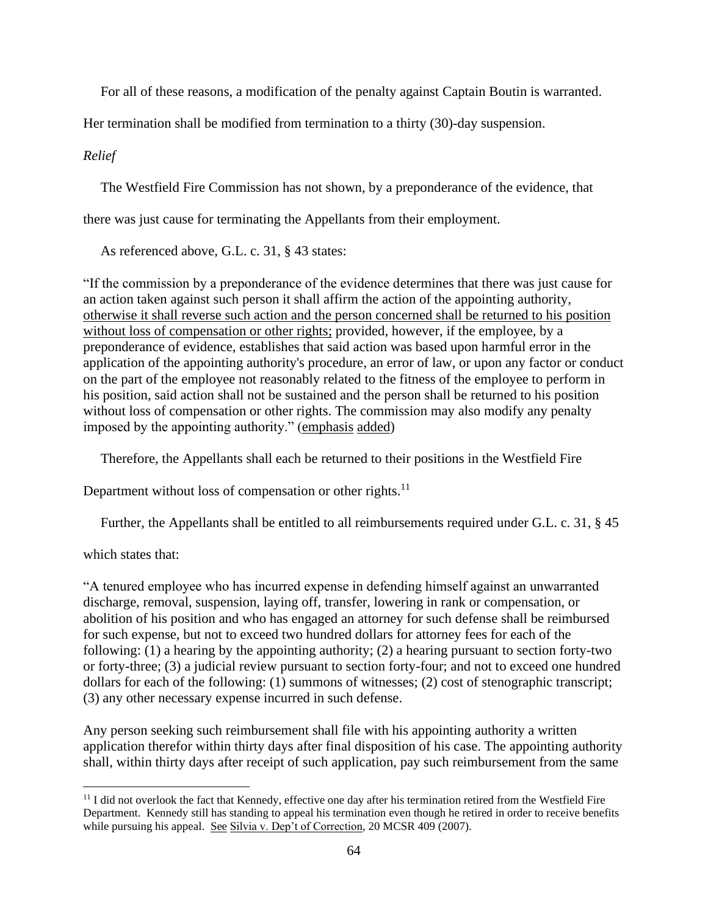For all of these reasons, a modification of the penalty against Captain Boutin is warranted. Her termination shall be modified from termination to a thirty (30)-day suspension.

*Relief*

The Westfield Fire Commission has not shown, by a preponderance of the evidence, that there was just cause for terminating the Appellants from their employment.

As referenced above, G.L. c. 31, § 43 states:

"If the commission by a preponderance of the evidence determines that there was just cause for an action taken against such person it shall affirm the action of the appointing authority, <u>otherwise it shall reverse such action and the person concerned shall be returned to his position without loss of compensation or other rights;</u> provided, however, if the employee, by a preponderance of evidence, establishes that said action was based upon harmful error in the application of the appointing authority's procedure, an error of law, or upon any factor or conduct on the part of the employee not reasonably related to the fitness of the employee to perform in his position, said action shall not be sustained and the person shall be returned to his position without loss of compensation or other rights. The commission may also modify any penalty imposed by the appointing authority." (<u>emphasis added</u>)

Therefore, the Appellants shall each be returned to their positions in the Westfield Fire Department without loss of compensation or other rights.[11]

Further, the Appellants shall be entitled to all reimbursements required under G.L. c. 31, § 45 which states that:

"A tenured employee who has incurred expense in defending himself against an unwarranted discharge, removal, suspension, laying off, transfer, lowering in rank or compensation, or abolition of his position and who has engaged an attorney for such defense shall be reimbursed for such expense, but not to exceed two hundred dollars for attorney fees for each of the following: (1) a hearing by the appointing authority; (2) a hearing pursuant to section forty-two or forty-three; (3) a judicial review pursuant to section forty-four; and not to exceed one hundred dollars for each of the following: (1) summons of witnesses; (2) cost of stenographic transcript; (3) any other necessary expense incurred in such defense.

Any person seeking such reimbursement shall file with his appointing authority a written application therefor within thirty days after final disposition of his case. The appointing authority shall, within thirty days after receipt of such application, pay such reimbursement from the same

[11] I did not overlook the fact that Kennedy, effective one day after his termination retired from the Westfield Fire Department. Kennedy still has standing to appeal his termination even though he retired in order to receive benefits while pursuing his appeal. <u>See Silvia v. Dep't of Correction</u>, 20 MCSR 409 (2007).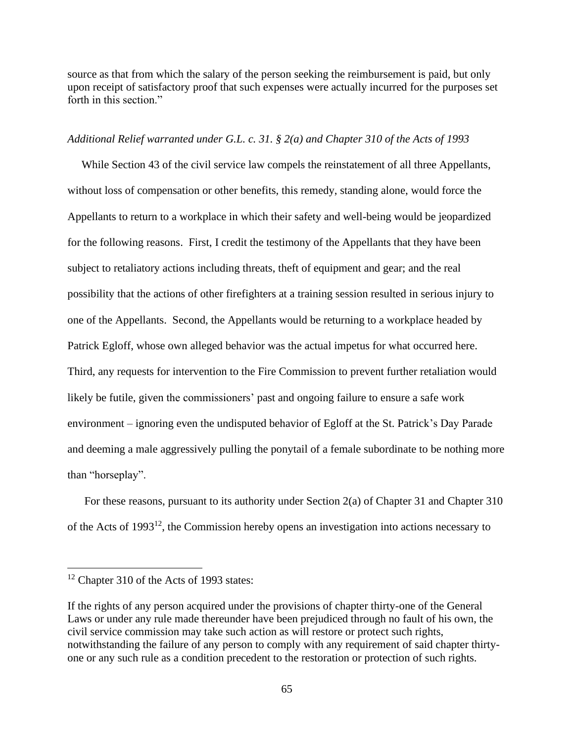source as that from which the salary of the person seeking the reimbursement is paid, but only upon receipt of satisfactory proof that such expenses were actually incurred for the purposes set forth in this section."

*Additional Relief warranted under G.L. c. 31. § 2(a) and Chapter 310 of the Acts of 1993*

While Section 43 of the civil service law compels the reinstatement of all three Appellants, without loss of compensation or other benefits, this remedy, standing alone, would force the Appellants to return to a workplace in which their safety and well-being would be jeopardized for the following reasons. First, I credit the testimony of the Appellants that they have been subject to retaliatory actions including threats, theft of equipment and gear; and the real possibility that the actions of other firefighters at a training session resulted in serious injury to one of the Appellants. Second, the Appellants would be returning to a workplace headed by Patrick Egloff, whose own alleged behavior was the actual impetus for what occurred here. Third, any requests for intervention to the Fire Commission to prevent further retaliation would likely be futile, given the commissioners' past and ongoing failure to ensure a safe work environment – ignoring even the undisputed behavior of Egloff at the St. Patrick's Day Parade and deeming a male aggressively pulling the ponytail of a female subordinate to be nothing more than "horseplay".

For these reasons, pursuant to its authority under Section 2(a) of Chapter 31 and Chapter 310 of the Acts of 1993[12], the Commission hereby opens an investigation into actions necessary to

---

[12] Chapter 310 of the Acts of 1993 states:

If the rights of any person acquired under the provisions of chapter thirty-one of the General Laws or under any rule made thereunder have been prejudiced through no fault of his own, the civil service commission may take such action as will restore or protect such rights, notwithstanding the failure of any person to comply with any requirement of said chapter thirty-one or any such rule as a condition precedent to the restoration or protection of such rights.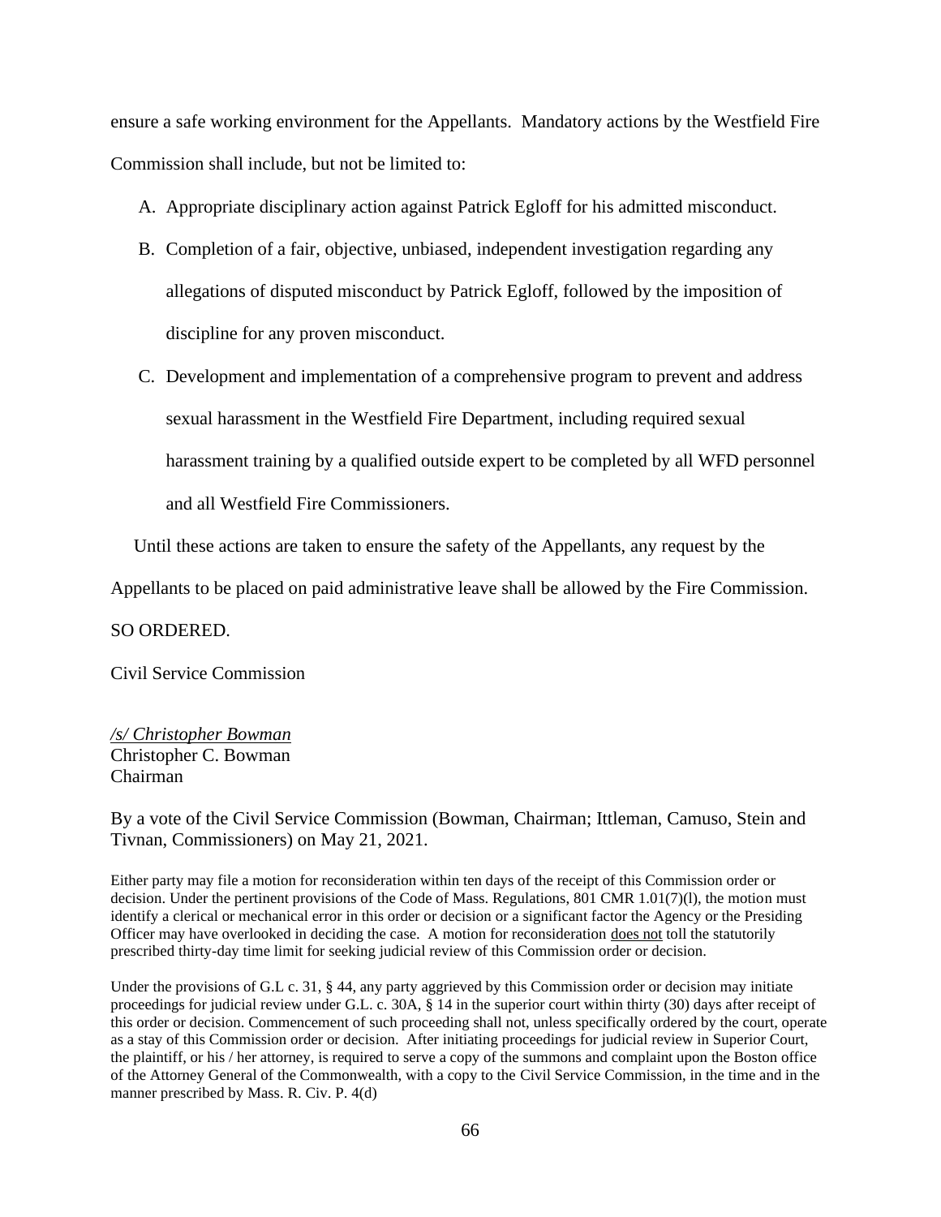ensure a safe working environment for the Appellants. Mandatory actions by the Westfield Fire Commission shall include, but not be limited to:

A. Appropriate disciplinary action against Patrick Egloff for his admitted misconduct.

B. Completion of a fair, objective, unbiased, independent investigation regarding any allegations of disputed misconduct by Patrick Egloff, followed by the imposition of discipline for any proven misconduct.

C. Development and implementation of a comprehensive program to prevent and address sexual harassment in the Westfield Fire Department, including required sexual harassment training by a qualified outside expert to be completed by all WFD personnel and all Westfield Fire Commissioners.

Until these actions are taken to ensure the safety of the Appellants, any request by the Appellants to be placed on paid administrative leave shall be allowed by the Fire Commission.

SO ORDERED.

Civil Service Commission

*/s/ Christopher Bowman*
Christopher C. Bowman
Chairman

By a vote of the Civil Service Commission (Bowman, Chairman; Ittleman, Camuso, Stein and Tivnan, Commissioners) on May 21, 2021.

Either party may file a motion for reconsideration within ten days of the receipt of this Commission order or decision. Under the pertinent provisions of the Code of Mass. Regulations, 801 CMR 1.01(7)(l), the motion must identify a clerical or mechanical error in this order or decision or a significant factor the Agency or the Presiding Officer may have overlooked in deciding the case. A motion for reconsideration does not toll the statutorily prescribed thirty-day time limit for seeking judicial review of this Commission order or decision.

Under the provisions of G.L c. 31, § 44, any party aggrieved by this Commission order or decision may initiate proceedings for judicial review under G.L. c. 30A, § 14 in the superior court within thirty (30) days after receipt of this order or decision. Commencement of such proceeding shall not, unless specifically ordered by the court, operate as a stay of this Commission order or decision. After initiating proceedings for judicial review in Superior Court, the plaintiff, or his / her attorney, is required to serve a copy of the summons and complaint upon the Boston office of the Attorney General of the Commonwealth, with a copy to the Civil Service Commission, in the time and in the manner prescribed by Mass. R. Civ. P. 4(d)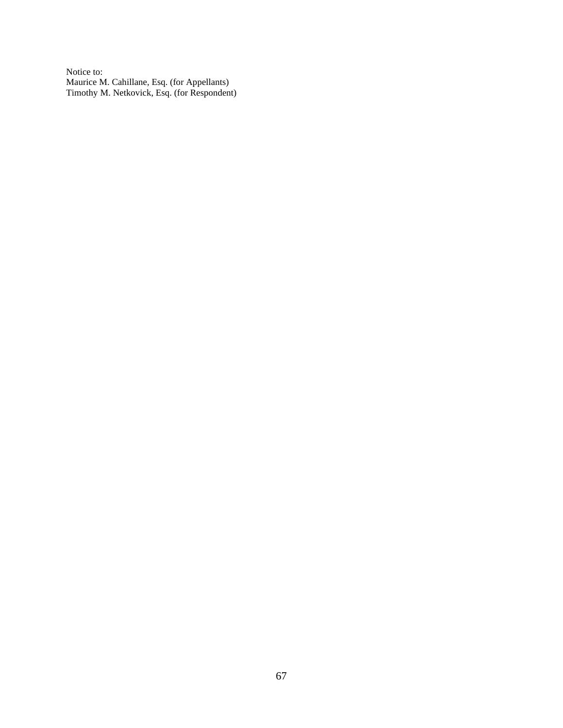Notice to:
Maurice M. Cahillane, Esq. (for Appellants)
Timothy M. Netkovick, Esq. (for Respondent)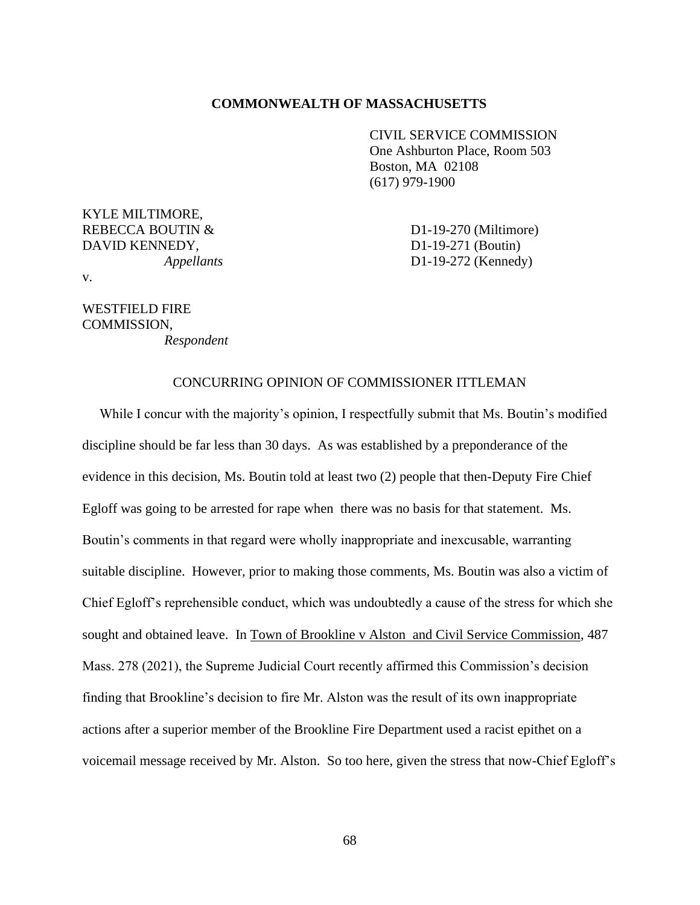**COMMONWEALTH OF MASSACHUSETTS**

CIVIL SERVICE COMMISSION
One Ashburton Place, Room 503
Boston, MA 02108
(617) 979-1900

KYLE MILTIMORE,
REBECCA BOUTIN &
DAVID KENNEDY,
*Appellants*

v.

WESTFIELD FIRE
COMMISSION,
*Respondent*

D1-19-270 (Miltimore)
D1-19-271 (Boutin)
D1-19-272 (Kennedy)

CONCURRING OPINION OF COMMISSIONER ITTLEMAN

While I concur with the majority's opinion, I respectfully submit that Ms. Boutin's modified discipline should be far less than 30 days. As was established by a preponderance of the evidence in this decision, Ms. Boutin told at least two (2) people that then-Deputy Fire Chief Egloff was going to be arrested for rape when there was no basis for that statement. Ms. Boutin's comments in that regard were wholly inappropriate and inexcusable, warranting suitable discipline. However, prior to making those comments, Ms. Boutin was also a victim of Chief Egloff's reprehensible conduct, which was undoubtedly a cause of the stress for which she sought and obtained leave. In Town of Brookline v Alston and Civil Service Commission, 487 Mass. 278 (2021), the Supreme Judicial Court recently affirmed this Commission's decision finding that Brookline's decision to fire Mr. Alston was the result of its own inappropriate actions after a superior member of the Brookline Fire Department used a racist epithet on a voicemail message received by Mr. Alston. So too here, given the stress that now-Chief Egloff's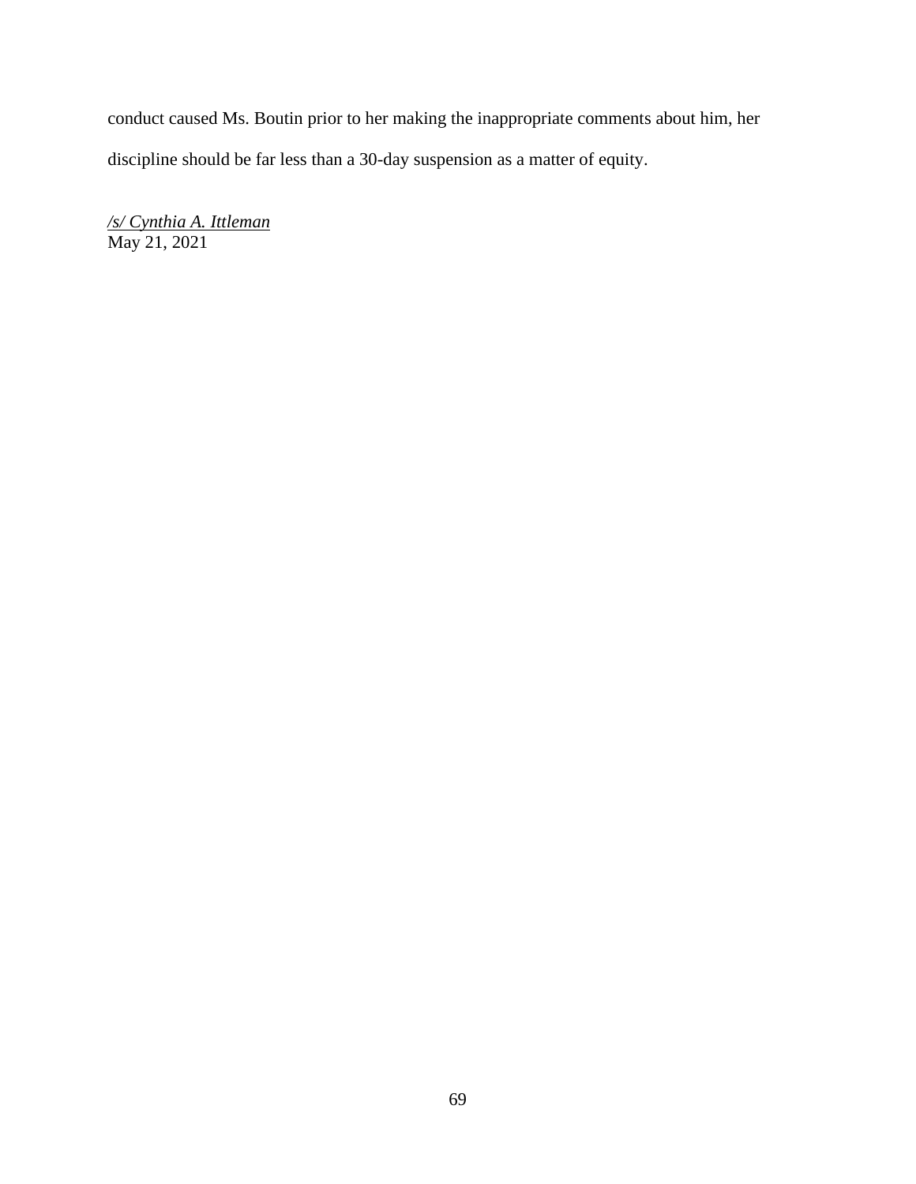conduct caused Ms. Boutin prior to her making the inappropriate comments about him, her discipline should be far less than a 30-day suspension as a matter of equity.

*/s/ Cynthia A. Ittleman*
May 21, 2021